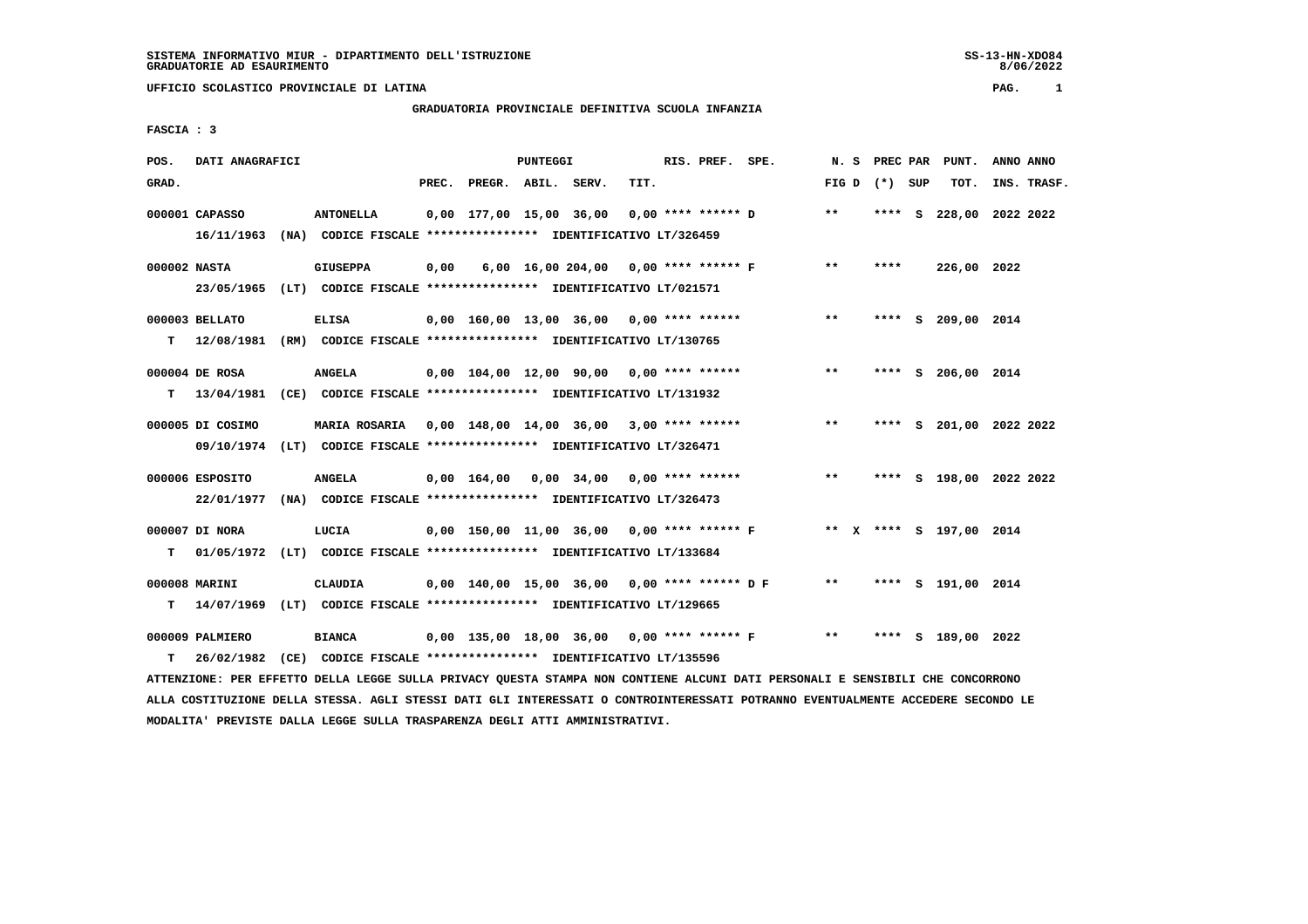SISTEMA INFORMATIVO MIUR - DIPARTIMENTO DELL'ISTRUZIONE
GRADUATORIE AD ESAURIMENTO

UFFICIO SCOLASTICO PROVINCIALE DI LATINA

**GRADUATORIA PROVINCIALE DEFINITIVA SCUOLA INFANZIA**

FASCIA : 3

| POS. GRAD. | DATI ANAGRAFICI | | PREC. | PREGR. | ABIL. | SERV. | TIT. | RIS. PREF. SPE. | N. S FIG D | PREC PAR (*) SUP | PUNT. TOT. | ANNO INS. | ANNO TRASF. |
|---|---|---|---|---|---|---|---|---|---|---|---|---|---|
| 000001 | CAPASSO | ANTONELLA | 0,00 | 177,00 | 15,00 | 36,00 | 0,00 | **** ****** D | ** | **** S | 228,00 | 2022 | 2022 |
| | 16/11/1963 (NA) CODICE FISCALE **************** IDENTIFICATIVO LT/326459 | | | | | | | | | | | | |
| 000002 | NASTA | GIUSEPPA | 0,00 | 6,00 | 16,00 | 204,00 | 0,00 | **** ****** F | ** | **** | 226,00 | 2022 | |
| | 23/05/1965 (LT) CODICE FISCALE **************** IDENTIFICATIVO LT/021571 | | | | | | | | | | | | |
| 000003 | BELLATO | ELISA | 0,00 | 160,00 | 13,00 | 36,00 | 0,00 | **** ****** | ** | **** S | 209,00 | 2014 | |
| T | 12/08/1981 (RM) CODICE FISCALE **************** IDENTIFICATIVO LT/130765 | | | | | | | | | | | | |
| 000004 | DE ROSA | ANGELA | 0,00 | 104,00 | 12,00 | 90,00 | 0,00 | **** ****** | ** | **** S | 206,00 | 2014 | |
| T | 13/04/1981 (CE) CODICE FISCALE **************** IDENTIFICATIVO LT/131932 | | | | | | | | | | | | |
| 000005 | DI COSIMO | MARIA ROSARIA | 0,00 | 148,00 | 14,00 | 36,00 | 3,00 | **** ****** | ** | **** S | 201,00 | 2022 | 2022 |
| | 09/10/1974 (LT) CODICE FISCALE **************** IDENTIFICATIVO LT/326471 | | | | | | | | | | | | |
| 000006 | ESPOSITO | ANGELA | 0,00 | 164,00 | 0,00 | 34,00 | 0,00 | **** ****** | ** | **** S | 198,00 | 2022 | 2022 |
| | 22/01/1977 (NA) CODICE FISCALE **************** IDENTIFICATIVO LT/326473 | | | | | | | | | | | | |
| 000007 | DI NORA | LUCIA | 0,00 | 150,00 | 11,00 | 36,00 | 0,00 | **** ****** F | ** X | **** S | 197,00 | 2014 | |
| T | 01/05/1972 (LT) CODICE FISCALE **************** IDENTIFICATIVO LT/133684 | | | | | | | | | | | | |
| 000008 | MARINI | CLAUDIA | 0,00 | 140,00 | 15,00 | 36,00 | 0,00 | **** ****** D F | ** | **** S | 191,00 | 2014 | |
| T | 14/07/1969 (LT) CODICE FISCALE **************** IDENTIFICATIVO LT/129665 | | | | | | | | | | | | |
| 000009 | PALMIERO | BIANCA | 0,00 | 135,00 | 18,00 | 36,00 | 0,00 | **** ****** F | ** | **** S | 189,00 | 2022 | |
| T | 26/02/1982 (CE) CODICE FISCALE **************** IDENTIFICATIVO LT/135596 | | | | | | | | | | | | |

ATTENZIONE: PER EFFETTO DELLA LEGGE SULLA PRIVACY QUESTA STAMPA NON CONTIENE ALCUNI DATI PERSONALI E SENSIBILI CHE CONCORRONO ALLA COSTITUZIONE DELLA STESSA. AGLI STESSI DATI GLI INTERESSATI O CONTROINTERESSATI POTRANNO EVENTUALMENTE ACCEDERE SECONDO LE MODALITA' PREVISTE DALLA LEGGE SULLA TRASPARENZA DEGLI ATTI AMMINISTRATIVI.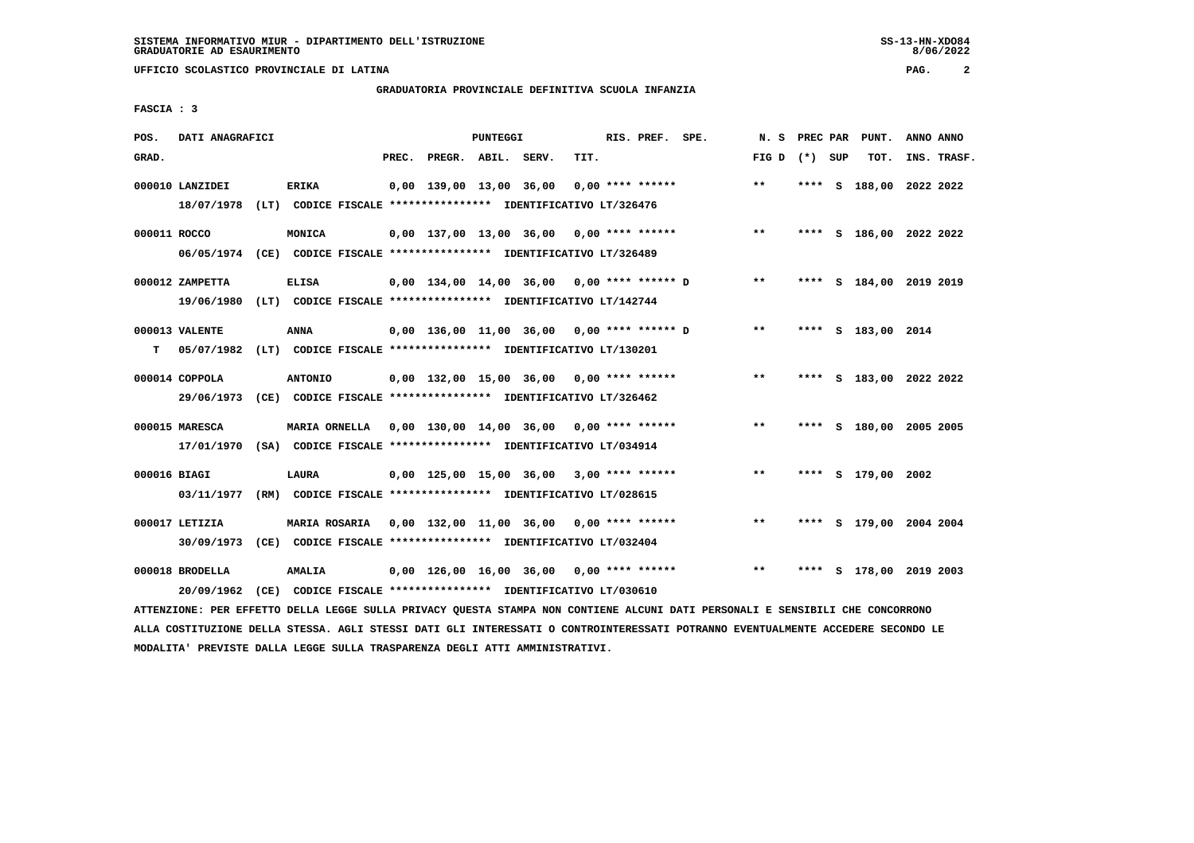UFFICIO SCOLASTICO PROVINCIALE DI LATINA

GRADUATORIA PROVINCIALE DEFINITIVA SCUOLA INFANZIA

FASCIA : 3

| POS. GRAD. | DATI ANAGRAFICI | | PREC. | PREGR. | ABIL. | SERV. | TIT. | RIS. PREF. | SPE. | N. S FIG D | PREC PAR (*) | SUP | PUNT. TOT. | ANNO INS. | ANNO TRASF. |
|---|---|---|---|---|---|---|---|---|---|---|---|---|---|---|---|
| 000010 | LANZIDEI | ERIKA | 0,00 | 139,00 | 13,00 | 36,00 | 0,00 | **** ****** | | ** | **** | S | 188,00 | 2022 | 2022 |
| | 18/07/1978 (LT) CODICE FISCALE **************** IDENTIFICATIVO LT/326476 | | | | | | | | | | | | | | |
| 000011 | ROCCO | MONICA | 0,00 | 137,00 | 13,00 | 36,00 | 0,00 | **** ****** | | ** | **** | S | 186,00 | 2022 | 2022 |
| | 06/05/1974 (CE) CODICE FISCALE **************** IDENTIFICATIVO LT/326489 | | | | | | | | | | | | | | |
| 000012 | ZAMPETTA | ELISA | 0,00 | 134,00 | 14,00 | 36,00 | 0,00 | **** ****** | D | ** | **** | S | 184,00 | 2019 | 2019 |
| | 19/06/1980 (LT) CODICE FISCALE **************** IDENTIFICATIVO LT/142744 | | | | | | | | | | | | | | |
| 000013 | VALENTE | ANNA | 0,00 | 136,00 | 11,00 | 36,00 | 0,00 | **** ****** | D | ** | **** | S | 183,00 | 2014 | |
| T | 05/07/1982 (LT) CODICE FISCALE **************** IDENTIFICATIVO LT/130201 | | | | | | | | | | | | | | |
| 000014 | COPPOLA | ANTONIO | 0,00 | 132,00 | 15,00 | 36,00 | 0,00 | **** ****** | | ** | **** | S | 183,00 | 2022 | 2022 |
| | 29/06/1973 (CE) CODICE FISCALE **************** IDENTIFICATIVO LT/326462 | | | | | | | | | | | | | | |
| 000015 | MARESCA | MARIA ORNELLA | 0,00 | 130,00 | 14,00 | 36,00 | 0,00 | **** ****** | | ** | **** | S | 180,00 | 2005 | 2005 |
| | 17/01/1970 (SA) CODICE FISCALE **************** IDENTIFICATIVO LT/034914 | | | | | | | | | | | | | | |
| 000016 | BIAGI | LAURA | 0,00 | 125,00 | 15,00 | 36,00 | 3,00 | **** ****** | | ** | **** | S | 179,00 | 2002 | |
| | 03/11/1977 (RM) CODICE FISCALE **************** IDENTIFICATIVO LT/028615 | | | | | | | | | | | | | | |
| 000017 | LETIZIA | MARIA ROSARIA | 0,00 | 132,00 | 11,00 | 36,00 | 0,00 | **** ****** | | ** | **** | S | 179,00 | 2004 | 2004 |
| | 30/09/1973 (CE) CODICE FISCALE **************** IDENTIFICATIVO LT/032404 | | | | | | | | | | | | | | |
| 000018 | BRODELLA | AMALIA | 0,00 | 126,00 | 16,00 | 36,00 | 0,00 | **** ****** | | ** | **** | S | 178,00 | 2019 | 2003 |
| | 20/09/1962 (CE) CODICE FISCALE **************** IDENTIFICATIVO LT/030610 | | | | | | | | | | | | | | |

ATTENZIONE: PER EFFETTO DELLA LEGGE SULLA PRIVACY QUESTA STAMPA NON CONTIENE ALCUNI DATI PERSONALI E SENSIBILI CHE CONCORRONO ALLA COSTITUZIONE DELLA STESSA. AGLI STESSI DATI GLI INTERESSATI O CONTROINTERESSATI POTRANNO EVENTUALMENTE ACCEDERE SECONDO LE MODALITA' PREVISTE DALLA LEGGE SULLA TRASPARENZA DEGLI ATTI AMMINISTRATIVI.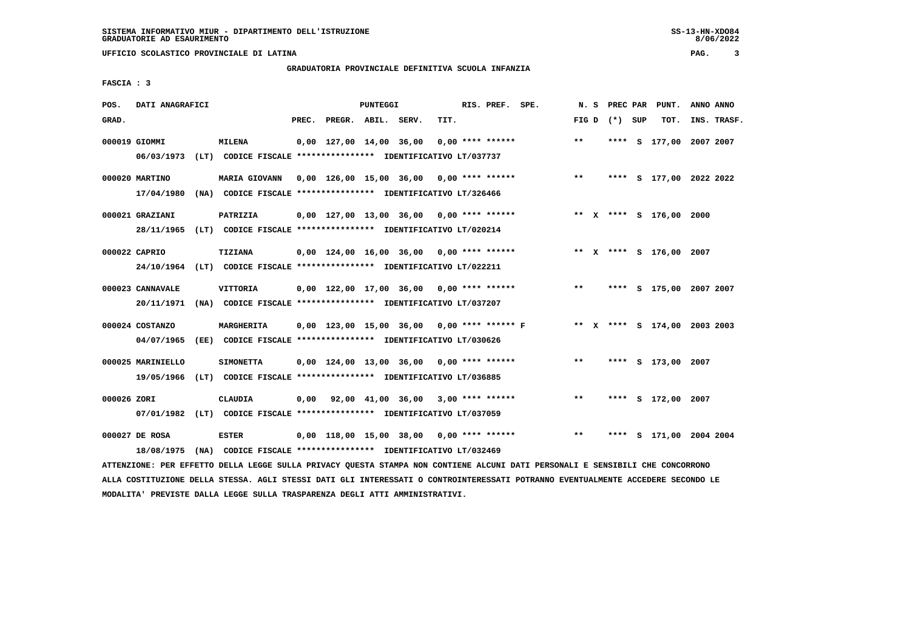SISTEMA INFORMATIVO MIUR - DIPARTIMENTO DELL'ISTRUZIONE
GRADUATORIE AD ESAURIMENTO

UFFICIO SCOLASTICO PROVINCIALE DI LATINA

GRADUATORIA PROVINCIALE DEFINITIVA SCUOLA INFANZIA

FASCIA : 3

| POS. GRAD. | DATI ANAGRAFICI | | PREC. | PREGR. | ABIL. | SERV. | TIT. | RIS. PREF. | SPE. | N. S FIG D | PREC PAR (*) SUP | PUNT. TOT. | ANNO INS. | ANNO TRASF. |
|---|---|---|---|---|---|---|---|---|---|---|---|---|---|---|
| 000019 | GIOMMI | MILENA | 0,00 | 127,00 | 14,00 | 36,00 | 0,00 | **** ****** | | ** | **** S | 177,00 | 2007 | 2007 |
| | 06/03/1973 (LT) | CODICE FISCALE **************** IDENTIFICATIVO LT/037737 | | | | | | | | | | | | |
| 000020 | MARTINO | MARIA GIOVANN | 0,00 | 126,00 | 15,00 | 36,00 | 0,00 | **** ****** | | ** | **** S | 177,00 | 2022 | 2022 |
| | 17/04/1980 (NA) | CODICE FISCALE **************** IDENTIFICATIVO LT/326466 | | | | | | | | | | | | |
| 000021 | GRAZIANI | PATRIZIA | 0,00 | 127,00 | 13,00 | 36,00 | 0,00 | **** ****** | | ** X | **** S | 176,00 | 2000 | |
| | 28/11/1965 (LT) | CODICE FISCALE **************** IDENTIFICATIVO LT/020214 | | | | | | | | | | | | |
| 000022 | CAPRIO | TIZIANA | 0,00 | 124,00 | 16,00 | 36,00 | 0,00 | **** ****** | | ** X | **** S | 176,00 | 2007 | |
| | 24/10/1964 (LT) | CODICE FISCALE **************** IDENTIFICATIVO LT/022211 | | | | | | | | | | | | |
| 000023 | CANNAVALE | VITTORIA | 0,00 | 122,00 | 17,00 | 36,00 | 0,00 | **** ****** | | ** | **** S | 175,00 | 2007 | 2007 |
| | 20/11/1971 (NA) | CODICE FISCALE **************** IDENTIFICATIVO LT/037207 | | | | | | | | | | | | |
| 000024 | COSTANZO | MARGHERITA | 0,00 | 123,00 | 15,00 | 36,00 | 0,00 | **** ****** | F | ** X | **** S | 174,00 | 2003 | 2003 |
| | 04/07/1965 (EE) | CODICE FISCALE **************** IDENTIFICATIVO LT/030626 | | | | | | | | | | | | |
| 000025 | MARINIELLO | SIMONETTA | 0,00 | 124,00 | 13,00 | 36,00 | 0,00 | **** ****** | | ** | **** S | 173,00 | 2007 | |
| | 19/05/1966 (LT) | CODICE FISCALE **************** IDENTIFICATIVO LT/036885 | | | | | | | | | | | | |
| 000026 | ZORI | CLAUDIA | 0,00 | 92,00 | 41,00 | 36,00 | 3,00 | **** ****** | | ** | **** S | 172,00 | 2007 | |
| | 07/01/1982 (LT) | CODICE FISCALE **************** IDENTIFICATIVO LT/037059 | | | | | | | | | | | | |
| 000027 | DE ROSA | ESTER | 0,00 | 118,00 | 15,00 | 38,00 | 0,00 | **** ****** | | ** | **** S | 171,00 | 2004 | 2004 |
| | 18/08/1975 (NA) | CODICE FISCALE **************** IDENTIFICATIVO LT/032469 | | | | | | | | | | | | |

ATTENZIONE: PER EFFETTO DELLA LEGGE SULLA PRIVACY QUESTA STAMPA NON CONTIENE ALCUNI DATI PERSONALI E SENSIBILI CHE CONCORRONO ALLA COSTITUZIONE DELLA STESSA. AGLI STESSI DATI GLI INTERESSATI O CONTROINTERESSATI POTRANNO EVENTUALMENTE ACCEDERE SECONDO LE MODALITA' PREVISTE DALLA LEGGE SULLA TRASPARENZA DEGLI ATTI AMMINISTRATIVI.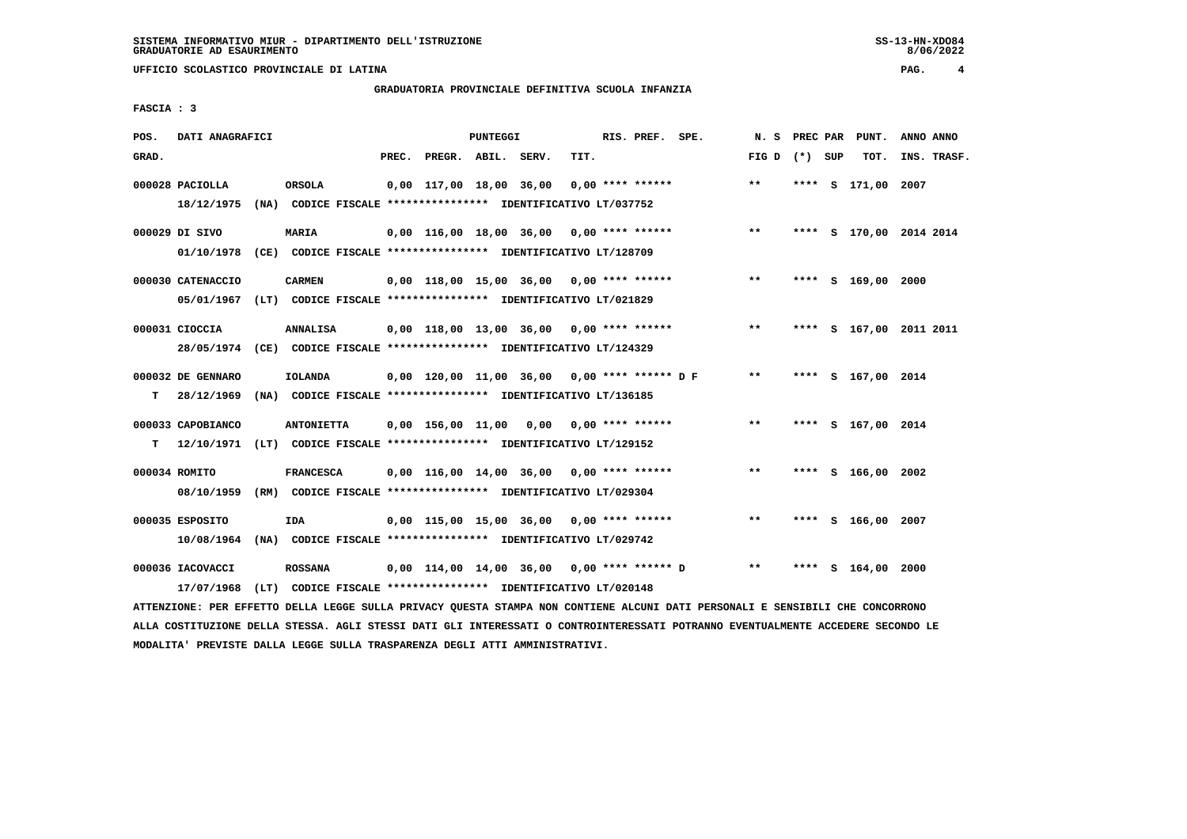SISTEMA INFORMATIVO MIUR - DIPARTIMENTO DELL'ISTRUZIONE
GRADUATORIE AD ESAURIMENTO

UFFICIO SCOLASTICO PROVINCIALE DI LATINA

GRADUATORIA PROVINCIALE DEFINITIVA SCUOLA INFANZIA

FASCIA : 3

| POS. GRAD. | DATI ANAGRAFICI | | PREC. | PREGR. | ABIL. | SERV. | TIT. | RIS. PREF. | SPE. | N. S FIG D | PREC PAR (*) | SUP | PUNT. TOT. | ANNO INS. | ANNO TRASF. |
|---|---|---|---|---|---|---|---|---|---|---|---|---|---|---|---|
| 000028 | PACIOLLA | ORSOLA | 0,00 | 117,00 | 18,00 | 36,00 | 0,00 | **** ****** | | ** | **** | S | 171,00 | 2007 | |
| | 18/12/1975 (NA) CODICE FISCALE **************** IDENTIFICATIVO LT/037752 | | | | | | | | | | | | | | |
| 000029 | DI SIVO | MARIA | 0,00 | 116,00 | 18,00 | 36,00 | 0,00 | **** ****** | | ** | **** | S | 170,00 | 2014 | 2014 |
| | 01/10/1978 (CE) CODICE FISCALE **************** IDENTIFICATIVO LT/128709 | | | | | | | | | | | | | | |
| 000030 | CATENACCIO | CARMEN | 0,00 | 118,00 | 15,00 | 36,00 | 0,00 | **** ****** | | ** | **** | S | 169,00 | 2000 | |
| | 05/01/1967 (LT) CODICE FISCALE **************** IDENTIFICATIVO LT/021829 | | | | | | | | | | | | | | |
| 000031 | CIOCCIA | ANNALISA | 0,00 | 118,00 | 13,00 | 36,00 | 0,00 | **** ****** | | ** | **** | S | 167,00 | 2011 | 2011 |
| | 28/05/1974 (CE) CODICE FISCALE **************** IDENTIFICATIVO LT/124329 | | | | | | | | | | | | | | |
| 000032 | DE GENNARO | IOLANDA | 0,00 | 120,00 | 11,00 | 36,00 | 0,00 | **** ****** | D F | ** | **** | S | 167,00 | 2014 | |
| T | 28/12/1969 (NA) CODICE FISCALE **************** IDENTIFICATIVO LT/136185 | | | | | | | | | | | | | | |
| 000033 | CAPOBIANCO | ANTONIETTA | 0,00 | 156,00 | 11,00 | 0,00 | 0,00 | **** ****** | | ** | **** | S | 167,00 | 2014 | |
| T | 12/10/1971 (LT) CODICE FISCALE **************** IDENTIFICATIVO LT/129152 | | | | | | | | | | | | | | |
| 000034 | ROMITO | FRANCESCA | 0,00 | 116,00 | 14,00 | 36,00 | 0,00 | **** ****** | | ** | **** | S | 166,00 | 2002 | |
| | 08/10/1959 (RM) CODICE FISCALE **************** IDENTIFICATIVO LT/029304 | | | | | | | | | | | | | | |
| 000035 | ESPOSITO | IDA | 0,00 | 115,00 | 15,00 | 36,00 | 0,00 | **** ****** | | ** | **** | S | 166,00 | 2007 | |
| | 10/08/1964 (NA) CODICE FISCALE **************** IDENTIFICATIVO LT/029742 | | | | | | | | | | | | | | |
| 000036 | IACOVACCI | ROSSANA | 0,00 | 114,00 | 14,00 | 36,00 | 0,00 | **** ****** | D | ** | **** | S | 164,00 | 2000 | |
| | 17/07/1968 (LT) CODICE FISCALE **************** IDENTIFICATIVO LT/020148 | | | | | | | | | | | | | | |

ATTENZIONE: PER EFFETTO DELLA LEGGE SULLA PRIVACY QUESTA STAMPA NON CONTIENE ALCUNI DATI PERSONALI E SENSIBILI CHE CONCORRONO ALLA COSTITUZIONE DELLA STESSA. AGLI STESSI DATI GLI INTERESSATI O CONTROINTERESSATI POTRANNO EVENTUALMENTE ACCEDERE SECONDO LE MODALITA' PREVISTE DALLA LEGGE SULLA TRASPARENZA DEGLI ATTI AMMINISTRATIVI.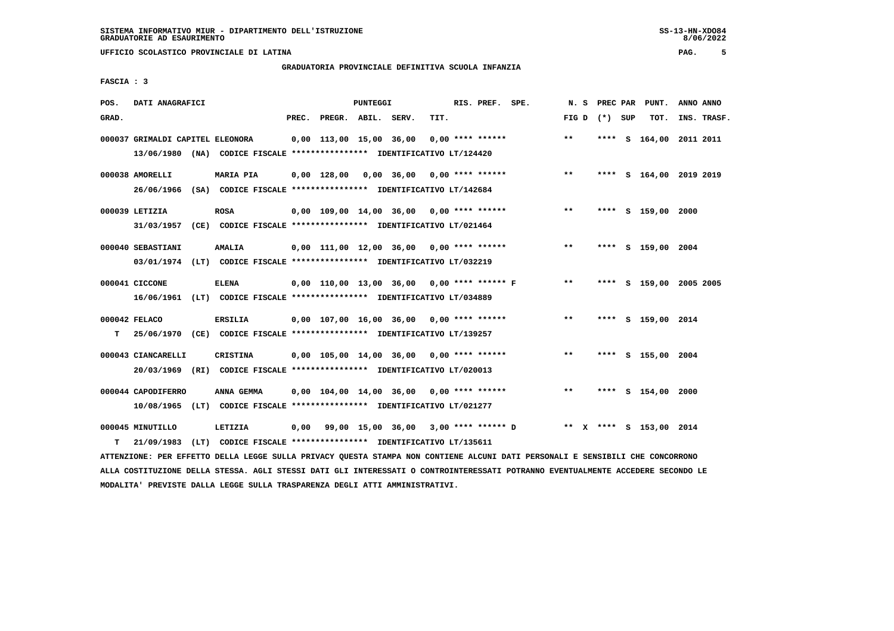SISTEMA INFORMATIVO MIUR - DIPARTIMENTO DELL'ISTRUZIONE
GRADUATORIE AD ESAURIMENTO

UFFICIO SCOLASTICO PROVINCIALE DI LATINA

GRADUATORIA PROVINCIALE DEFINITIVA SCUOLA INFANZIA

FASCIA : 3

| POS. GRAD. | DATI ANAGRAFICI | | PREC. | PREGR. | ABIL. | SERV. | TIT. | RIS. PREF. | SPE. | N. S FIG D | PREC (*) | PAR SUP | PUNT. TOT. | ANNO INS. | ANNO TRASF. |
|---|---|---|---|---|---|---|---|---|---|---|---|---|---|---|---|
| 000037 | GRIMALDI CAPITEL ELEONORA | | 0,00 | 113,00 | 15,00 | 36,00 | 0,00 | **** ****** | | ** | **** | S | 164,00 | 2011 | 2011 |
| | 13/06/1980 (NA) CODICE FISCALE **************** IDENTIFICATIVO LT/124420 | | | | | | | | | | | | | | |
| 000038 | AMORELLI | MARIA PIA | 0,00 | 128,00 | 0,00 | 36,00 | 0,00 | **** ****** | | ** | **** | S | 164,00 | 2019 | 2019 |
| | 26/06/1966 (SA) CODICE FISCALE **************** IDENTIFICATIVO LT/142684 | | | | | | | | | | | | | | |
| 000039 | LETIZIA | ROSA | 0,00 | 109,00 | 14,00 | 36,00 | 0,00 | **** ****** | | ** | **** | S | 159,00 | 2000 | |
| | 31/03/1957 (CE) CODICE FISCALE **************** IDENTIFICATIVO LT/021464 | | | | | | | | | | | | | | |
| 000040 | SEBASTIANI | AMALIA | 0,00 | 111,00 | 12,00 | 36,00 | 0,00 | **** ****** | | ** | **** | S | 159,00 | 2004 | |
| | 03/01/1974 (LT) CODICE FISCALE **************** IDENTIFICATIVO LT/032219 | | | | | | | | | | | | | | |
| 000041 | CICCONE | ELENA | 0,00 | 110,00 | 13,00 | 36,00 | 0,00 | **** ****** | F | ** | **** | S | 159,00 | 2005 | 2005 |
| | 16/06/1961 (LT) CODICE FISCALE **************** IDENTIFICATIVO LT/034889 | | | | | | | | | | | | | | |
| 000042 | FELACO | ERSILIA | 0,00 | 107,00 | 16,00 | 36,00 | 0,00 | **** ****** | | ** | **** | S | 159,00 | 2014 | |
| T | 25/06/1970 (CE) CODICE FISCALE **************** IDENTIFICATIVO LT/139257 | | | | | | | | | | | | | | |
| 000043 | CIANCARELLI | CRISTINA | 0,00 | 105,00 | 14,00 | 36,00 | 0,00 | **** ****** | | ** | **** | S | 155,00 | 2004 | |
| | 20/03/1969 (RI) CODICE FISCALE **************** IDENTIFICATIVO LT/020013 | | | | | | | | | | | | | | |
| 000044 | CAPODIFERRO | ANNA GEMMA | 0,00 | 104,00 | 14,00 | 36,00 | 0,00 | **** ****** | | ** | **** | S | 154,00 | 2000 | |
| | 10/08/1965 (LT) CODICE FISCALE **************** IDENTIFICATIVO LT/021277 | | | | | | | | | | | | | | |
| 000045 | MINUTILLO | LETIZIA | 0,00 | 99,00 | 15,00 | 36,00 | 3,00 | **** ****** | D | ** X | **** | S | 153,00 | 2014 | |
| T | 21/09/1983 (LT) CODICE FISCALE **************** IDENTIFICATIVO LT/135611 | | | | | | | | | | | | | | |

ATTENZIONE: PER EFFETTO DELLA LEGGE SULLA PRIVACY QUESTA STAMPA NON CONTIENE ALCUNI DATI PERSONALI E SENSIBILI CHE CONCORRONO ALLA COSTITUZIONE DELLA STESSA. AGLI STESSI DATI GLI INTERESSATI O CONTROINTERESSATI POTRANNO EVENTUALMENTE ACCEDERE SECONDO LE MODALITA' PREVISTE DALLA LEGGE SULLA TRASPARENZA DEGLI ATTI AMMINISTRATIVI.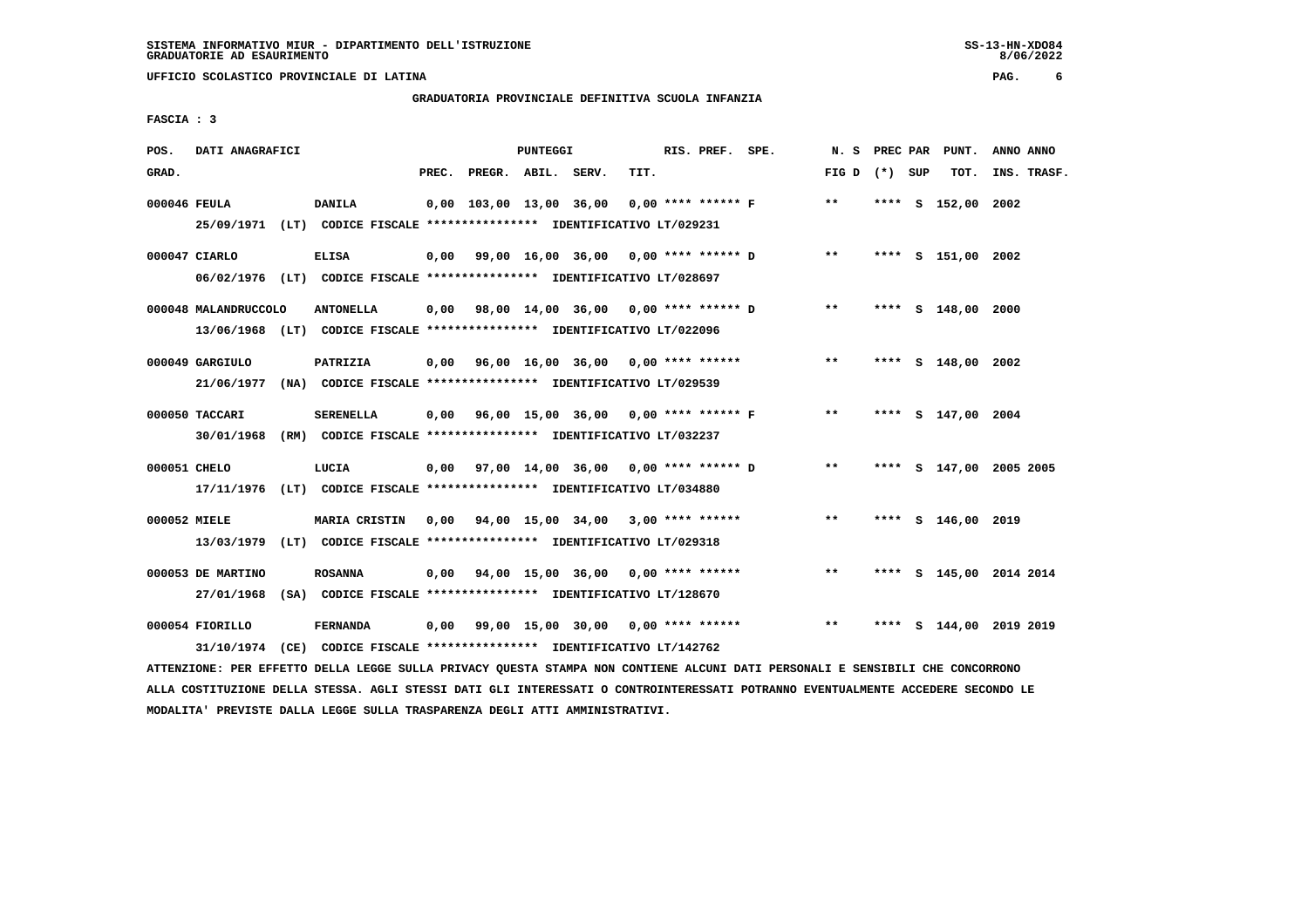SISTEMA INFORMATIVO MIUR - DIPARTIMENTO DELL'ISTRUZIONE
GRADUATORIE AD ESAURIMENTO

UFFICIO SCOLASTICO PROVINCIALE DI LATINA

GRADUATORIA PROVINCIALE DEFINITIVA SCUOLA INFANZIA

FASCIA : 3

| POS. GRAD. | DATI ANAGRAFICI | | PREC. | PREGR. | ABIL. | SERV. | TIT. | RIS. PREF. | SPE. | N. S FIG D | PREC PAR (*) | SUP | PUNT. TOT. | ANNO INS. | ANNO TRASF. |
|---|---|---|---|---|---|---|---|---|---|---|---|---|---|---|---|
| 000046 | FEULA | DANILA | 0,00 | 103,00 | 13,00 | 36,00 | 0,00 | **** ****** F | | ** | **** | S | 152,00 | 2002 | |
| | 25/09/1971 (LT) CODICE FISCALE **************** IDENTIFICATIVO LT/029231 | | | | | | | | | | | | | | |
| 000047 | CIARLO | ELISA | 0,00 | 99,00 | 16,00 | 36,00 | 0,00 | **** ****** D | | ** | **** | S | 151,00 | 2002 | |
| | 06/02/1976 (LT) CODICE FISCALE **************** IDENTIFICATIVO LT/028697 | | | | | | | | | | | | | | |
| 000048 | MALANDRUCCOLO | ANTONELLA | 0,00 | 98,00 | 14,00 | 36,00 | 0,00 | **** ****** D | | ** | **** | S | 148,00 | 2000 | |
| | 13/06/1968 (LT) CODICE FISCALE **************** IDENTIFICATIVO LT/022096 | | | | | | | | | | | | | | |
| 000049 | GARGIULO | PATRIZIA | 0,00 | 96,00 | 16,00 | 36,00 | 0,00 | **** ****** | | ** | **** | S | 148,00 | 2002 | |
| | 21/06/1977 (NA) CODICE FISCALE **************** IDENTIFICATIVO LT/029539 | | | | | | | | | | | | | | |
| 000050 | TACCARI | SERENELLA | 0,00 | 96,00 | 15,00 | 36,00 | 0,00 | **** ****** F | | ** | **** | S | 147,00 | 2004 | |
| | 30/01/1968 (RM) CODICE FISCALE **************** IDENTIFICATIVO LT/032237 | | | | | | | | | | | | | | |
| 000051 | CHELO | LUCIA | 0,00 | 97,00 | 14,00 | 36,00 | 0,00 | **** ****** D | | ** | **** | S | 147,00 | 2005 | 2005 |
| | 17/11/1976 (LT) CODICE FISCALE **************** IDENTIFICATIVO LT/034880 | | | | | | | | | | | | | | |
| 000052 | MIELE | MARIA CRISTIN | 0,00 | 94,00 | 15,00 | 34,00 | 3,00 | **** ****** | | ** | **** | S | 146,00 | 2019 | |
| | 13/03/1979 (LT) CODICE FISCALE **************** IDENTIFICATIVO LT/029318 | | | | | | | | | | | | | | |
| 000053 | DE MARTINO | ROSANNA | 0,00 | 94,00 | 15,00 | 36,00 | 0,00 | **** ****** | | ** | **** | S | 145,00 | 2014 | 2014 |
| | 27/01/1968 (SA) CODICE FISCALE **************** IDENTIFICATIVO LT/128670 | | | | | | | | | | | | | | |
| 000054 | FIORILLO | FERNANDA | 0,00 | 99,00 | 15,00 | 30,00 | 0,00 | **** ****** | | ** | **** | S | 144,00 | 2019 | 2019 |
| | 31/10/1974 (CE) CODICE FISCALE **************** IDENTIFICATIVO LT/142762 | | | | | | | | | | | | | | |

ATTENZIONE: PER EFFETTO DELLA LEGGE SULLA PRIVACY QUESTA STAMPA NON CONTIENE ALCUNI DATI PERSONALI E SENSIBILI CHE CONCORRONO ALLA COSTITUZIONE DELLA STESSA. AGLI STESSI DATI GLI INTERESSATI O CONTROINTERESSATI POTRANNO EVENTUALMENTE ACCEDERE SECONDO LE MODALITA' PREVISTE DALLA LEGGE SULLA TRASPARENZA DEGLI ATTI AMMINISTRATIVI.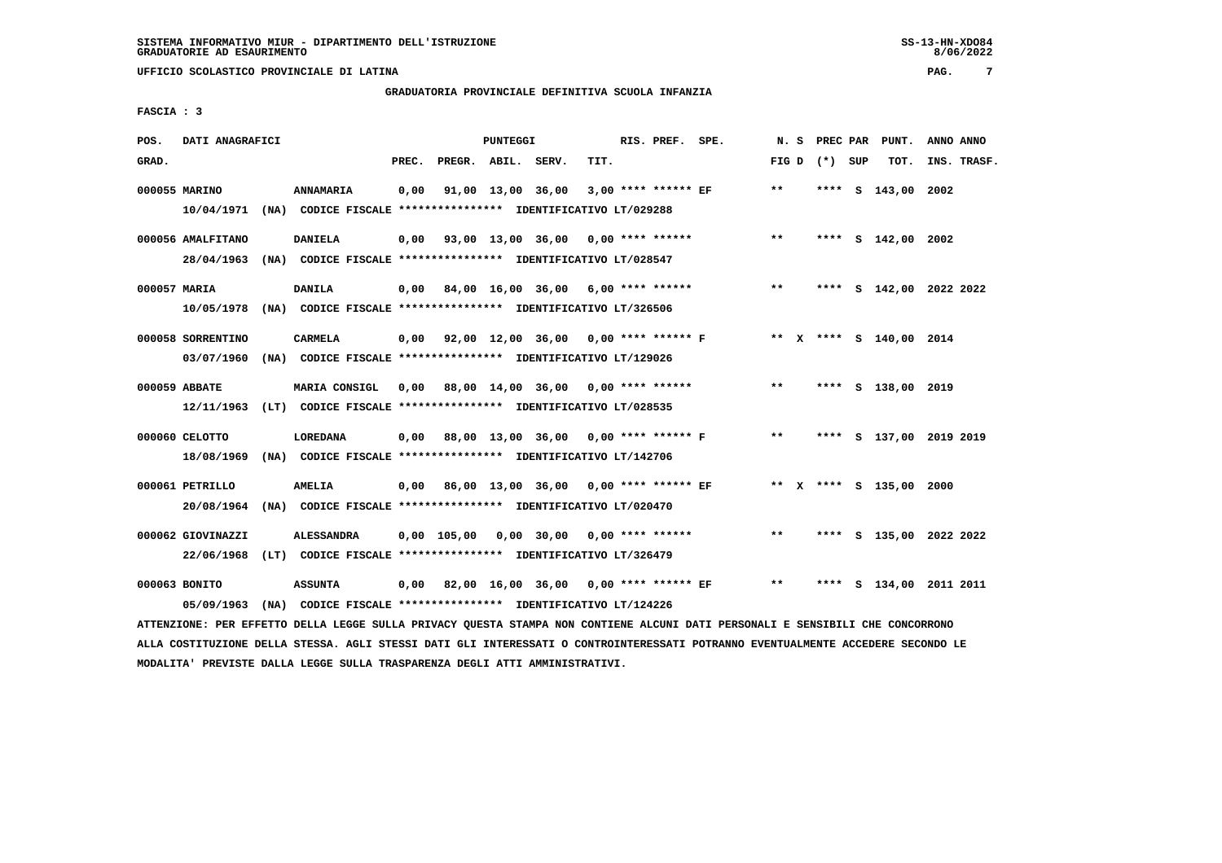SISTEMA INFORMATIVO MIUR - DIPARTIMENTO DELL'ISTRUZIONE
GRADUATORIE AD ESAURIMENTO

UFFICIO SCOLASTICO PROVINCIALE DI LATINA

GRADUATORIA PROVINCIALE DEFINITIVA SCUOLA INFANZIA

FASCIA : 3

| POS. GRAD. | DATI ANAGRAFICI | | PREC. | PREGR. | ABIL. | SERV. | TIT. | RIS. PREF. | SPE. | N. S FIG D | PREC PAR (*) | SUP | PUNT. TOT. | ANNO INS. | ANNO TRASF. |
|---|---|---|---|---|---|---|---|---|---|---|---|---|---|---|---|
| 000055 | MARINO | ANNAMARIA | 0,00 | 91,00 | 13,00 | 36,00 | 3,00 | **** ****** | EF | ** | **** | S | 143,00 | 2002 | |
| | 10/04/1971 (NA) | CODICE FISCALE **************** IDENTIFICATIVO LT/029288 | | | | | | | | | | | | | |
| 000056 | AMALFITANO | DANIELA | 0,00 | 93,00 | 13,00 | 36,00 | 0,00 | **** ****** | | ** | **** | S | 142,00 | 2002 | |
| | 28/04/1963 (NA) | CODICE FISCALE **************** IDENTIFICATIVO LT/028547 | | | | | | | | | | | | | |
| 000057 | MARIA | DANILA | 0,00 | 84,00 | 16,00 | 36,00 | 6,00 | **** ****** | | ** | **** | S | 142,00 | 2022 | 2022 |
| | 10/05/1978 (NA) | CODICE FISCALE **************** IDENTIFICATIVO LT/326506 | | | | | | | | | | | | | |
| 000058 | SORRENTINO | CARMELA | 0,00 | 92,00 | 12,00 | 36,00 | 0,00 | **** ****** | F | ** X | **** | S | 140,00 | 2014 | |
| | 03/07/1960 (NA) | CODICE FISCALE **************** IDENTIFICATIVO LT/129026 | | | | | | | | | | | | | |
| 000059 | ABBATE | MARIA CONSIGL | 0,00 | 88,00 | 14,00 | 36,00 | 0,00 | **** ****** | | ** | **** | S | 138,00 | 2019 | |
| | 12/11/1963 (LT) | CODICE FISCALE **************** IDENTIFICATIVO LT/028535 | | | | | | | | | | | | | |
| 000060 | CELOTTO | LOREDANA | 0,00 | 88,00 | 13,00 | 36,00 | 0,00 | **** ****** | F | ** | **** | S | 137,00 | 2019 | 2019 |
| | 18/08/1969 (NA) | CODICE FISCALE **************** IDENTIFICATIVO LT/142706 | | | | | | | | | | | | | |
| 000061 | PETRILLO | AMELIA | 0,00 | 86,00 | 13,00 | 36,00 | 0,00 | **** ****** | EF | ** X | **** | S | 135,00 | 2000 | |
| | 20/08/1964 (NA) | CODICE FISCALE **************** IDENTIFICATIVO LT/020470 | | | | | | | | | | | | | |
| 000062 | GIOVINAZZI | ALESSANDRA | 0,00 | 105,00 | 0,00 | 30,00 | 0,00 | **** ****** | | ** | **** | S | 135,00 | 2022 | 2022 |
| | 22/06/1968 (LT) | CODICE FISCALE **************** IDENTIFICATIVO LT/326479 | | | | | | | | | | | | | |
| 000063 | BONITO | ASSUNTA | 0,00 | 82,00 | 16,00 | 36,00 | 0,00 | **** ****** | EF | ** | **** | S | 134,00 | 2011 | 2011 |
| | 05/09/1963 (NA) | CODICE FISCALE **************** IDENTIFICATIVO LT/124226 | | | | | | | | | | | | | |

ATTENZIONE: PER EFFETTO DELLA LEGGE SULLA PRIVACY QUESTA STAMPA NON CONTIENE ALCUNI DATI PERSONALI E SENSIBILI CHE CONCORRONO ALLA COSTITUZIONE DELLA STESSA. AGLI STESSI DATI GLI INTERESSATI O CONTROINTERESSATI POTRANNO EVENTUALMENTE ACCEDERE SECONDO LE MODALITA' PREVISTE DALLA LEGGE SULLA TRASPARENZA DEGLI ATTI AMMINISTRATIVI.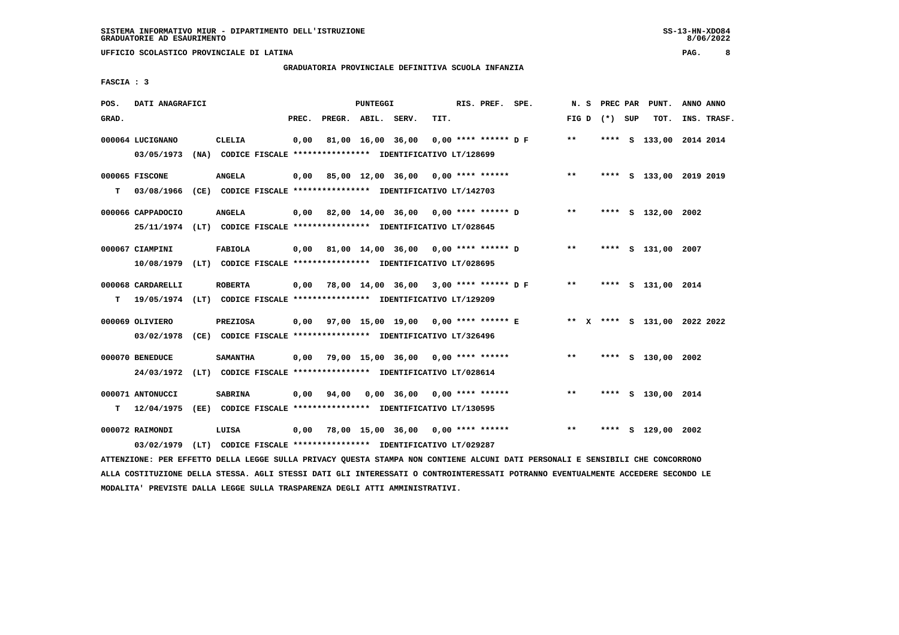SISTEMA INFORMATIVO MIUR - DIPARTIMENTO DELL'ISTRUZIONE
GRADUATORIE AD ESAURIMENTO

UFFICIO SCOLASTICO PROVINCIALE DI LATINA

GRADUATORIA PROVINCIALE DEFINITIVA SCUOLA INFANZIA

FASCIA : 3

| POS. GRAD. | DATI ANAGRAFICI | | PREC. | PREGR. | ABIL. | SERV. | TIT. | RIS. PREF. SPE. | N. S FIG D | PREC PAR (*) SUP | PUNT. TOT. | ANNO INS. | ANNO TRASF. |
|---|---|---|---|---|---|---|---|---|---|---|---|---|---|
| 000064 | LUCIGNANO | CLELIA | 0,00 | 81,00 | 16,00 | 36,00 | 0,00 | **** ****** D F | ** | **** S | 133,00 | 2014 | 2014 |
| | 03/05/1973 (NA) CODICE FISCALE **************** IDENTIFICATIVO LT/128699 | | | | | | | | | | | | |
| 000065 | FISCONE | ANGELA | 0,00 | 85,00 | 12,00 | 36,00 | 0,00 | **** ****** | ** | **** S | 133,00 | 2019 | 2019 |
| T | 03/08/1966 (CE) CODICE FISCALE **************** IDENTIFICATIVO LT/142703 | | | | | | | | | | | | |
| 000066 | CAPPADOCIO | ANGELA | 0,00 | 82,00 | 14,00 | 36,00 | 0,00 | **** ****** D | ** | **** S | 132,00 | 2002 | |
| | 25/11/1974 (LT) CODICE FISCALE **************** IDENTIFICATIVO LT/028645 | | | | | | | | | | | | |
| 000067 | CIAMPINI | FABIOLA | 0,00 | 81,00 | 14,00 | 36,00 | 0,00 | **** ****** D | ** | **** S | 131,00 | 2007 | |
| | 10/08/1979 (LT) CODICE FISCALE **************** IDENTIFICATIVO LT/028695 | | | | | | | | | | | | |
| 000068 | CARDARELLI | ROBERTA | 0,00 | 78,00 | 14,00 | 36,00 | 3,00 | **** ****** D F | ** | **** S | 131,00 | 2014 | |
| T | 19/05/1974 (LT) CODICE FISCALE **************** IDENTIFICATIVO LT/129209 | | | | | | | | | | | | |
| 000069 | OLIVIERO | PREZIOSA | 0,00 | 97,00 | 15,00 | 19,00 | 0,00 | **** ****** E | ** X | **** S | 131,00 | 2022 | 2022 |
| | 03/02/1978 (CE) CODICE FISCALE **************** IDENTIFICATIVO LT/326496 | | | | | | | | | | | | |
| 000070 | BENEDUCE | SAMANTHA | 0,00 | 79,00 | 15,00 | 36,00 | 0,00 | **** ****** | ** | **** S | 130,00 | 2002 | |
| | 24/03/1972 (LT) CODICE FISCALE **************** IDENTIFICATIVO LT/028614 | | | | | | | | | | | | |
| 000071 | ANTONUCCI | SABRINA | 0,00 | 94,00 | 0,00 | 36,00 | 0,00 | **** ****** | ** | **** S | 130,00 | 2014 | |
| T | 12/04/1975 (EE) CODICE FISCALE **************** IDENTIFICATIVO LT/130595 | | | | | | | | | | | | |
| 000072 | RAIMONDI | LUISA | 0,00 | 78,00 | 15,00 | 36,00 | 0,00 | **** ****** | ** | **** S | 129,00 | 2002 | |
| | 03/02/1979 (LT) CODICE FISCALE **************** IDENTIFICATIVO LT/029287 | | | | | | | | | | | | |

ATTENZIONE: PER EFFETTO DELLA LEGGE SULLA PRIVACY QUESTA STAMPA NON CONTIENE ALCUNI DATI PERSONALI E SENSIBILI CHE CONCORRONO ALLA COSTITUZIONE DELLA STESSA. AGLI STESSI DATI GLI INTERESSATI O CONTROINTERESSATI POTRANNO EVENTUALMENTE ACCEDERE SECONDO LE MODALITA' PREVISTE DALLA LEGGE SULLA TRASPARENZA DEGLI ATTI AMMINISTRATIVI.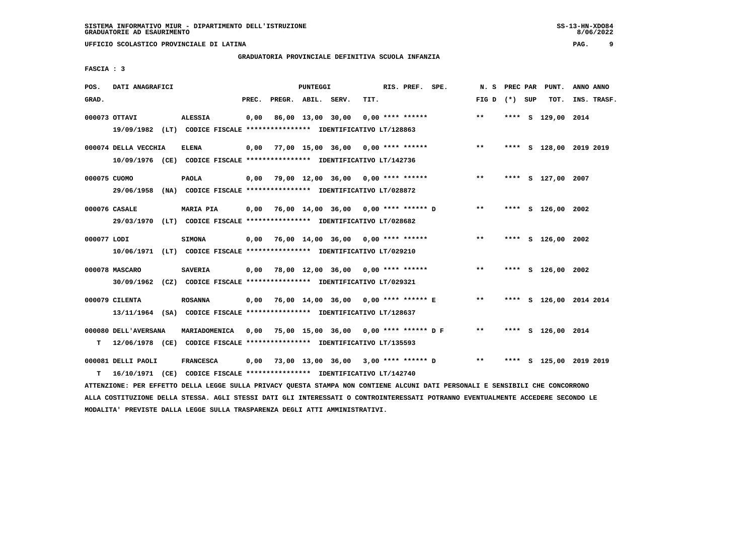**SISTEMA INFORMATIVO MIUR - DIPARTIMENTO DELL'ISTRUZIONE**
**GRADUATORIE AD ESAURIMENTO**

**UFFICIO SCOLASTICO PROVINCIALE DI LATINA**

**GRADUATORIA PROVINCIALE DEFINITIVA SCUOLA INFANZIA**

**FASCIA : 3**

| POS. GRAD. | DATI ANAGRAFICI | | PREC. | PREGR. | ABIL. | SERV. | TIT. | RIS. PREF. SPE. | N. S FIG D | PREC PAR (*) SUP | PUNT. TOT. | ANNO INS. | ANNO TRASF. |
|---|---|---|---|---|---|---|---|---|---|---|---|---|---|
| 000073 | OTTAVI | ALESSIA | 0,00 | 86,00 | 13,00 | 30,00 | 0,00 | **** ****** | ** | **** S | 129,00 | 2014 | |
| | 19/09/1982 (LT) CODICE FISCALE **************** IDENTIFICATIVO LT/128863 | | | | | | | | | | | | |
| 000074 | DELLA VECCHIA | ELENA | 0,00 | 77,00 | 15,00 | 36,00 | 0,00 | **** ****** | ** | **** S | 128,00 | 2019 | 2019 |
| | 10/09/1976 (CE) CODICE FISCALE **************** IDENTIFICATIVO LT/142736 | | | | | | | | | | | | |
| 000075 | CUOMO | PAOLA | 0,00 | 79,00 | 12,00 | 36,00 | 0,00 | **** ****** | ** | **** S | 127,00 | 2007 | |
| | 29/06/1958 (NA) CODICE FISCALE **************** IDENTIFICATIVO LT/028872 | | | | | | | | | | | | |
| 000076 | CASALE | MARIA PIA | 0,00 | 76,00 | 14,00 | 36,00 | 0,00 | **** ****** D | ** | **** S | 126,00 | 2002 | |
| | 29/03/1970 (LT) CODICE FISCALE **************** IDENTIFICATIVO LT/028682 | | | | | | | | | | | | |
| 000077 | LODI | SIMONA | 0,00 | 76,00 | 14,00 | 36,00 | 0,00 | **** ****** | ** | **** S | 126,00 | 2002 | |
| | 10/06/1971 (LT) CODICE FISCALE **************** IDENTIFICATIVO LT/029210 | | | | | | | | | | | | |
| 000078 | MASCARO | SAVERIA | 0,00 | 78,00 | 12,00 | 36,00 | 0,00 | **** ****** | ** | **** S | 126,00 | 2002 | |
| | 30/09/1962 (CZ) CODICE FISCALE **************** IDENTIFICATIVO LT/029321 | | | | | | | | | | | | |
| 000079 | CILENTA | ROSANNA | 0,00 | 76,00 | 14,00 | 36,00 | 0,00 | **** ****** E | ** | **** S | 126,00 | 2014 | 2014 |
| | 13/11/1964 (SA) CODICE FISCALE **************** IDENTIFICATIVO LT/128637 | | | | | | | | | | | | |
| 000080 | DELL'AVERSANA | MARIADOMENICA | 0,00 | 75,00 | 15,00 | 36,00 | 0,00 | **** ****** D F | ** | **** S | 126,00 | 2014 | |
| T | 12/06/1978 (CE) CODICE FISCALE **************** IDENTIFICATIVO LT/135593 | | | | | | | | | | | | |
| 000081 | DELLI PAOLI | FRANCESCA | 0,00 | 73,00 | 13,00 | 36,00 | 3,00 | **** ****** D | ** | **** S | 125,00 | 2019 | 2019 |
| T | 16/10/1971 (CE) CODICE FISCALE **************** IDENTIFICATIVO LT/142740 | | | | | | | | | | | | |

ATTENZIONE: PER EFFETTO DELLA LEGGE SULLA PRIVACY QUESTA STAMPA NON CONTIENE ALCUNI DATI PERSONALI E SENSIBILI CHE CONCORRONO ALLA COSTITUZIONE DELLA STESSA. AGLI STESSI DATI GLI INTERESSATI O CONTROINTERESSATI POTRANNO EVENTUALMENTE ACCEDERE SECONDO LE MODALITA' PREVISTE DALLA LEGGE SULLA TRASPARENZA DEGLI ATTI AMMINISTRATIVI.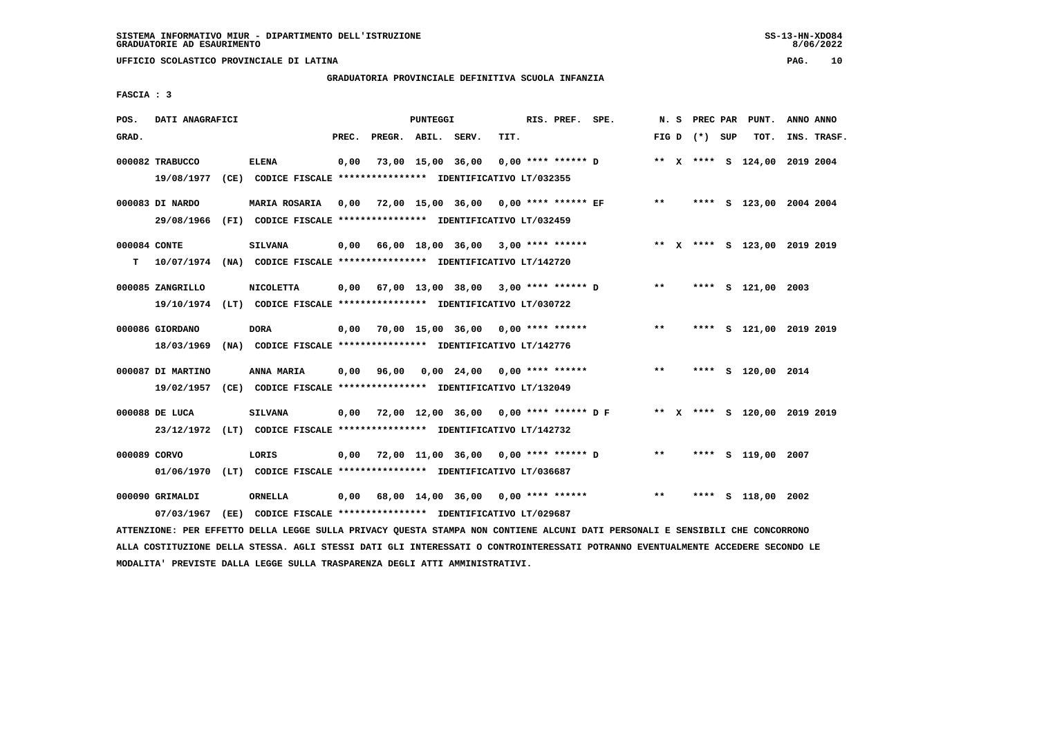SISTEMA INFORMATIVO MIUR - DIPARTIMENTO DELL'ISTRUZIONE
GRADUATORIE AD ESAURIMENTO

UFFICIO SCOLASTICO PROVINCIALE DI LATINA

GRADUATORIA PROVINCIALE DEFINITIVA SCUOLA INFANZIA

FASCIA : 3

| POS. GRAD. | DATI ANAGRAFICI | | PREC. | PREGR. | ABIL. | SERV. | TIT. | RIS. PREF. SPE. | N. S FIG D | PREC PAR (*) SUP | PUNT. TOT. | ANNO INS. | ANNO TRASF. |
|---|---|---|---|---|---|---|---|---|---|---|---|---|---|
| 000082 | TRABUCCO | ELENA | 0,00 | 73,00 | 15,00 | 36,00 | 0,00 | **** ****** D | ** X | **** S | 124,00 | 2019 | 2004 |
| | 19/08/1977 (CE) | CODICE FISCALE **************** IDENTIFICATIVO LT/032355 | | | | | | | | | | | |
| 000083 | DI NARDO | MARIA ROSARIA | 0,00 | 72,00 | 15,00 | 36,00 | 0,00 | **** ****** EF | ** | **** S | 123,00 | 2004 | 2004 |
| | 29/08/1966 (FI) | CODICE FISCALE **************** IDENTIFICATIVO LT/032459 | | | | | | | | | | | |
| 000084 | CONTE | SILVANA | 0,00 | 66,00 | 18,00 | 36,00 | 3,00 | **** ****** | ** X | **** S | 123,00 | 2019 | 2019 |
| T | 10/07/1974 (NA) | CODICE FISCALE **************** IDENTIFICATIVO LT/142720 | | | | | | | | | | | |
| 000085 | ZANGRILLO | NICOLETTA | 0,00 | 67,00 | 13,00 | 38,00 | 3,00 | **** ****** D | ** | **** S | 121,00 | 2003 | |
| | 19/10/1974 (LT) | CODICE FISCALE **************** IDENTIFICATIVO LT/030722 | | | | | | | | | | | |
| 000086 | GIORDANO | DORA | 0,00 | 70,00 | 15,00 | 36,00 | 0,00 | **** ****** | ** | **** S | 121,00 | 2019 | 2019 |
| | 18/03/1969 (NA) | CODICE FISCALE **************** IDENTIFICATIVO LT/142776 | | | | | | | | | | | |
| 000087 | DI MARTINO | ANNA MARIA | 0,00 | 96,00 | 0,00 | 24,00 | 0,00 | **** ****** | ** | **** S | 120,00 | 2014 | |
| | 19/02/1957 (CE) | CODICE FISCALE **************** IDENTIFICATIVO LT/132049 | | | | | | | | | | | |
| 000088 | DE LUCA | SILVANA | 0,00 | 72,00 | 12,00 | 36,00 | 0,00 | **** ****** D F | ** X | **** S | 120,00 | 2019 | 2019 |
| | 23/12/1972 (LT) | CODICE FISCALE **************** IDENTIFICATIVO LT/142732 | | | | | | | | | | | |
| 000089 | CORVO | LORIS | 0,00 | 72,00 | 11,00 | 36,00 | 0,00 | **** ****** D | ** | **** S | 119,00 | 2007 | |
| | 01/06/1970 (LT) | CODICE FISCALE **************** IDENTIFICATIVO LT/036687 | | | | | | | | | | | |
| 000090 | GRIMALDI | ORNELLA | 0,00 | 68,00 | 14,00 | 36,00 | 0,00 | **** ****** | ** | **** S | 118,00 | 2002 | |
| | 07/03/1967 (EE) | CODICE FISCALE **************** IDENTIFICATIVO LT/029687 | | | | | | | | | | | |

ATTENZIONE: PER EFFETTO DELLA LEGGE SULLA PRIVACY QUESTA STAMPA NON CONTIENE ALCUNI DATI PERSONALI E SENSIBILI CHE CONCORRONO ALLA COSTITUZIONE DELLA STESSA. AGLI STESSI DATI GLI INTERESSATI O CONTROINTERESSATI POTRANNO EVENTUALMENTE ACCEDERE SECONDO LE MODALITA' PREVISTE DALLA LEGGE SULLA TRASPARENZA DEGLI ATTI AMMINISTRATIVI.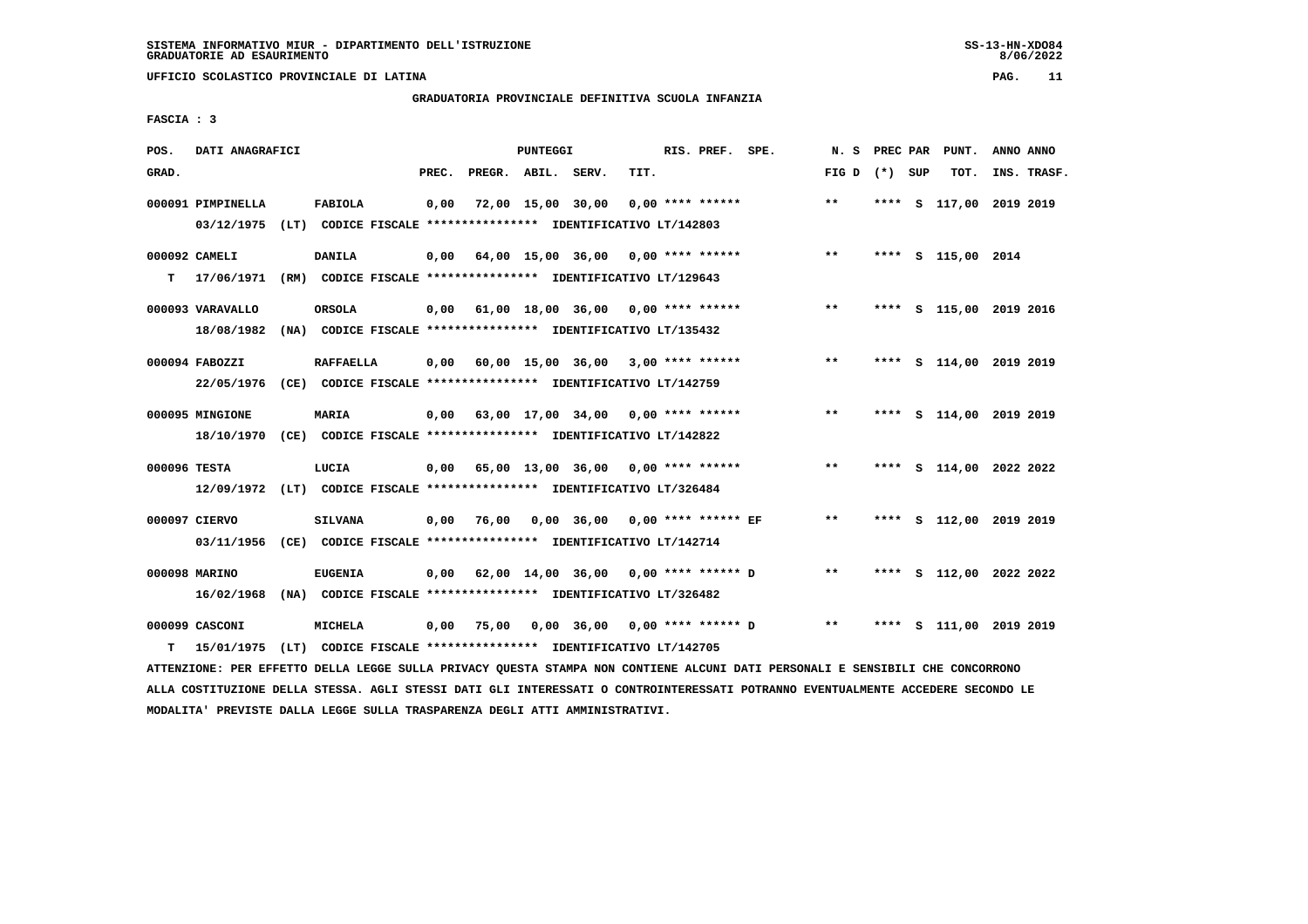SISTEMA INFORMATIVO MIUR - DIPARTIMENTO DELL'ISTRUZIONE
GRADUATORIE AD ESAURIMENTO

UFFICIO SCOLASTICO PROVINCIALE DI LATINA

GRADUATORIA PROVINCIALE DEFINITIVA SCUOLA INFANZIA

FASCIA : 3

| POS. GRAD. | DATI ANAGRAFICI | | PREC. | PREGR. | ABIL. | SERV. | TIT. | RIS. PREF. | SPE. | N. S FIG D | PREC (*) | PAR SUP | PUNT. TOT. | ANNO INS. | ANNO TRASF. |
|---|---|---|---|---|---|---|---|---|---|---|---|---|---|---|---|
| 000091 | PIMPINELLA | FABIOLA | 0,00 | 72,00 | 15,00 | 30,00 | 0,00 | **** ****** | | ** | **** | S | 117,00 | 2019 | 2019 |
| | 03/12/1975 (LT) CODICE FISCALE **************** IDENTIFICATIVO LT/142803 | | | | | | | | | | | | | | |
| 000092 | CAMELI | DANILA | 0,00 | 64,00 | 15,00 | 36,00 | 0,00 | **** ****** | | ** | **** | S | 115,00 | 2014 | |
| T | 17/06/1971 (RM) CODICE FISCALE **************** IDENTIFICATIVO LT/129643 | | | | | | | | | | | | | | |
| 000093 | VARAVALLO | ORSOLA | 0,00 | 61,00 | 18,00 | 36,00 | 0,00 | **** ****** | | ** | **** | S | 115,00 | 2019 | 2016 |
| | 18/08/1982 (NA) CODICE FISCALE **************** IDENTIFICATIVO LT/135432 | | | | | | | | | | | | | | |
| 000094 | FABOZZI | RAFFAELLA | 0,00 | 60,00 | 15,00 | 36,00 | 3,00 | **** ****** | | ** | **** | S | 114,00 | 2019 | 2019 |
| | 22/05/1976 (CE) CODICE FISCALE **************** IDENTIFICATIVO LT/142759 | | | | | | | | | | | | | | |
| 000095 | MINGIONE | MARIA | 0,00 | 63,00 | 17,00 | 34,00 | 0,00 | **** ****** | | ** | **** | S | 114,00 | 2019 | 2019 |
| | 18/10/1970 (CE) CODICE FISCALE **************** IDENTIFICATIVO LT/142822 | | | | | | | | | | | | | | |
| 000096 | TESTA | LUCIA | 0,00 | 65,00 | 13,00 | 36,00 | 0,00 | **** ****** | | ** | **** | S | 114,00 | 2022 | 2022 |
| | 12/09/1972 (LT) CODICE FISCALE **************** IDENTIFICATIVO LT/326484 | | | | | | | | | | | | | | |
| 000097 | CIERVO | SILVANA | 0,00 | 76,00 | 0,00 | 36,00 | 0,00 | **** ****** | EF | ** | **** | S | 112,00 | 2019 | 2019 |
| | 03/11/1956 (CE) CODICE FISCALE **************** IDENTIFICATIVO LT/142714 | | | | | | | | | | | | | | |
| 000098 | MARINO | EUGENIA | 0,00 | 62,00 | 14,00 | 36,00 | 0,00 | **** ****** | D | ** | **** | S | 112,00 | 2022 | 2022 |
| | 16/02/1968 (NA) CODICE FISCALE **************** IDENTIFICATIVO LT/326482 | | | | | | | | | | | | | | |
| 000099 | CASCONI | MICHELA | 0,00 | 75,00 | 0,00 | 36,00 | 0,00 | **** ****** | D | ** | **** | S | 111,00 | 2019 | 2019 |
| T | 15/01/1975 (LT) CODICE FISCALE **************** IDENTIFICATIVO LT/142705 | | | | | | | | | | | | | | |

ATTENZIONE: PER EFFETTO DELLA LEGGE SULLA PRIVACY QUESTA STAMPA NON CONTIENE ALCUNI DATI PERSONALI E SENSIBILI CHE CONCORRONO ALLA COSTITUZIONE DELLA STESSA. AGLI STESSI DATI GLI INTERESSATI O CONTROINTERESSATI POTRANNO EVENTUALMENTE ACCEDERE SECONDO LE MODALITA' PREVISTE DALLA LEGGE SULLA TRASPARENZA DEGLI ATTI AMMINISTRATIVI.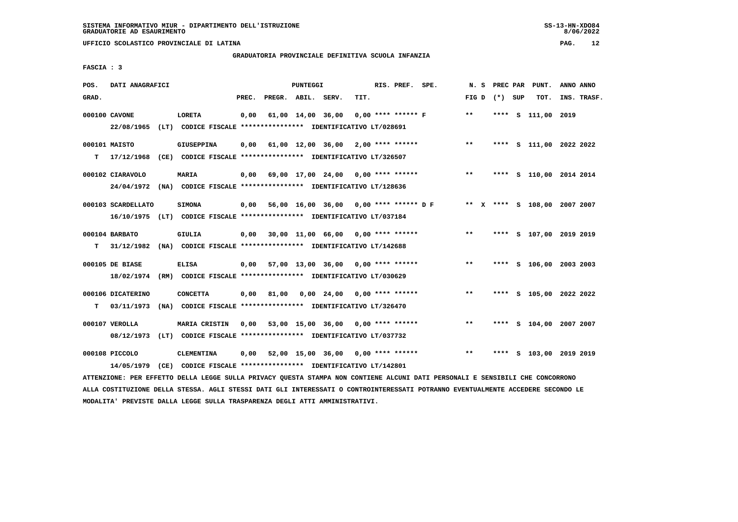UFFICIO SCOLASTICO PROVINCIALE DI LATINA

GRADUATORIA PROVINCIALE DEFINITIVA SCUOLA INFANZIA

FASCIA : 3

| POS. GRAD. | DATI ANAGRAFICI | | PUNTEGGI PREC. | PREGR. | ABIL. | SERV. | TIT. | RIS. PREF. | SPE. | N. S FIG D | PREC PAR (*) | SUP | PUNT. TOT. | ANNO INS. | ANNO TRASF. |
|---|---|---|---|---|---|---|---|---|---|---|---|---|---|---|---|
| 000100 | CAVONE | LORETA | 0,00 | 61,00 | 14,00 | 36,00 | 0,00 | **** ****** | F | ** | **** | S | 111,00 | 2019 | |
| | 22/08/1965 (LT) CODICE FISCALE **************** IDENTIFICATIVO LT/028691 | | | | | | | | | | | | | | |
| 000101 | MAISTO | GIUSEPPINA | 0,00 | 61,00 | 12,00 | 36,00 | 2,00 | **** ****** | | ** | **** | S | 111,00 | 2022 | 2022 |
| T | 17/12/1968 (CE) CODICE FISCALE **************** IDENTIFICATIVO LT/326507 | | | | | | | | | | | | | | |
| 000102 | CIARAVOLO | MARIA | 0,00 | 69,00 | 17,00 | 24,00 | 0,00 | **** ****** | | ** | **** | S | 110,00 | 2014 | 2014 |
| | 24/04/1972 (NA) CODICE FISCALE **************** IDENTIFICATIVO LT/128636 | | | | | | | | | | | | | | |
| 000103 | SCARDELLATO | SIMONA | 0,00 | 56,00 | 16,00 | 36,00 | 0,00 | **** ****** | D F | ** X | **** | S | 108,00 | 2007 | 2007 |
| | 16/10/1975 (LT) CODICE FISCALE **************** IDENTIFICATIVO LT/037184 | | | | | | | | | | | | | | |
| 000104 | BARBATO | GIULIA | 0,00 | 30,00 | 11,00 | 66,00 | 0,00 | **** ****** | | ** | **** | S | 107,00 | 2019 | 2019 |
| T | 31/12/1982 (NA) CODICE FISCALE **************** IDENTIFICATIVO LT/142688 | | | | | | | | | | | | | | |
| 000105 | DE BIASE | ELISA | 0,00 | 57,00 | 13,00 | 36,00 | 0,00 | **** ****** | | ** | **** | S | 106,00 | 2003 | 2003 |
| | 18/02/1974 (RM) CODICE FISCALE **************** IDENTIFICATIVO LT/030629 | | | | | | | | | | | | | | |
| 000106 | DICATERINO | CONCETTA | 0,00 | 81,00 | 0,00 | 24,00 | 0,00 | **** ****** | | ** | **** | S | 105,00 | 2022 | 2022 |
| T | 03/11/1973 (NA) CODICE FISCALE **************** IDENTIFICATIVO LT/326470 | | | | | | | | | | | | | | |
| 000107 | VEROLLA | MARIA CRISTIN | 0,00 | 53,00 | 15,00 | 36,00 | 0,00 | **** ****** | | ** | **** | S | 104,00 | 2007 | 2007 |
| | 08/12/1973 (LT) CODICE FISCALE **************** IDENTIFICATIVO LT/037732 | | | | | | | | | | | | | | |
| 000108 | PICCOLO | CLEMENTINA | 0,00 | 52,00 | 15,00 | 36,00 | 0,00 | **** ****** | | ** | **** | S | 103,00 | 2019 | 2019 |
| | 14/05/1979 (CE) CODICE FISCALE **************** IDENTIFICATIVO LT/142801 | | | | | | | | | | | | | | |

ATTENZIONE: PER EFFETTO DELLA LEGGE SULLA PRIVACY QUESTA STAMPA NON CONTIENE ALCUNI DATI PERSONALI E SENSIBILI CHE CONCORRONO ALLA COSTITUZIONE DELLA STESSA. AGLI STESSI DATI GLI INTERESSATI O CONTROINTERESSATI POTRANNO EVENTUALMENTE ACCEDERE SECONDO LE MODALITA' PREVISTE DALLA LEGGE SULLA TRASPARENZA DEGLI ATTI AMMINISTRATIVI.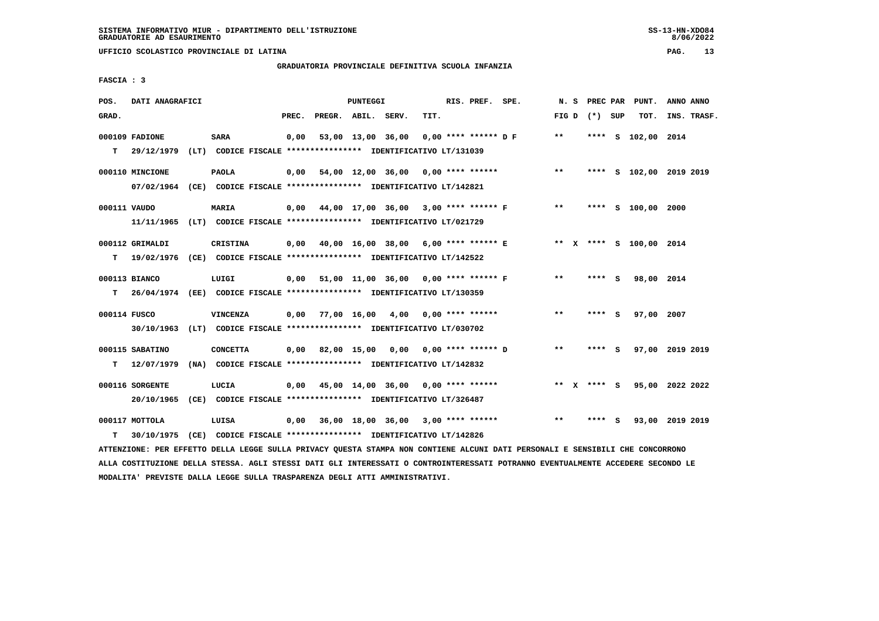SISTEMA INFORMATIVO MIUR - DIPARTIMENTO DELL'ISTRUZIONE
GRADUATORIE AD ESAURIMENTO

UFFICIO SCOLASTICO PROVINCIALE DI LATINA

GRADUATORIA PROVINCIALE DEFINITIVA SCUOLA INFANZIA

FASCIA : 3

| POS. GRAD. | DATI ANAGRAFICI | | PREC. | PREGR. | ABIL. | SERV. | TIT. | RIS. PREF. SPE. | N. S FIG D | PREC PAR (*) SUP | PUNT. TOT. | ANNO INS. | ANNO TRASF. |
|---|---|---|---|---|---|---|---|---|---|---|---|---|---|
| 000109 | FADIONE | SARA | 0,00 | 53,00 | 13,00 | 36,00 | 0,00 | **** ****** D F | ** | **** S | 102,00 | 2014 | |
| T | 29/12/1979 (LT) | CODICE FISCALE **************** IDENTIFICATIVO LT/131039 | | | | | | | | | | | |
| 000110 | MINCIONE | PAOLA | 0,00 | 54,00 | 12,00 | 36,00 | 0,00 | **** ****** | ** | **** S | 102,00 | 2019 | 2019 |
| | 07/02/1964 (CE) | CODICE FISCALE **************** IDENTIFICATIVO LT/142821 | | | | | | | | | | | |
| 000111 | VAUDO | MARIA | 0,00 | 44,00 | 17,00 | 36,00 | 3,00 | **** ****** F | ** | **** S | 100,00 | 2000 | |
| | 11/11/1965 (LT) | CODICE FISCALE **************** IDENTIFICATIVO LT/021729 | | | | | | | | | | | |
| 000112 | GRIMALDI | CRISTINA | 0,00 | 40,00 | 16,00 | 38,00 | 6,00 | **** ****** E | ** X | **** S | 100,00 | 2014 | |
| T | 19/02/1976 (CE) | CODICE FISCALE **************** IDENTIFICATIVO LT/142522 | | | | | | | | | | | |
| 000113 | BIANCO | LUIGI | 0,00 | 51,00 | 11,00 | 36,00 | 0,00 | **** ****** F | ** | **** S | 98,00 | 2014 | |
| T | 26/04/1974 (EE) | CODICE FISCALE **************** IDENTIFICATIVO LT/130359 | | | | | | | | | | | |
| 000114 | FUSCO | VINCENZA | 0,00 | 77,00 | 16,00 | 4,00 | 0,00 | **** ****** | ** | **** S | 97,00 | 2007 | |
| | 30/10/1963 (LT) | CODICE FISCALE **************** IDENTIFICATIVO LT/030702 | | | | | | | | | | | |
| 000115 | SABATINO | CONCETTA | 0,00 | 82,00 | 15,00 | 0,00 | 0,00 | **** ****** D | ** | **** S | 97,00 | 2019 | 2019 |
| T | 12/07/1979 (NA) | CODICE FISCALE **************** IDENTIFICATIVO LT/142832 | | | | | | | | | | | |
| 000116 | SORGENTE | LUCIA | 0,00 | 45,00 | 14,00 | 36,00 | 0,00 | **** ****** | ** X | **** S | 95,00 | 2022 | 2022 |
| | 20/10/1965 (CE) | CODICE FISCALE **************** IDENTIFICATIVO LT/326487 | | | | | | | | | | | |
| 000117 | MOTTOLA | LUISA | 0,00 | 36,00 | 18,00 | 36,00 | 3,00 | **** ****** | ** | **** S | 93,00 | 2019 | 2019 |
| T | 30/10/1975 (CE) | CODICE FISCALE **************** IDENTIFICATIVO LT/142826 | | | | | | | | | | | |

ATTENZIONE: PER EFFETTO DELLA LEGGE SULLA PRIVACY QUESTA STAMPA NON CONTIENE ALCUNI DATI PERSONALI E SENSIBILI CHE CONCORRONO ALLA COSTITUZIONE DELLA STESSA. AGLI STESSI DATI GLI INTERESSATI O CONTROINTERESSATI POTRANNO EVENTUALMENTE ACCEDERE SECONDO LE MODALITA' PREVISTE DALLA LEGGE SULLA TRASPARENZA DEGLI ATTI AMMINISTRATIVI.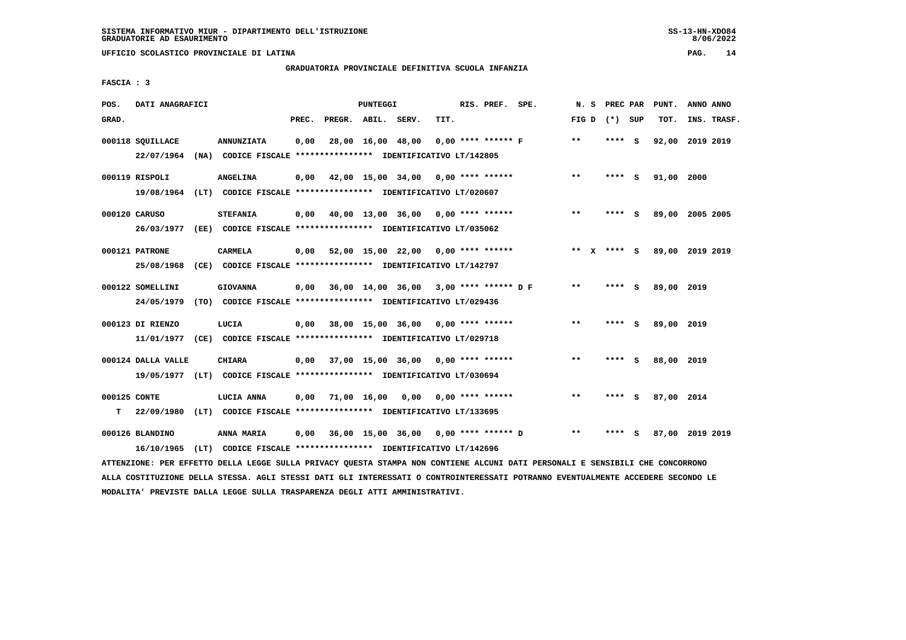SISTEMA INFORMATIVO MIUR - DIPARTIMENTO DELL'ISTRUZIONE
GRADUATORIE AD ESAURIMENTO

UFFICIO SCOLASTICO PROVINCIALE DI LATINA

GRADUATORIA PROVINCIALE DEFINITIVA SCUOLA INFANZIA

FASCIA : 3

| POS. GRAD. | DATI ANAGRAFICI | | PREC. | PREGR. | ABIL. | SERV. | TIT. | RIS. PREF. SPE. | N. S FIG D | PREC PAR (*) SUP | PUNT. TOT. | ANNO ANNO INS. TRASF. |
|---|---|---|---|---|---|---|---|---|---|---|---|---|
| 000118 | SQUILLACE | ANNUNZIATA | 0,00 | 28,00 | 16,00 | 48,00 | 0,00 | **** ****** F | ** | **** S | 92,00 | 2019 2019 |
| | 22/07/1964 (NA) CODICE FISCALE **************** IDENTIFICATIVO LT/142805 | | | | | | | | | | | |
| 000119 | RISPOLI | ANGELINA | 0,00 | 42,00 | 15,00 | 34,00 | 0,00 | **** ****** | ** | **** S | 91,00 | 2000 |
| | 19/08/1964 (LT) CODICE FISCALE **************** IDENTIFICATIVO LT/020607 | | | | | | | | | | | |
| 000120 | CARUSO | STEFANIA | 0,00 | 40,00 | 13,00 | 36,00 | 0,00 | **** ****** | ** | **** S | 89,00 | 2005 2005 |
| | 26/03/1977 (EE) CODICE FISCALE **************** IDENTIFICATIVO LT/035062 | | | | | | | | | | | |
| 000121 | PATRONE | CARMELA | 0,00 | 52,00 | 15,00 | 22,00 | 0,00 | **** ****** | ** X | **** S | 89,00 | 2019 2019 |
| | 25/08/1968 (CE) CODICE FISCALE **************** IDENTIFICATIVO LT/142797 | | | | | | | | | | | |
| 000122 | SOMELLINI | GIOVANNA | 0,00 | 36,00 | 14,00 | 36,00 | 3,00 | **** ****** D F | ** | **** S | 89,00 | 2019 |
| | 24/05/1979 (TO) CODICE FISCALE **************** IDENTIFICATIVO LT/029436 | | | | | | | | | | | |
| 000123 | DI RIENZO | LUCIA | 0,00 | 38,00 | 15,00 | 36,00 | 0,00 | **** ****** | ** | **** S | 89,00 | 2019 |
| | 11/01/1977 (CE) CODICE FISCALE **************** IDENTIFICATIVO LT/029718 | | | | | | | | | | | |
| 000124 | DALLA VALLE | CHIARA | 0,00 | 37,00 | 15,00 | 36,00 | 0,00 | **** ****** | ** | **** S | 88,00 | 2019 |
| | 19/05/1977 (LT) CODICE FISCALE **************** IDENTIFICATIVO LT/030694 | | | | | | | | | | | |
| 000125 | CONTE | LUCIA ANNA | 0,00 | 71,00 | 16,00 | 0,00 | 0,00 | **** ****** | ** | **** S | 87,00 | 2014 |
| T | 22/09/1980 (LT) CODICE FISCALE **************** IDENTIFICATIVO LT/133695 | | | | | | | | | | | |
| 000126 | BLANDINO | ANNA MARIA | 0,00 | 36,00 | 15,00 | 36,00 | 0,00 | **** ****** D | ** | **** S | 87,00 | 2019 2019 |
| | 16/10/1965 (LT) CODICE FISCALE **************** IDENTIFICATIVO LT/142696 | | | | | | | | | | | |

ATTENZIONE: PER EFFETTO DELLA LEGGE SULLA PRIVACY QUESTA STAMPA NON CONTIENE ALCUNI DATI PERSONALI E SENSIBILI CHE CONCORRONO ALLA COSTITUZIONE DELLA STESSA. AGLI STESSI DATI GLI INTERESSATI O CONTROINTERESSATI POTRANNO EVENTUALMENTE ACCEDERE SECONDO LE MODALITA' PREVISTE DALLA LEGGE SULLA TRASPARENZA DEGLI ATTI AMMINISTRATIVI.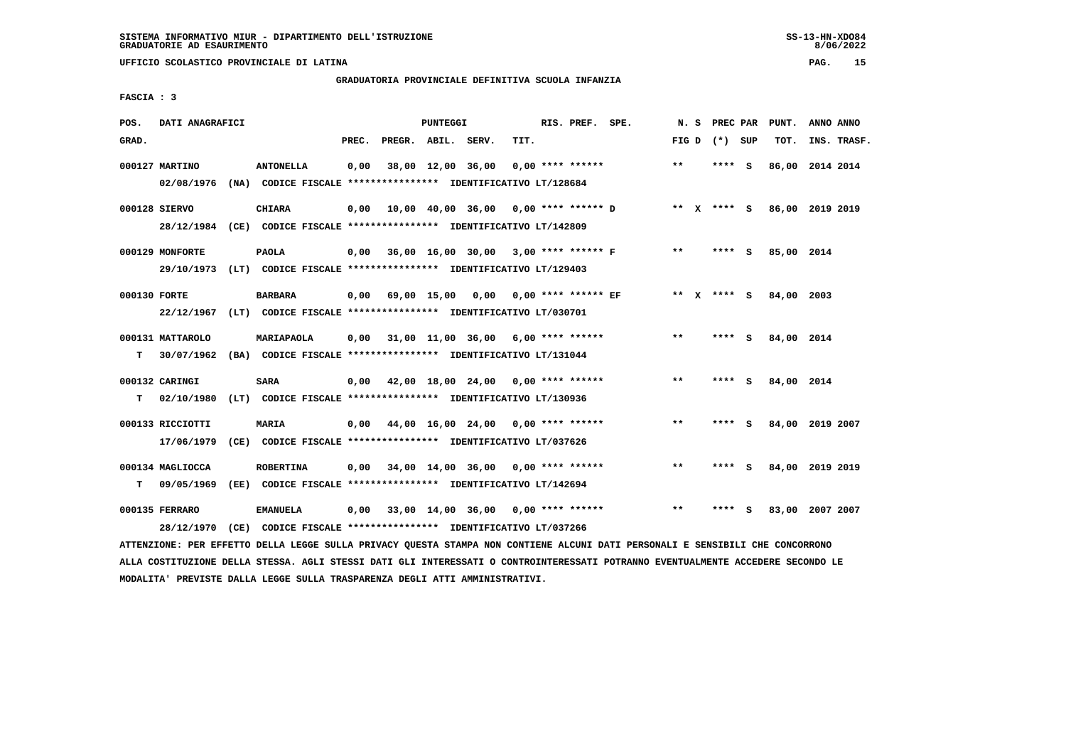SISTEMA INFORMATIVO MIUR - DIPARTIMENTO DELL'ISTRUZIONE
GRADUATORIE AD ESAURIMENTO

UFFICIO SCOLASTICO PROVINCIALE DI LATINA

GRADUATORIA PROVINCIALE DEFINITIVA SCUOLA INFANZIA

FASCIA : 3

| POS. GRAD. | DATI ANAGRAFICI | | PREC. | PREGR. | ABIL. | SERV. | TIT. | RIS. PREF. | SPE. | N. S FIG D | PREC PAR (*) SUP | PUNT. TOT. | ANNO ANNO INS. TRASF. |
|---|---|---|---|---|---|---|---|---|---|---|---|---|---|
| 000127 | MARTINO | ANTONELLA | 0,00 | 38,00 | 12,00 | 36,00 | 0,00 | **** ****** | | ** | **** S | 86,00 | 2014 2014 |
| | 02/08/1976 (NA) CODICE FISCALE **************** IDENTIFICATIVO LT/128684 | | | | | | | | | | | | |
| 000128 | SIERVO | CHIARA | 0,00 | 10,00 | 40,00 | 36,00 | 0,00 | **** ****** | D | ** X | **** S | 86,00 | 2019 2019 |
| | 28/12/1984 (CE) CODICE FISCALE **************** IDENTIFICATIVO LT/142809 | | | | | | | | | | | | |
| 000129 | MONFORTE | PAOLA | 0,00 | 36,00 | 16,00 | 30,00 | 3,00 | **** ****** | F | ** | **** S | 85,00 | 2014 |
| | 29/10/1973 (LT) CODICE FISCALE **************** IDENTIFICATIVO LT/129403 | | | | | | | | | | | | |
| 000130 | FORTE | BARBARA | 0,00 | 69,00 | 15,00 | 0,00 | 0,00 | **** ****** | EF | ** X | **** S | 84,00 | 2003 |
| | 22/12/1967 (LT) CODICE FISCALE **************** IDENTIFICATIVO LT/030701 | | | | | | | | | | | | |
| 000131 | MATTAROLO | MARIAPAOLA | 0,00 | 31,00 | 11,00 | 36,00 | 6,00 | **** ****** | | ** | **** S | 84,00 | 2014 |
| T | 30/07/1962 (BA) CODICE FISCALE **************** IDENTIFICATIVO LT/131044 | | | | | | | | | | | | |
| 000132 | CARINGI | SARA | 0,00 | 42,00 | 18,00 | 24,00 | 0,00 | **** ****** | | ** | **** S | 84,00 | 2014 |
| T | 02/10/1980 (LT) CODICE FISCALE **************** IDENTIFICATIVO LT/130936 | | | | | | | | | | | | |
| 000133 | RICCIOTTI | MARIA | 0,00 | 44,00 | 16,00 | 24,00 | 0,00 | **** ****** | | ** | **** S | 84,00 | 2019 2007 |
| | 17/06/1979 (CE) CODICE FISCALE **************** IDENTIFICATIVO LT/037626 | | | | | | | | | | | | |
| 000134 | MAGLIOCCA | ROBERTINA | 0,00 | 34,00 | 14,00 | 36,00 | 0,00 | **** ****** | | ** | **** S | 84,00 | 2019 2019 |
| T | 09/05/1969 (EE) CODICE FISCALE **************** IDENTIFICATIVO LT/142694 | | | | | | | | | | | | |
| 000135 | FERRARO | EMANUELA | 0,00 | 33,00 | 14,00 | 36,00 | 0,00 | **** ****** | | ** | **** S | 83,00 | 2007 2007 |
| | 28/12/1970 (CE) CODICE FISCALE **************** IDENTIFICATIVO LT/037266 | | | | | | | | | | | | |

ATTENZIONE: PER EFFETTO DELLA LEGGE SULLA PRIVACY QUESTA STAMPA NON CONTIENE ALCUNI DATI PERSONALI E SENSIBILI CHE CONCORRONO ALLA COSTITUZIONE DELLA STESSA. AGLI STESSI DATI GLI INTERESSATI O CONTROINTERESSATI POTRANNO EVENTUALMENTE ACCEDERE SECONDO LE MODALITA' PREVISTE DALLA LEGGE SULLA TRASPARENZA DEGLI ATTI AMMINISTRATIVI.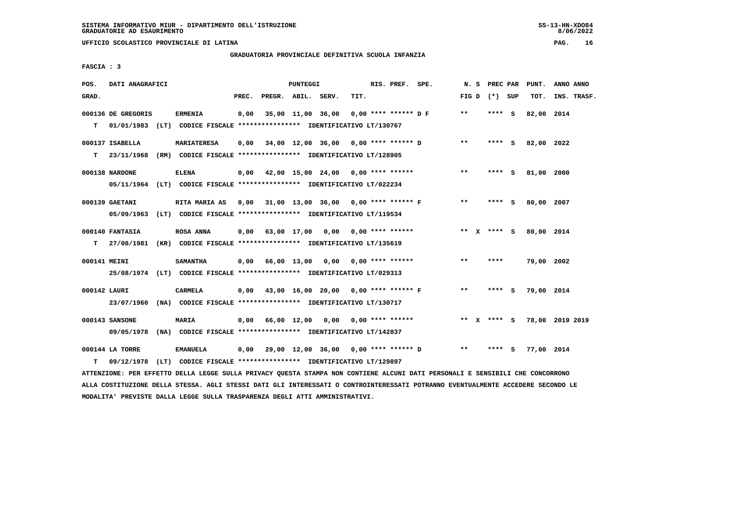SISTEMA INFORMATIVO MIUR - DIPARTIMENTO DELL'ISTRUZIONE
GRADUATORIE AD ESAURIMENTO

UFFICIO SCOLASTICO PROVINCIALE DI LATINA

GRADUATORIA PROVINCIALE DEFINITIVA SCUOLA INFANZIA

FASCIA : 3

| POS. GRAD. | DATI ANAGRAFICI | | PREC. | PREGR. | ABIL. | SERV. | TIT. | RIS. PREF. SPE. | N. S FIG D | PREC PAR (*) SUP | PUNT. TOT. | ANNO ANNO INS. TRASF. |
|---|---|---|---|---|---|---|---|---|---|---|---|---|
| 000136 | DE GREGORIS | ERMENIA | 0,00 | 35,00 | 11,00 | 36,00 | 0,00 | **** ****** D F | ** | **** S | 82,00 | 2014 |
| T | 01/01/1983 (LT) CODICE FISCALE **************** IDENTIFICATIVO LT/130767 | | | | | | | | | | | |
| 000137 | ISABELLA | MARIATERESA | 0,00 | 34,00 | 12,00 | 36,00 | 0,00 | **** ****** D | ** | **** S | 82,00 | 2022 |
| T | 23/11/1968 (RM) CODICE FISCALE **************** IDENTIFICATIVO LT/128905 | | | | | | | | | | | |
| 000138 | NARDONE | ELENA | 0,00 | 42,00 | 15,00 | 24,00 | 0,00 | **** ****** | ** | **** S | 81,00 | 2000 |
| | 05/11/1964 (LT) CODICE FISCALE **************** IDENTIFICATIVO LT/022234 | | | | | | | | | | | |
| 000139 | GAETANI | RITA MARIA AS | 0,00 | 31,00 | 13,00 | 36,00 | 0,00 | **** ****** F | ** | **** S | 80,00 | 2007 |
| | 05/09/1963 (LT) CODICE FISCALE **************** IDENTIFICATIVO LT/119534 | | | | | | | | | | | |
| 000140 | FANTASIA | ROSA ANNA | 0,00 | 63,00 | 17,00 | 0,00 | 0,00 | **** ****** | ** X | **** S | 80,00 | 2014 |
| T | 27/08/1981 (KR) CODICE FISCALE **************** IDENTIFICATIVO LT/135619 | | | | | | | | | | | |
| 000141 | MEINI | SAMANTHA | 0,00 | 66,00 | 13,00 | 0,00 | 0,00 | **** ****** | ** | **** | 79,00 | 2002 |
| | 25/08/1974 (LT) CODICE FISCALE **************** IDENTIFICATIVO LT/029313 | | | | | | | | | | | |
| 000142 | LAURI | CARMELA | 0,00 | 43,00 | 16,00 | 20,00 | 0,00 | **** ****** F | ** | **** S | 79,00 | 2014 |
| | 23/07/1960 (NA) CODICE FISCALE **************** IDENTIFICATIVO LT/130717 | | | | | | | | | | | |
| 000143 | SANSONE | MARIA | 0,00 | 66,00 | 12,00 | 0,00 | 0,00 | **** ****** | ** X | **** S | 78,00 | 2019 2019 |
| | 09/05/1978 (NA) CODICE FISCALE **************** IDENTIFICATIVO LT/142837 | | | | | | | | | | | |
| 000144 | LA TORRE | EMANUELA | 0,00 | 29,00 | 12,00 | 36,00 | 0,00 | **** ****** D | ** | **** S | 77,00 | 2014 |
| T | 09/12/1978 (LT) CODICE FISCALE **************** IDENTIFICATIVO LT/129897 | | | | | | | | | | | |

ATTENZIONE: PER EFFETTO DELLA LEGGE SULLA PRIVACY QUESTA STAMPA NON CONTIENE ALCUNI DATI PERSONALI E SENSIBILI CHE CONCORRONO ALLA COSTITUZIONE DELLA STESSA. AGLI STESSI DATI GLI INTERESSATI O CONTROINTERESSATI POTRANNO EVENTUALMENTE ACCEDERE SECONDO LE MODALITA' PREVISTE DALLA LEGGE SULLA TRASPARENZA DEGLI ATTI AMMINISTRATIVI.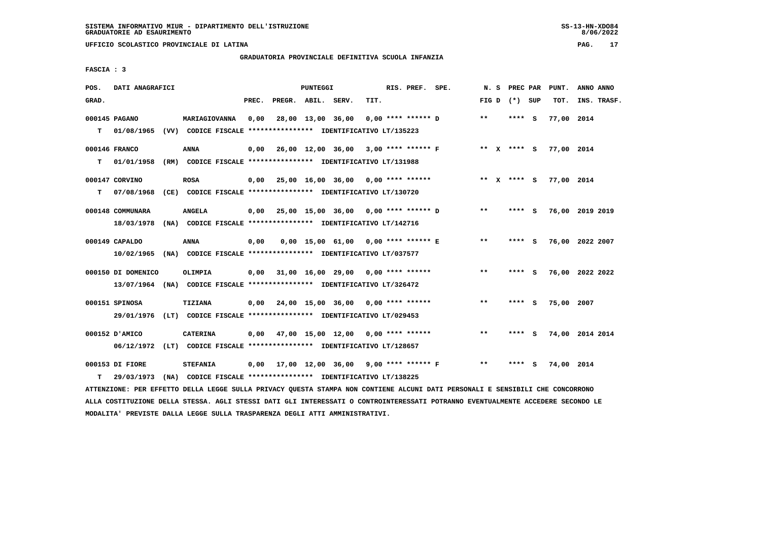SISTEMA INFORMATIVO MIUR - DIPARTIMENTO DELL'ISTRUZIONE
GRADUATORIE AD ESAURIMENTO

UFFICIO SCOLASTICO PROVINCIALE DI LATINA

GRADUATORIA PROVINCIALE DEFINITIVA SCUOLA INFANZIA

FASCIA : 3

| POS. GRAD. | DATI ANAGRAFICI | | PREC. | PREGR. | ABIL. | SERV. | TIT. | RIS. PREF. | SPE. | N. S FIG D | PREC PAR (*) SUP | PUNT. TOT. | ANNO ANNO INS. TRASF. |
|---|---|---|---|---|---|---|---|---|---|---|---|---|---|
| 000145 PAGANO | MARIAGIOVANNA | | 0,00 | 28,00 | 13,00 | 36,00 | 0,00 | **** ****** D | | ** | **** S | 77,00 | 2014 |
| T | 01/08/1965 (VV) CODICE FISCALE **************** IDENTIFICATIVO LT/135223 | | | | | | | | | | | | |
| 000146 FRANCO | ANNA | | 0,00 | 26,00 | 12,00 | 36,00 | 3,00 | **** ****** F | | ** X | **** S | 77,00 | 2014 |
| T | 01/01/1958 (RM) CODICE FISCALE **************** IDENTIFICATIVO LT/131988 | | | | | | | | | | | | |
| 000147 CORVINO | ROSA | | 0,00 | 25,00 | 16,00 | 36,00 | 0,00 | **** ****** | | ** X | **** S | 77,00 | 2014 |
| T | 07/08/1968 (CE) CODICE FISCALE **************** IDENTIFICATIVO LT/130720 | | | | | | | | | | | | |
| 000148 COMMUNARA | ANGELA | | 0,00 | 25,00 | 15,00 | 36,00 | 0,00 | **** ****** D | | ** | **** S | 76,00 | 2019 2019 |
| | 18/03/1978 (NA) CODICE FISCALE **************** IDENTIFICATIVO LT/142716 | | | | | | | | | | | | |
| 000149 CAPALDO | ANNA | | 0,00 | 0,00 | 15,00 | 61,00 | 0,00 | **** ****** E | | ** | **** S | 76,00 | 2022 2007 |
| | 10/02/1965 (NA) CODICE FISCALE **************** IDENTIFICATIVO LT/037577 | | | | | | | | | | | | |
| 000150 DI DOMENICO | OLIMPIA | | 0,00 | 31,00 | 16,00 | 29,00 | 0,00 | **** ****** | | ** | **** S | 76,00 | 2022 2022 |
| | 13/07/1964 (NA) CODICE FISCALE **************** IDENTIFICATIVO LT/326472 | | | | | | | | | | | | |
| 000151 SPINOSA | TIZIANA | | 0,00 | 24,00 | 15,00 | 36,00 | 0,00 | **** ****** | | ** | **** S | 75,00 | 2007 |
| | 29/01/1976 (LT) CODICE FISCALE **************** IDENTIFICATIVO LT/029453 | | | | | | | | | | | | |
| 000152 D'AMICO | CATERINA | | 0,00 | 47,00 | 15,00 | 12,00 | 0,00 | **** ****** | | ** | **** S | 74,00 | 2014 2014 |
| | 06/12/1972 (LT) CODICE FISCALE **************** IDENTIFICATIVO LT/128657 | | | | | | | | | | | | |
| 000153 DI FIORE | STEFANIA | | 0,00 | 17,00 | 12,00 | 36,00 | 9,00 | **** ****** F | | ** | **** S | 74,00 | 2014 |
| T | 29/03/1973 (NA) CODICE FISCALE **************** IDENTIFICATIVO LT/138225 | | | | | | | | | | | | |

ATTENZIONE: PER EFFETTO DELLA LEGGE SULLA PRIVACY QUESTA STAMPA NON CONTIENE ALCUNI DATI PERSONALI E SENSIBILI CHE CONCORRONO ALLA COSTITUZIONE DELLA STESSA. AGLI STESSI DATI GLI INTERESSATI O CONTROINTERESSATI POTRANNO EVENTUALMENTE ACCEDERE SECONDO LE MODALITA' PREVISTE DALLA LEGGE SULLA TRASPARENZA DEGLI ATTI AMMINISTRATIVI.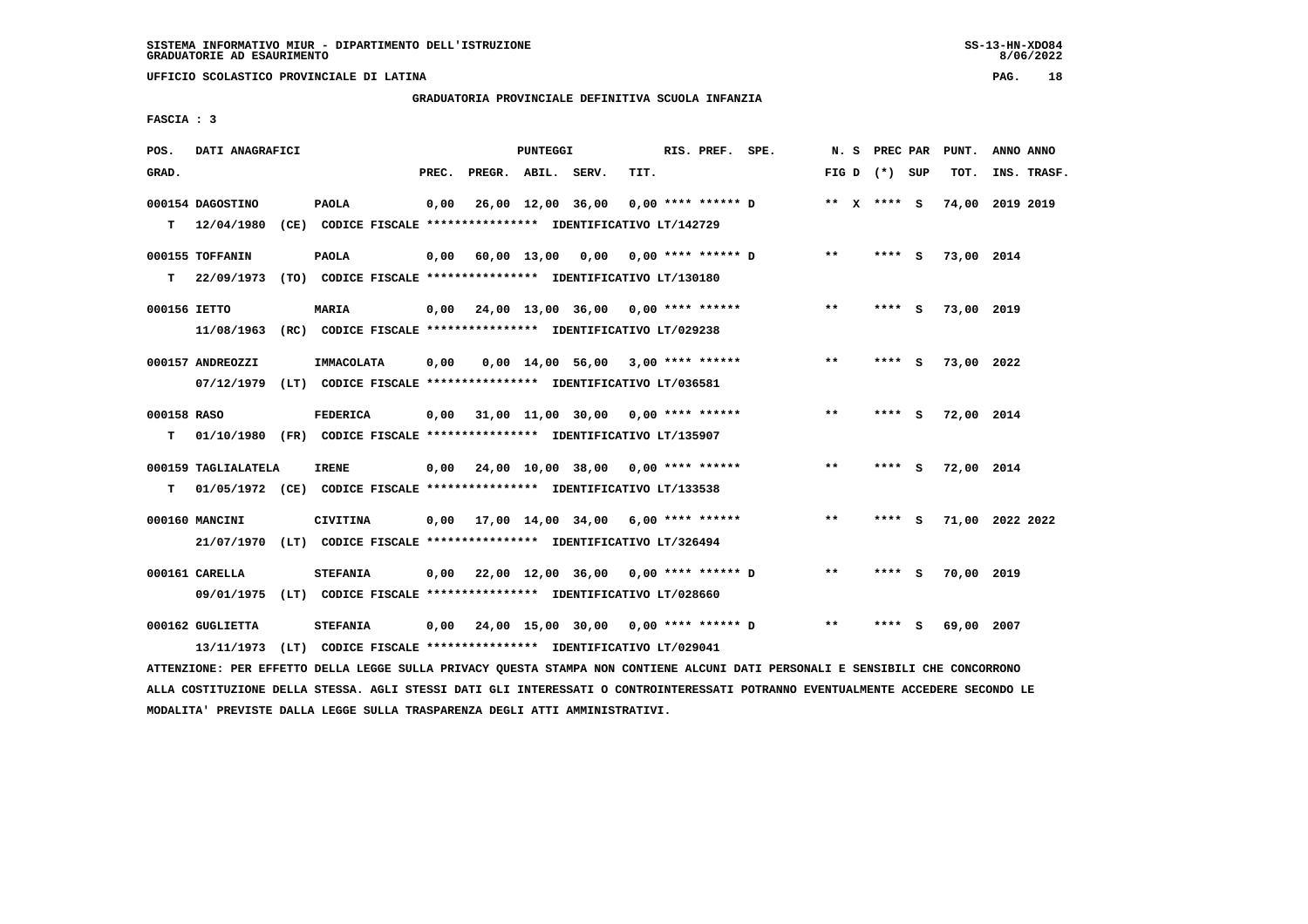SISTEMA INFORMATIVO MIUR - DIPARTIMENTO DELL'ISTRUZIONE
GRADUATORIE AD ESAURIMENTO

UFFICIO SCOLASTICO PROVINCIALE DI LATINA

## GRADUATORIA PROVINCIALE DEFINITIVA SCUOLA INFANZIA

FASCIA : 3

| POS. GRAD. | DATI ANAGRAFICI | | PREC. | PREGR. | ABIL. | SERV. | TIT. | RIS. PREF. SPE. | N. S FIG D | PREC PAR (*) SUP | PUNT. TOT. | ANNO ANNO INS. TRASF. |
|---|---|---|---|---|---|---|---|---|---|---|---|---|
| 000154 | DAGOSTINO | PAOLA | 0,00 | 26,00 | 12,00 | 36,00 | 0,00 | **** ****** D | ** X | **** S | 74,00 | 2019 2019 |
| T | 12/04/1980 (CE) CODICE FISCALE **************** IDENTIFICATIVO LT/142729 | | | | | | | | | | | |
| 000155 | TOFFANIN | PAOLA | 0,00 | 60,00 | 13,00 | 0,00 | 0,00 | **** ****** D | ** | **** S | 73,00 | 2014 |
| T | 22/09/1973 (TO) CODICE FISCALE **************** IDENTIFICATIVO LT/130180 | | | | | | | | | | | |
| 000156 | IETTO | MARIA | 0,00 | 24,00 | 13,00 | 36,00 | 0,00 | **** ****** | ** | **** S | 73,00 | 2019 |
| | 11/08/1963 (RC) CODICE FISCALE **************** IDENTIFICATIVO LT/029238 | | | | | | | | | | | |
| 000157 | ANDREOZZI | IMMACOLATA | 0,00 | 0,00 | 14,00 | 56,00 | 3,00 | **** ****** | ** | **** S | 73,00 | 2022 |
| | 07/12/1979 (LT) CODICE FISCALE **************** IDENTIFICATIVO LT/036581 | | | | | | | | | | | |
| 000158 | RASO | FEDERICA | 0,00 | 31,00 | 11,00 | 30,00 | 0,00 | **** ****** | ** | **** S | 72,00 | 2014 |
| T | 01/10/1980 (FR) CODICE FISCALE **************** IDENTIFICATIVO LT/135907 | | | | | | | | | | | |
| 000159 | TAGLIALATELA | IRENE | 0,00 | 24,00 | 10,00 | 38,00 | 0,00 | **** ****** | ** | **** S | 72,00 | 2014 |
| T | 01/05/1972 (CE) CODICE FISCALE **************** IDENTIFICATIVO LT/133538 | | | | | | | | | | | |
| 000160 | MANCINI | CIVITINA | 0,00 | 17,00 | 14,00 | 34,00 | 6,00 | **** ****** | ** | **** S | 71,00 | 2022 2022 |
| | 21/07/1970 (LT) CODICE FISCALE **************** IDENTIFICATIVO LT/326494 | | | | | | | | | | | |
| 000161 | CARELLA | STEFANIA | 0,00 | 22,00 | 12,00 | 36,00 | 0,00 | **** ****** D | ** | **** S | 70,00 | 2019 |
| | 09/01/1975 (LT) CODICE FISCALE **************** IDENTIFICATIVO LT/028660 | | | | | | | | | | | |
| 000162 | GUGLIETTA | STEFANIA | 0,00 | 24,00 | 15,00 | 30,00 | 0,00 | **** ****** D | ** | **** S | 69,00 | 2007 |
| | 13/11/1973 (LT) CODICE FISCALE **************** IDENTIFICATIVO LT/029041 | | | | | | | | | | | |

ATTENZIONE: PER EFFETTO DELLA LEGGE SULLA PRIVACY QUESTA STAMPA NON CONTIENE ALCUNI DATI PERSONALI E SENSIBILI CHE CONCORRONO ALLA COSTITUZIONE DELLA STESSA. AGLI STESSI DATI GLI INTERESSATI O CONTROINTERESSATI POTRANNO EVENTUALMENTE ACCEDERE SECONDO LE MODALITA' PREVISTE DALLA LEGGE SULLA TRASPARENZA DEGLI ATTI AMMINISTRATIVI.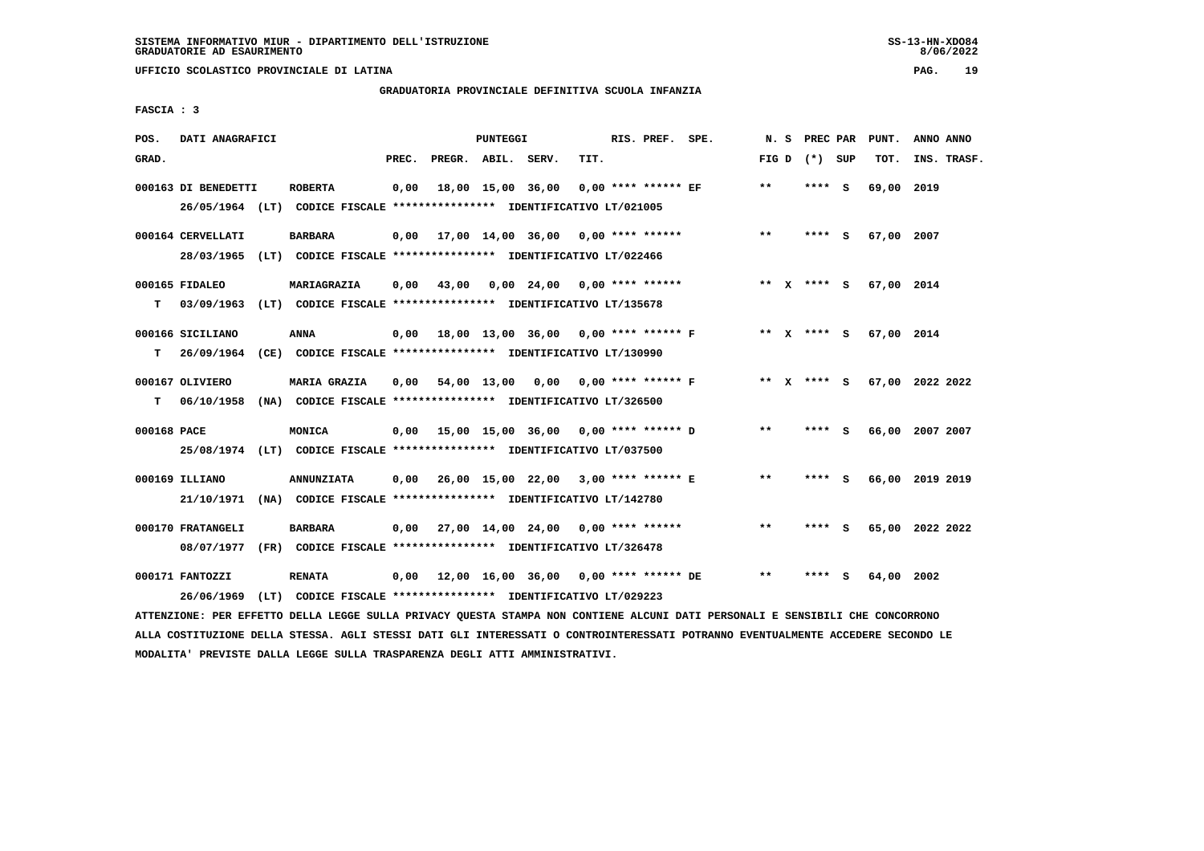SISTEMA INFORMATIVO MIUR - DIPARTIMENTO DELL'ISTRUZIONE
GRADUATORIE AD ESAURIMENTO

UFFICIO SCOLASTICO PROVINCIALE DI LATINA

GRADUATORIA PROVINCIALE DEFINITIVA SCUOLA INFANZIA

FASCIA : 3

| POS. GRAD. | DATI ANAGRAFICI | | PREC. | PREGR. | ABIL. | SERV. | TIT. | RIS. PREF. SPE. | N. S FIG D | PREC PAR (*) SUP | PUNT. TOT. | ANNO ANNO INS. TRASF. |
|---|---|---|---|---|---|---|---|---|---|---|---|---|
| 000163 | DI BENEDETTI | ROBERTA | 0,00 | 18,00 | 15,00 | 36,00 | 0,00 | **** ****** EF | ** | **** S | 69,00 | 2019 |
| | 26/05/1964 (LT) CODICE FISCALE **************** IDENTIFICATIVO LT/021005 | | | | | | | | | | | |
| 000164 | CERVELLATI | BARBARA | 0,00 | 17,00 | 14,00 | 36,00 | 0,00 | **** ****** | ** | **** S | 67,00 | 2007 |
| | 28/03/1965 (LT) CODICE FISCALE **************** IDENTIFICATIVO LT/022466 | | | | | | | | | | | |
| 000165 | FIDALEO | MARIAGRAZIA | 0,00 | 43,00 | 0,00 | 24,00 | 0,00 | **** ****** | ** X | **** S | 67,00 | 2014 |
| T | 03/09/1963 (LT) CODICE FISCALE **************** IDENTIFICATIVO LT/135678 | | | | | | | | | | | |
| 000166 | SICILIANO | ANNA | 0,00 | 18,00 | 13,00 | 36,00 | 0,00 | **** ****** F | ** X | **** S | 67,00 | 2014 |
| T | 26/09/1964 (CE) CODICE FISCALE **************** IDENTIFICATIVO LT/130990 | | | | | | | | | | | |
| 000167 | OLIVIERO | MARIA GRAZIA | 0,00 | 54,00 | 13,00 | 0,00 | 0,00 | **** ****** F | ** X | **** S | 67,00 | 2022 2022 |
| T | 06/10/1958 (NA) CODICE FISCALE **************** IDENTIFICATIVO LT/326500 | | | | | | | | | | | |
| 000168 | PACE | MONICA | 0,00 | 15,00 | 15,00 | 36,00 | 0,00 | **** ****** D | ** | **** S | 66,00 | 2007 2007 |
| | 25/08/1974 (LT) CODICE FISCALE **************** IDENTIFICATIVO LT/037500 | | | | | | | | | | | |
| 000169 | ILLIANO | ANNUNZIATA | 0,00 | 26,00 | 15,00 | 22,00 | 3,00 | **** ****** E | ** | **** S | 66,00 | 2019 2019 |
| | 21/10/1971 (NA) CODICE FISCALE **************** IDENTIFICATIVO LT/142780 | | | | | | | | | | | |
| 000170 | FRATANGELI | BARBARA | 0,00 | 27,00 | 14,00 | 24,00 | 0,00 | **** ****** | ** | **** S | 65,00 | 2022 2022 |
| | 08/07/1977 (FR) CODICE FISCALE **************** IDENTIFICATIVO LT/326478 | | | | | | | | | | | |
| 000171 | FANTOZZI | RENATA | 0,00 | 12,00 | 16,00 | 36,00 | 0,00 | **** ****** DE | ** | **** S | 64,00 | 2002 |
| | 26/06/1969 (LT) CODICE FISCALE **************** IDENTIFICATIVO LT/029223 | | | | | | | | | | | |

ATTENZIONE: PER EFFETTO DELLA LEGGE SULLA PRIVACY QUESTA STAMPA NON CONTIENE ALCUNI DATI PERSONALI E SENSIBILI CHE CONCORRONO ALLA COSTITUZIONE DELLA STESSA. AGLI STESSI DATI GLI INTERESSATI O CONTROINTERESSATI POTRANNO EVENTUALMENTE ACCEDERE SECONDO LE MODALITA' PREVISTE DALLA LEGGE SULLA TRASPARENZA DEGLI ATTI AMMINISTRATIVI.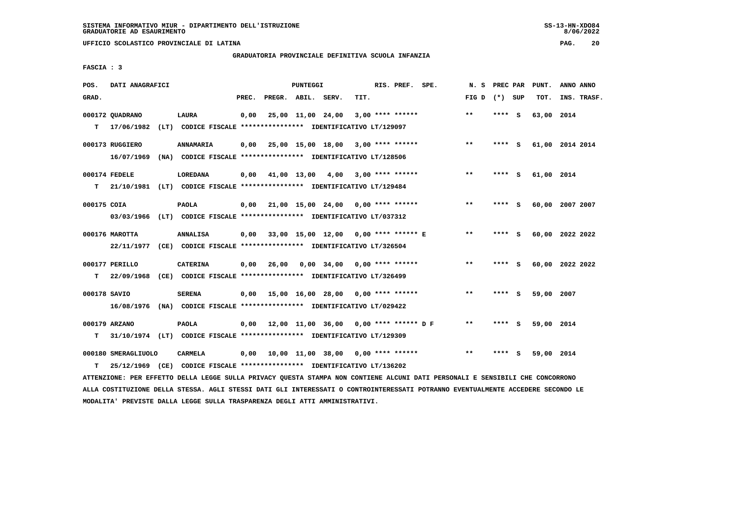SISTEMA INFORMATIVO MIUR - DIPARTIMENTO DELL'ISTRUZIONE
GRADUATORIE AD ESAURIMENTO

UFFICIO SCOLASTICO PROVINCIALE DI LATINA

GRADUATORIA PROVINCIALE DEFINITIVA SCUOLA INFANZIA

FASCIA : 3

| POS. GRAD. | DATI ANAGRAFICI | | PREC. | PREGR. | ABIL. | SERV. | TIT. | RIS. PREF. SPE. | N. S FIG D | PREC PAR (*) SUP | PUNT. TOT. | ANNO ANNO INS. TRASF. |
|---|---|---|---|---|---|---|---|---|---|---|---|---|
| 000172 | QUADRANO | LAURA | 0,00 | 25,00 | 11,00 | 24,00 | 3,00 | **** ****** | ** | **** S | 63,00 | 2014 |
| T | 17/06/1982 (LT) CODICE FISCALE **************** IDENTIFICATIVO LT/129097 | | | | | | | | | | | |
| 000173 | RUGGIERO | ANNAMARIA | 0,00 | 25,00 | 15,00 | 18,00 | 3,00 | **** ****** | ** | **** S | 61,00 | 2014 2014 |
| | 16/07/1969 (NA) CODICE FISCALE **************** IDENTIFICATIVO LT/128506 | | | | | | | | | | | |
| 000174 | FEDELE | LOREDANA | 0,00 | 41,00 | 13,00 | 4,00 | 3,00 | **** ****** | ** | **** S | 61,00 | 2014 |
| T | 21/10/1981 (LT) CODICE FISCALE **************** IDENTIFICATIVO LT/129484 | | | | | | | | | | | |
| 000175 | COIA | PAOLA | 0,00 | 21,00 | 15,00 | 24,00 | 0,00 | **** ****** | ** | **** S | 60,00 | 2007 2007 |
| | 03/03/1966 (LT) CODICE FISCALE **************** IDENTIFICATIVO LT/037312 | | | | | | | | | | | |
| 000176 | MAROTTA | ANNALISA | 0,00 | 33,00 | 15,00 | 12,00 | 0,00 | **** ****** E | ** | **** S | 60,00 | 2022 2022 |
| | 22/11/1977 (CE) CODICE FISCALE **************** IDENTIFICATIVO LT/326504 | | | | | | | | | | | |
| 000177 | PERILLO | CATERINA | 0,00 | 26,00 | 0,00 | 34,00 | 0,00 | **** ****** | ** | **** S | 60,00 | 2022 2022 |
| T | 22/09/1968 (CE) CODICE FISCALE **************** IDENTIFICATIVO LT/326499 | | | | | | | | | | | |
| 000178 | SAVIO | SERENA | 0,00 | 15,00 | 16,00 | 28,00 | 0,00 | **** ****** | ** | **** S | 59,00 | 2007 |
| | 16/08/1976 (NA) CODICE FISCALE **************** IDENTIFICATIVO LT/029422 | | | | | | | | | | | |
| 000179 | ARZANO | PAOLA | 0,00 | 12,00 | 11,00 | 36,00 | 0,00 | **** ****** D F | ** | **** S | 59,00 | 2014 |
| T | 31/10/1974 (LT) CODICE FISCALE **************** IDENTIFICATIVO LT/129309 | | | | | | | | | | | |
| 000180 | SMERAGLIUOLO | CARMELA | 0,00 | 10,00 | 11,00 | 38,00 | 0,00 | **** ****** | ** | **** S | 59,00 | 2014 |
| T | 25/12/1969 (CE) CODICE FISCALE **************** IDENTIFICATIVO LT/136202 | | | | | | | | | | | |

ATTENZIONE: PER EFFETTO DELLA LEGGE SULLA PRIVACY QUESTA STAMPA NON CONTIENE ALCUNI DATI PERSONALI E SENSIBILI CHE CONCORRONO ALLA COSTITUZIONE DELLA STESSA. AGLI STESSI DATI GLI INTERESSATI O CONTROINTERESSATI POTRANNO EVENTUALMENTE ACCEDERE SECONDO LE MODALITA' PREVISTE DALLA LEGGE SULLA TRASPARENZA DEGLI ATTI AMMINISTRATIVI.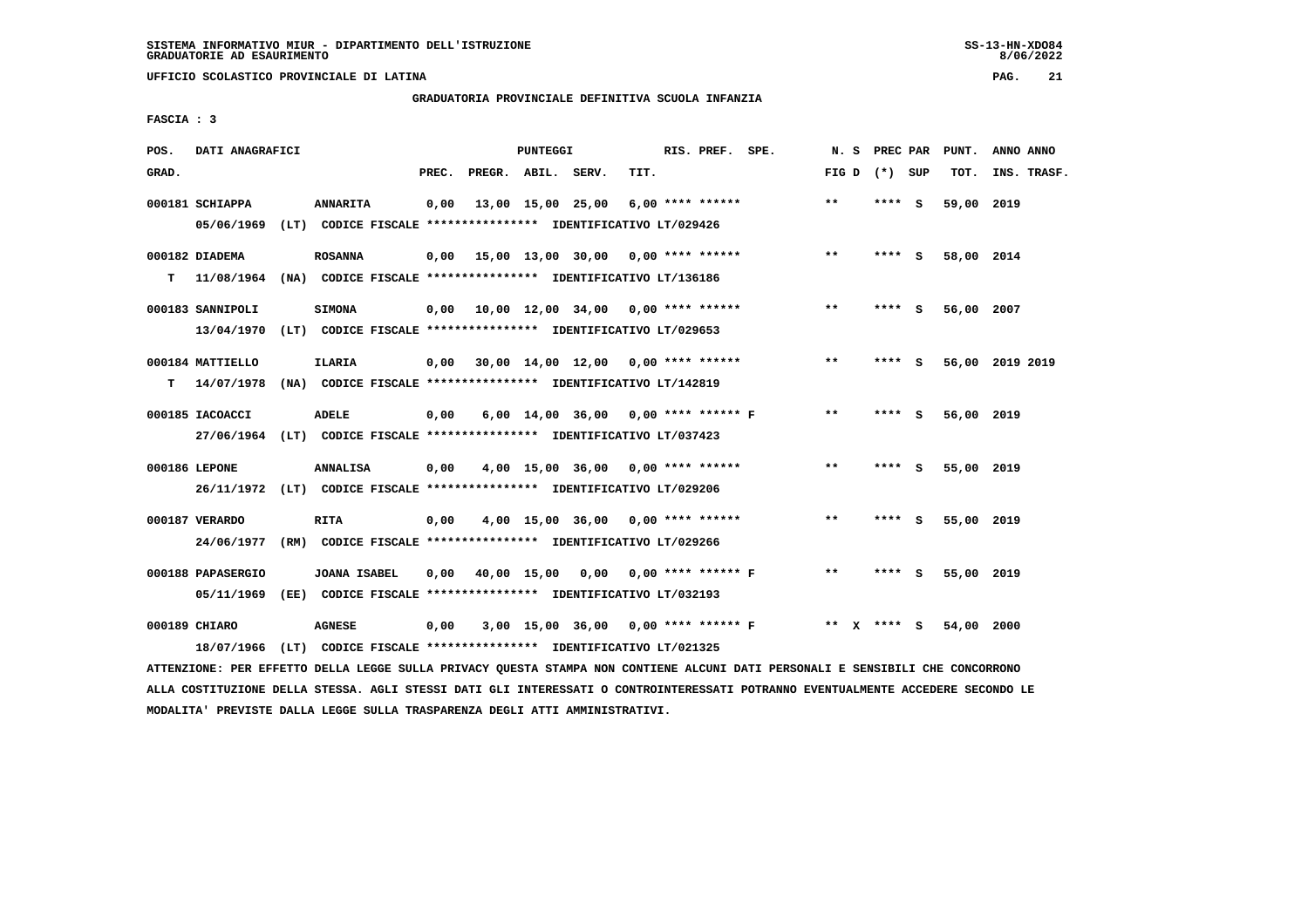SISTEMA INFORMATIVO MIUR - DIPARTIMENTO DELL'ISTRUZIONE
GRADUATORIE AD ESAURIMENTO

UFFICIO SCOLASTICO PROVINCIALE DI LATINA

GRADUATORIA PROVINCIALE DEFINITIVA SCUOLA INFANZIA

FASCIA : 3

| POS. GRAD. | DATI ANAGRAFICI | | PREC. | PREGR. | ABIL. | SERV. | TIT. | RIS. PREF. | SPE. | N. S FIG D | PREC PAR (*) | SUP | PUNT. TOT. | ANNO INS. | ANNO TRASF. |
|---|---|---|---|---|---|---|---|---|---|---|---|---|---|---|---|
| 000181 | SCHIAPPA | ANNARITA | 0,00 | 13,00 | 15,00 | 25,00 | 6,00 | **** ****** | | ** | **** | S | 59,00 | 2019 | |
| | 05/06/1969 (LT) CODICE FISCALE **************** IDENTIFICATIVO LT/029426 | | | | | | | | | | | | | | |
| 000182 | DIADEMA | ROSANNA | 0,00 | 15,00 | 13,00 | 30,00 | 0,00 | **** ****** | | ** | **** | S | 58,00 | 2014 | |
| T | 11/08/1964 (NA) CODICE FISCALE **************** IDENTIFICATIVO LT/136186 | | | | | | | | | | | | | | |
| 000183 | SANNIPOLI | SIMONA | 0,00 | 10,00 | 12,00 | 34,00 | 0,00 | **** ****** | | ** | **** | S | 56,00 | 2007 | |
| | 13/04/1970 (LT) CODICE FISCALE **************** IDENTIFICATIVO LT/029653 | | | | | | | | | | | | | | |
| 000184 | MATTIELLO | ILARIA | 0,00 | 30,00 | 14,00 | 12,00 | 0,00 | **** ****** | | ** | **** | S | 56,00 | 2019 | 2019 |
| T | 14/07/1978 (NA) CODICE FISCALE **************** IDENTIFICATIVO LT/142819 | | | | | | | | | | | | | | |
| 000185 | IACOACCI | ADELE | 0,00 | 6,00 | 14,00 | 36,00 | 0,00 | **** ****** F | | ** | **** | S | 56,00 | 2019 | |
| | 27/06/1964 (LT) CODICE FISCALE **************** IDENTIFICATIVO LT/037423 | | | | | | | | | | | | | | |
| 000186 | LEPONE | ANNALISA | 0,00 | 4,00 | 15,00 | 36,00 | 0,00 | **** ****** | | ** | **** | S | 55,00 | 2019 | |
| | 26/11/1972 (LT) CODICE FISCALE **************** IDENTIFICATIVO LT/029206 | | | | | | | | | | | | | | |
| 000187 | VERARDO | RITA | 0,00 | 4,00 | 15,00 | 36,00 | 0,00 | **** ****** | | ** | **** | S | 55,00 | 2019 | |
| | 24/06/1977 (RM) CODICE FISCALE **************** IDENTIFICATIVO LT/029266 | | | | | | | | | | | | | | |
| 000188 | PAPASERGIO | JOANA ISABEL | 0,00 | 40,00 | 15,00 | 0,00 | 0,00 | **** ****** F | | ** | **** | S | 55,00 | 2019 | |
| | 05/11/1969 (EE) CODICE FISCALE **************** IDENTIFICATIVO LT/032193 | | | | | | | | | | | | | | |
| 000189 | CHIARO | AGNESE | 0,00 | 3,00 | 15,00 | 36,00 | 0,00 | **** ****** F | | ** X | **** | S | 54,00 | 2000 | |
| | 18/07/1966 (LT) CODICE FISCALE **************** IDENTIFICATIVO LT/021325 | | | | | | | | | | | | | | |

ATTENZIONE: PER EFFETTO DELLA LEGGE SULLA PRIVACY QUESTA STAMPA NON CONTIENE ALCUNI DATI PERSONALI E SENSIBILI CHE CONCORRONO ALLA COSTITUZIONE DELLA STESSA. AGLI STESSI DATI GLI INTERESSATI O CONTROINTERESSATI POTRANNO EVENTUALMENTE ACCEDERE SECONDO LE MODALITA' PREVISTE DALLA LEGGE SULLA TRASPARENZA DEGLI ATTI AMMINISTRATIVI.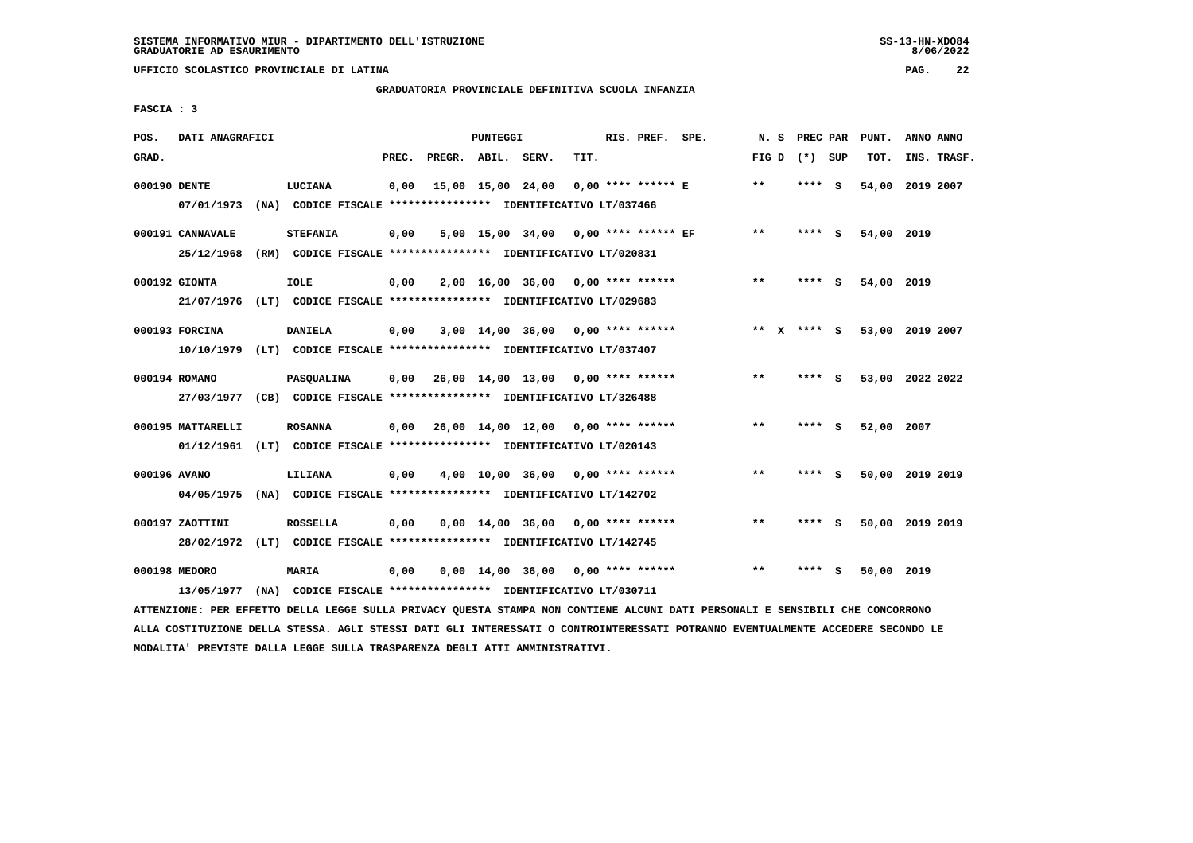SISTEMA INFORMATIVO MIUR - DIPARTIMENTO DELL'ISTRUZIONE
GRADUATORIE AD ESAURIMENTO

UFFICIO SCOLASTICO PROVINCIALE DI LATINA

GRADUATORIA PROVINCIALE DEFINITIVA SCUOLA INFANZIA

FASCIA : 3

| POS. GRAD. | DATI ANAGRAFICI | | PREC. | PREGR. | ABIL. | SERV. | TIT. | RIS. PREF. | SPE. | N. S FIG D | PREC PAR (*) | SUP | PUNT. TOT. | ANNO INS. | ANNO TRASF. |
|---|---|---|---|---|---|---|---|---|---|---|---|---|---|---|---|
| 000190 | DENTE | LUCIANA | 0,00 | 15,00 | 15,00 | 24,00 | 0,00 | **** ****** | E | ** | **** | S | 54,00 | 2019 | 2007 |
| | 07/01/1973 (NA) CODICE FISCALE **************** IDENTIFICATIVO LT/037466 | | | | | | | | | | | | | | |
| 000191 | CANNAVALE | STEFANIA | 0,00 | 5,00 | 15,00 | 34,00 | 0,00 | **** ****** | EF | ** | **** | S | 54,00 | 2019 | |
| | 25/12/1968 (RM) CODICE FISCALE **************** IDENTIFICATIVO LT/020831 | | | | | | | | | | | | | | |
| 000192 | GIONTA | IOLE | 0,00 | 2,00 | 16,00 | 36,00 | 0,00 | **** ****** | | ** | **** | S | 54,00 | 2019 | |
| | 21/07/1976 (LT) CODICE FISCALE **************** IDENTIFICATIVO LT/029683 | | | | | | | | | | | | | | |
| 000193 | FORCINA | DANIELA | 0,00 | 3,00 | 14,00 | 36,00 | 0,00 | **** ****** | | ** X | **** | S | 53,00 | 2019 | 2007 |
| | 10/10/1979 (LT) CODICE FISCALE **************** IDENTIFICATIVO LT/037407 | | | | | | | | | | | | | | |
| 000194 | ROMANO | PASQUALINA | 0,00 | 26,00 | 14,00 | 13,00 | 0,00 | **** ****** | | ** | **** | S | 53,00 | 2022 | 2022 |
| | 27/03/1977 (CB) CODICE FISCALE **************** IDENTIFICATIVO LT/326488 | | | | | | | | | | | | | | |
| 000195 | MATTARELLI | ROSANNA | 0,00 | 26,00 | 14,00 | 12,00 | 0,00 | **** ****** | | ** | **** | S | 52,00 | 2007 | |
| | 01/12/1961 (LT) CODICE FISCALE **************** IDENTIFICATIVO LT/020143 | | | | | | | | | | | | | | |
| 000196 | AVANO | LILIANA | 0,00 | 4,00 | 10,00 | 36,00 | 0,00 | **** ****** | | ** | **** | S | 50,00 | 2019 | 2019 |
| | 04/05/1975 (NA) CODICE FISCALE **************** IDENTIFICATIVO LT/142702 | | | | | | | | | | | | | | |
| 000197 | ZAOTTINI | ROSSELLA | 0,00 | 0,00 | 14,00 | 36,00 | 0,00 | **** ****** | | ** | **** | S | 50,00 | 2019 | 2019 |
| | 28/02/1972 (LT) CODICE FISCALE **************** IDENTIFICATIVO LT/142745 | | | | | | | | | | | | | | |
| 000198 | MEDORO | MARIA | 0,00 | 0,00 | 14,00 | 36,00 | 0,00 | **** ****** | | ** | **** | S | 50,00 | 2019 | |
| | 13/05/1977 (NA) CODICE FISCALE **************** IDENTIFICATIVO LT/030711 | | | | | | | | | | | | | | |

ATTENZIONE: PER EFFETTO DELLA LEGGE SULLA PRIVACY QUESTA STAMPA NON CONTIENE ALCUNI DATI PERSONALI E SENSIBILI CHE CONCORRONO ALLA COSTITUZIONE DELLA STESSA. AGLI STESSI DATI GLI INTERESSATI O CONTROINTERESSATI POTRANNO EVENTUALMENTE ACCEDERE SECONDO LE MODALITA' PREVISTE DALLA LEGGE SULLA TRASPARENZA DEGLI ATTI AMMINISTRATIVI.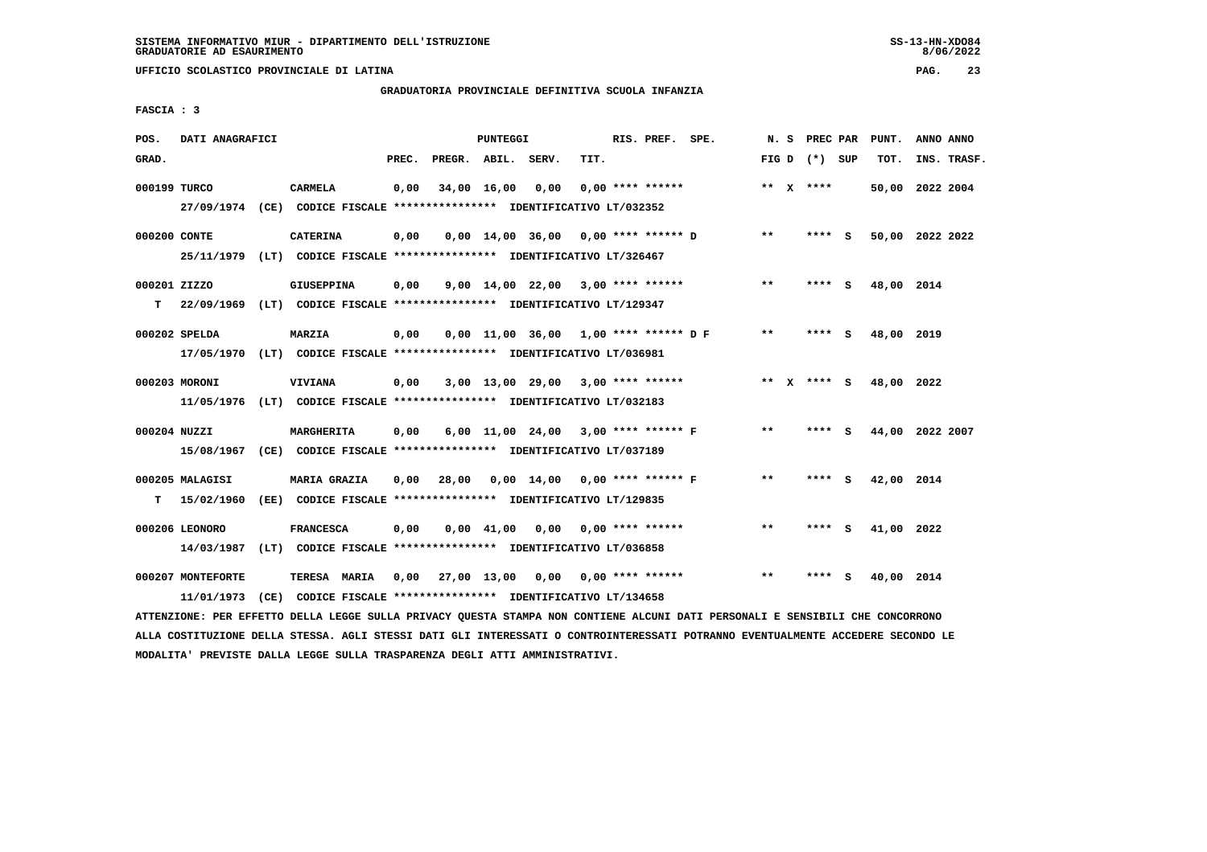SISTEMA INFORMATIVO MIUR - DIPARTIMENTO DELL'ISTRUZIONE
GRADUATORIE AD ESAURIMENTO

UFFICIO SCOLASTICO PROVINCIALE DI LATINA

GRADUATORIA PROVINCIALE DEFINITIVA SCUOLA INFANZIA

FASCIA : 3

| POS. GRAD. | DATI ANAGRAFICI | | PREC. | PREGR. | ABIL. | SERV. | TIT. | RIS. PREF. SPE. | N. S FIG D | PREC PAR (*) SUP | PUNT. TOT. | ANNO ANNO INS. TRASF. |
|---|---|---|---|---|---|---|---|---|---|---|---|---|
| 000199 | TURCO | CARMELA | 0,00 | 34,00 | 16,00 | 0,00 | 0,00 | **** ****** | ** X | **** | 50,00 | 2022 2004 |
| | 27/09/1974 (CE) CODICE FISCALE **************** IDENTIFICATIVO LT/032352 | | | | | | | | | | | |
| 000200 | CONTE | CATERINA | 0,00 | 0,00 | 14,00 | 36,00 | 0,00 | **** ****** D | ** | **** S | 50,00 | 2022 2022 |
| | 25/11/1979 (LT) CODICE FISCALE **************** IDENTIFICATIVO LT/326467 | | | | | | | | | | | |
| 000201 | ZIZZO | GIUSEPPINA | 0,00 | 9,00 | 14,00 | 22,00 | 3,00 | **** ****** | ** | **** S | 48,00 | 2014 |
| T | 22/09/1969 (LT) CODICE FISCALE **************** IDENTIFICATIVO LT/129347 | | | | | | | | | | | |
| 000202 | SPELDA | MARZIA | 0,00 | 0,00 | 11,00 | 36,00 | 1,00 | **** ****** D F | ** | **** S | 48,00 | 2019 |
| | 17/05/1970 (LT) CODICE FISCALE **************** IDENTIFICATIVO LT/036981 | | | | | | | | | | | |
| 000203 | MORONI | VIVIANA | 0,00 | 3,00 | 13,00 | 29,00 | 3,00 | **** ****** | ** X | **** S | 48,00 | 2022 |
| | 11/05/1976 (LT) CODICE FISCALE **************** IDENTIFICATIVO LT/032183 | | | | | | | | | | | |
| 000204 | NUZZI | MARGHERITA | 0,00 | 6,00 | 11,00 | 24,00 | 3,00 | **** ****** F | ** | **** S | 44,00 | 2022 2007 |
| | 15/08/1967 (CE) CODICE FISCALE **************** IDENTIFICATIVO LT/037189 | | | | | | | | | | | |
| 000205 | MALAGISI | MARIA GRAZIA | 0,00 | 28,00 | 0,00 | 14,00 | 0,00 | **** ****** F | ** | **** S | 42,00 | 2014 |
| T | 15/02/1960 (EE) CODICE FISCALE **************** IDENTIFICATIVO LT/129835 | | | | | | | | | | | |
| 000206 | LEONORO | FRANCESCA | 0,00 | 0,00 | 41,00 | 0,00 | 0,00 | **** ****** | ** | **** S | 41,00 | 2022 |
| | 14/03/1987 (LT) CODICE FISCALE **************** IDENTIFICATIVO LT/036858 | | | | | | | | | | | |
| 000207 | MONTEFORTE | TERESA MARIA | 0,00 | 27,00 | 13,00 | 0,00 | 0,00 | **** ****** | ** | **** S | 40,00 | 2014 |
| | 11/01/1973 (CE) CODICE FISCALE **************** IDENTIFICATIVO LT/134658 | | | | | | | | | | | |

ATTENZIONE: PER EFFETTO DELLA LEGGE SULLA PRIVACY QUESTA STAMPA NON CONTIENE ALCUNI DATI PERSONALI E SENSIBILI CHE CONCORRONO ALLA COSTITUZIONE DELLA STESSA. AGLI STESSI DATI GLI INTERESSATI O CONTROINTERESSATI POTRANNO EVENTUALMENTE ACCEDERE SECONDO LE MODALITA' PREVISTE DALLA LEGGE SULLA TRASPARENZA DEGLI ATTI AMMINISTRATIVI.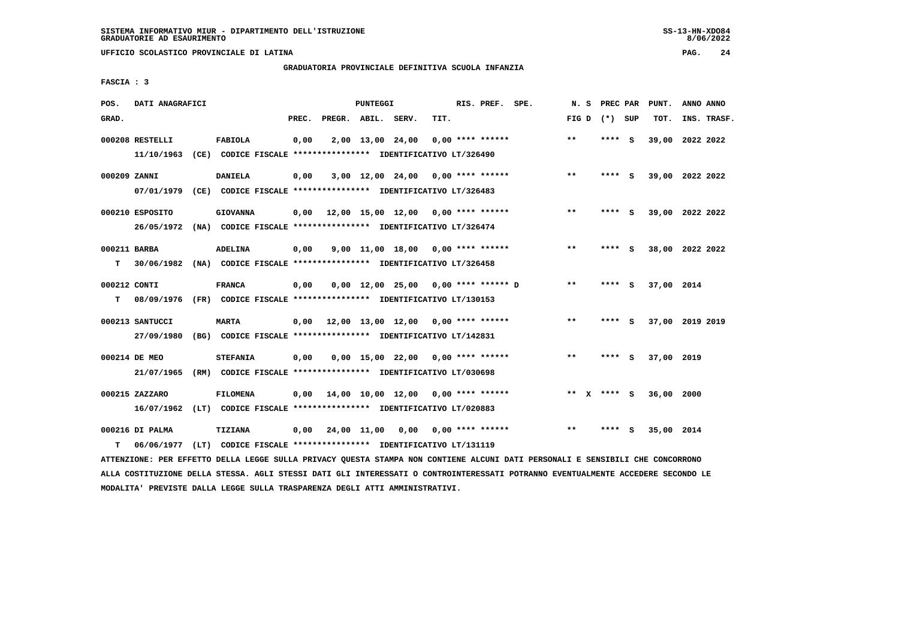SISTEMA INFORMATIVO MIUR - DIPARTIMENTO DELL'ISTRUZIONE
GRADUATORIE AD ESAURIMENTO

UFFICIO SCOLASTICO PROVINCIALE DI LATINA

GRADUATORIA PROVINCIALE DEFINITIVA SCUOLA INFANZIA

FASCIA : 3

| POS. GRAD. | DATI ANAGRAFICI | | PREC. | PREGR. | ABIL. | SERV. | TIT. | RIS. PREF. SPE. | N. S FIG D | PREC PAR (*) SUP | PUNT. TOT. | ANNO ANNO INS. TRASF. |
|---|---|---|---|---|---|---|---|---|---|---|---|---|
| 000208 RESTELLI | FABIOLA | 11/10/1963 (CE) CODICE FISCALE **************** IDENTIFICATIVO LT/326490 | 0,00 | 2,00 | 13,00 | 24,00 | 0,00 | **** ****** | ** | **** S | 39,00 | 2022 2022 |
| 000209 ZANNI | DANIELA | 07/01/1979 (CE) CODICE FISCALE **************** IDENTIFICATIVO LT/326483 | 0,00 | 3,00 | 12,00 | 24,00 | 0,00 | **** ****** | ** | **** S | 39,00 | 2022 2022 |
| 000210 ESPOSITO | GIOVANNA | 26/05/1972 (NA) CODICE FISCALE **************** IDENTIFICATIVO LT/326474 | 0,00 | 12,00 | 15,00 | 12,00 | 0,00 | **** ****** | ** | **** S | 39,00 | 2022 2022 |
| 000211 BARBA | ADELINA | T 30/06/1982 (NA) CODICE FISCALE **************** IDENTIFICATIVO LT/326458 | 0,00 | 9,00 | 11,00 | 18,00 | 0,00 | **** ****** | ** | **** S | 38,00 | 2022 2022 |
| 000212 CONTI | FRANCA | T 08/09/1976 (FR) CODICE FISCALE **************** IDENTIFICATIVO LT/130153 | 0,00 | 0,00 | 12,00 | 25,00 | 0,00 | **** ****** D | ** | **** S | 37,00 | 2014 |
| 000213 SANTUCCI | MARTA | 27/09/1980 (BG) CODICE FISCALE **************** IDENTIFICATIVO LT/142831 | 0,00 | 12,00 | 13,00 | 12,00 | 0,00 | **** ****** | ** | **** S | 37,00 | 2019 2019 |
| 000214 DE MEO | STEFANIA | 21/07/1965 (RM) CODICE FISCALE **************** IDENTIFICATIVO LT/030698 | 0,00 | 0,00 | 15,00 | 22,00 | 0,00 | **** ****** | ** | **** S | 37,00 | 2019 |
| 000215 ZAZZARO | FILOMENA | 16/07/1962 (LT) CODICE FISCALE **************** IDENTIFICATIVO LT/020883 | 0,00 | 14,00 | 10,00 | 12,00 | 0,00 | **** ****** | ** X | **** S | 36,00 | 2000 |
| 000216 DI PALMA | TIZIANA | T 06/06/1977 (LT) CODICE FISCALE **************** IDENTIFICATIVO LT/131119 | 0,00 | 24,00 | 11,00 | 0,00 | 0,00 | **** ****** | ** | **** S | 35,00 | 2014 |

ATTENZIONE: PER EFFETTO DELLA LEGGE SULLA PRIVACY QUESTA STAMPA NON CONTIENE ALCUNI DATI PERSONALI E SENSIBILI CHE CONCORRONO ALLA COSTITUZIONE DELLA STESSA. AGLI STESSI DATI GLI INTERESSATI O CONTROINTERESSATI POTRANNO EVENTUALMENTE ACCEDERE SECONDO LE MODALITA' PREVISTE DALLA LEGGE SULLA TRASPARENZA DEGLI ATTI AMMINISTRATIVI.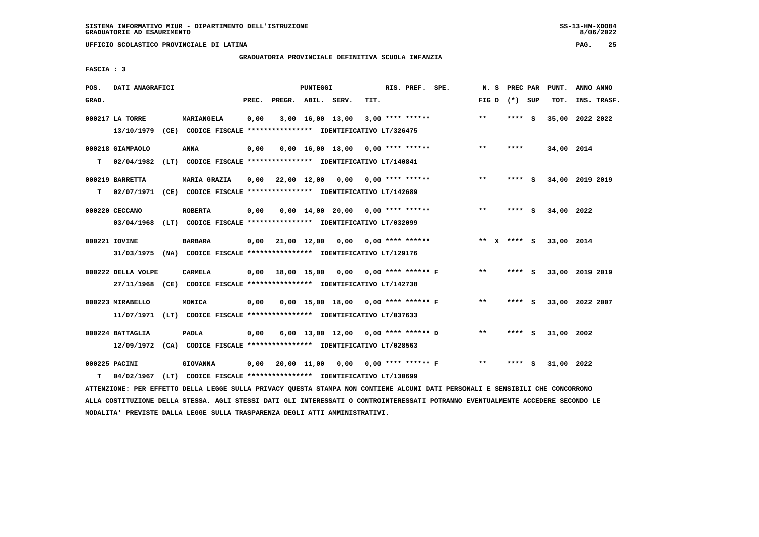SISTEMA INFORMATIVO MIUR - DIPARTIMENTO DELL'ISTRUZIONE
GRADUATORIE AD ESAURIMENTO

UFFICIO SCOLASTICO PROVINCIALE DI LATINA

GRADUATORIA PROVINCIALE DEFINITIVA SCUOLA INFANZIA

FASCIA : 3

| POS. GRAD. | DATI ANAGRAFICI | | PREC. | PREGR. | ABIL. | SERV. | TIT. | RIS. PREF. | SPE. | N. S FIG D | PREC PAR (*) | SUP | PUNT. TOT. | ANNO INS. | ANNO TRASF. |
|---|---|---|---|---|---|---|---|---|---|---|---|---|---|---|---|
| 000217 | LA TORRE | MARIANGELA | 0,00 | 3,00 | 16,00 | 13,00 | 3,00 | **** ****** | | ** | **** | S | 35,00 | 2022 | 2022 |
| | 13/10/1979 (CE) CODICE FISCALE **************** IDENTIFICATIVO LT/326475 | | | | | | | | | | | | | | |
| 000218 | GIAMPAOLO | ANNA | 0,00 | 0,00 | 16,00 | 18,00 | 0,00 | **** ****** | | ** | **** | | 34,00 | 2014 | |
| T | 02/04/1982 (LT) CODICE FISCALE **************** IDENTIFICATIVO LT/140841 | | | | | | | | | | | | | | |
| 000219 | BARRETTA | MARIA GRAZIA | 0,00 | 22,00 | 12,00 | 0,00 | 0,00 | **** ****** | | ** | **** | S | 34,00 | 2019 | 2019 |
| T | 02/07/1971 (CE) CODICE FISCALE **************** IDENTIFICATIVO LT/142689 | | | | | | | | | | | | | | |
| 000220 | CECCANO | ROBERTA | 0,00 | 0,00 | 14,00 | 20,00 | 0,00 | **** ****** | | ** | **** | S | 34,00 | 2022 | |
| | 03/04/1968 (LT) CODICE FISCALE **************** IDENTIFICATIVO LT/032099 | | | | | | | | | | | | | | |
| 000221 | IOVINE | BARBARA | 0,00 | 21,00 | 12,00 | 0,00 | 0,00 | **** ****** | | ** X | **** | S | 33,00 | 2014 | |
| | 31/03/1975 (NA) CODICE FISCALE **************** IDENTIFICATIVO LT/129176 | | | | | | | | | | | | | | |
| 000222 | DELLA VOLPE | CARMELA | 0,00 | 18,00 | 15,00 | 0,00 | 0,00 | **** ****** | F | ** | **** | S | 33,00 | 2019 | 2019 |
| | 27/11/1968 (CE) CODICE FISCALE **************** IDENTIFICATIVO LT/142738 | | | | | | | | | | | | | | |
| 000223 | MIRABELLO | MONICA | 0,00 | 0,00 | 15,00 | 18,00 | 0,00 | **** ****** | F | ** | **** | S | 33,00 | 2022 | 2007 |
| | 11/07/1971 (LT) CODICE FISCALE **************** IDENTIFICATIVO LT/037633 | | | | | | | | | | | | | | |
| 000224 | BATTAGLIA | PAOLA | 0,00 | 6,00 | 13,00 | 12,00 | 0,00 | **** ****** | D | ** | **** | S | 31,00 | 2002 | |
| | 12/09/1972 (CA) CODICE FISCALE **************** IDENTIFICATIVO LT/028563 | | | | | | | | | | | | | | |
| 000225 | PACINI | GIOVANNA | 0,00 | 20,00 | 11,00 | 0,00 | 0,00 | **** ****** | F | ** | **** | S | 31,00 | 2022 | |
| T | 04/02/1967 (LT) CODICE FISCALE **************** IDENTIFICATIVO LT/130699 | | | | | | | | | | | | | | |

ATTENZIONE: PER EFFETTO DELLA LEGGE SULLA PRIVACY QUESTA STAMPA NON CONTIENE ALCUNI DATI PERSONALI E SENSIBILI CHE CONCORRONO ALLA COSTITUZIONE DELLA STESSA. AGLI STESSI DATI GLI INTERESSATI O CONTROINTERESSATI POTRANNO EVENTUALMENTE ACCEDERE SECONDO LE MODALITA' PREVISTE DALLA LEGGE SULLA TRASPARENZA DEGLI ATTI AMMINISTRATIVI.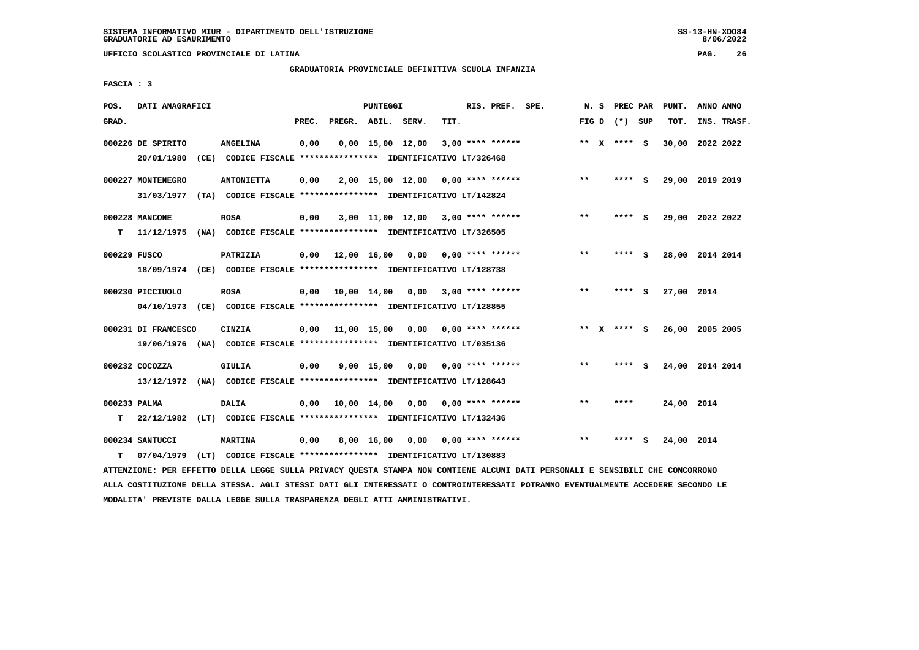SISTEMA INFORMATIVO MIUR - DIPARTIMENTO DELL'ISTRUZIONE
GRADUATORIE AD ESAURIMENTO

UFFICIO SCOLASTICO PROVINCIALE DI LATINA

GRADUATORIA PROVINCIALE DEFINITIVA SCUOLA INFANZIA

FASCIA : 3

| POS. GRAD. | DATI ANAGRAFICI | | PREC. | PREGR. | ABIL. | SERV. | TIT. | RIS. PREF. SPE. | N. S FIG D | PREC PAR (*) SUP | PUNT. TOT. | ANNO ANNO INS. TRASF. |
|---|---|---|---|---|---|---|---|---|---|---|---|---|
| 000226 | DE SPIRITO 20/01/1980 (CE) CODICE FISCALE **************** IDENTIFICATIVO LT/326468 | ANGELINA | 0,00 | 0,00 | 15,00 | 12,00 | 3,00 | **** ****** | ** X | **** S | 30,00 | 2022 2022 |
| 000227 | MONTENEGRO 31/03/1977 (TA) CODICE FISCALE **************** IDENTIFICATIVO LT/142824 | ANTONIETTA | 0,00 | 2,00 | 15,00 | 12,00 | 0,00 | **** ****** | ** | **** S | 29,00 | 2019 2019 |
| 000228 | MANCONE T 11/12/1975 (NA) CODICE FISCALE **************** IDENTIFICATIVO LT/326505 | ROSA | 0,00 | 3,00 | 11,00 | 12,00 | 3,00 | **** ****** | ** | **** S | 29,00 | 2022 2022 |
| 000229 | FUSCO 18/09/1974 (CE) CODICE FISCALE **************** IDENTIFICATIVO LT/128738 | PATRIZIA | 0,00 | 12,00 | 16,00 | 0,00 | 0,00 | **** ****** | ** | **** S | 28,00 | 2014 2014 |
| 000230 | PICCIUOLO 04/10/1973 (CE) CODICE FISCALE **************** IDENTIFICATIVO LT/128855 | ROSA | 0,00 | 10,00 | 14,00 | 0,00 | 3,00 | **** ****** | ** | **** S | 27,00 | 2014 |
| 000231 | DI FRANCESCO 19/06/1976 (NA) CODICE FISCALE **************** IDENTIFICATIVO LT/035136 | CINZIA | 0,00 | 11,00 | 15,00 | 0,00 | 0,00 | **** ****** | ** X | **** S | 26,00 | 2005 2005 |
| 000232 | COCOZZA 13/12/1972 (NA) CODICE FISCALE **************** IDENTIFICATIVO LT/128643 | GIULIA | 0,00 | 9,00 | 15,00 | 0,00 | 0,00 | **** ****** | ** | **** S | 24,00 | 2014 2014 |
| 000233 | PALMA T 22/12/1982 (LT) CODICE FISCALE **************** IDENTIFICATIVO LT/132436 | DALIA | 0,00 | 10,00 | 14,00 | 0,00 | 0,00 | **** ****** | ** | **** | 24,00 | 2014 |
| 000234 | SANTUCCI T 07/04/1979 (LT) CODICE FISCALE **************** IDENTIFICATIVO LT/130883 | MARTINA | 0,00 | 8,00 | 16,00 | 0,00 | 0,00 | **** ****** | ** | **** S | 24,00 | 2014 |

ATTENZIONE: PER EFFETTO DELLA LEGGE SULLA PRIVACY QUESTA STAMPA NON CONTIENE ALCUNI DATI PERSONALI E SENSIBILI CHE CONCORRONO ALLA COSTITUZIONE DELLA STESSA. AGLI STESSI DATI GLI INTERESSATI O CONTROINTERESSATI POTRANNO EVENTUALMENTE ACCEDERE SECONDO LE MODALITA' PREVISTE DALLA LEGGE SULLA TRASPARENZA DEGLI ATTI AMMINISTRATIVI.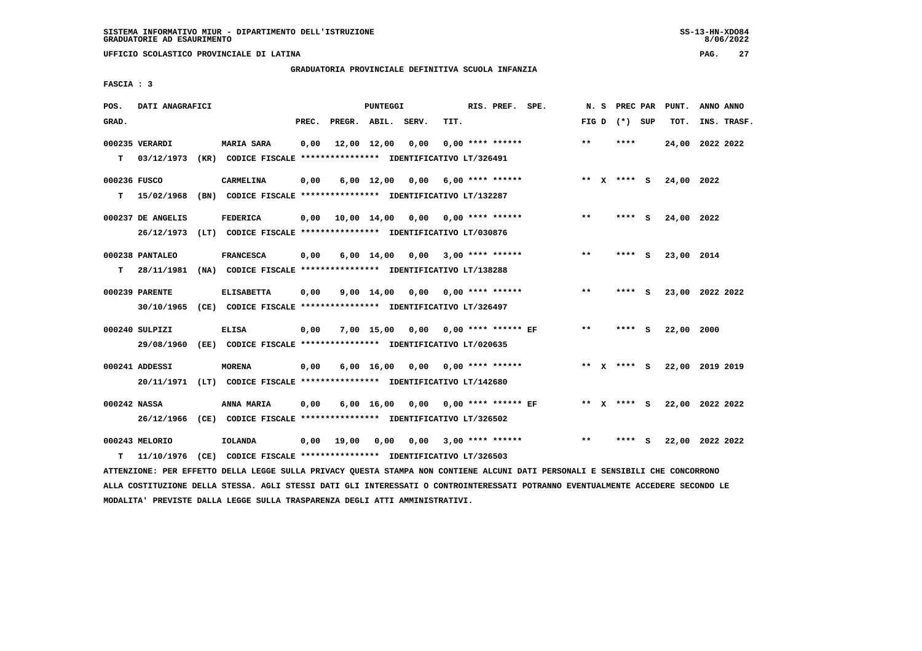SISTEMA INFORMATIVO MIUR - DIPARTIMENTO DELL'ISTRUZIONE
GRADUATORIE AD ESAURIMENTO

UFFICIO SCOLASTICO PROVINCIALE DI LATINA

GRADUATORIA PROVINCIALE DEFINITIVA SCUOLA INFANZIA

FASCIA : 3

| POS. GRAD. | DATI ANAGRAFICI | | PUNTEGGI PREC. | PREGR. | ABIL. | SERV. | TIT. | RIS. PREF. SPE. | N. S FIG D | PREC PAR (*) SUP | PUNT. TOT. | ANNO ANNO INS. TRASF. |
|---|---|---|---|---|---|---|---|---|---|---|---|---|
| 000235 | VERARDI | MARIA SARA | 0,00 | 12,00 | 12,00 | 0,00 | 0,00 | **** ****** | ** | **** | 24,00 | 2022 2022 |
| T | 03/12/1973 (KR) CODICE FISCALE **************** IDENTIFICATIVO LT/326491 | | | | | | | | | | | |
| 000236 | FUSCO | CARMELINA | 0,00 | 6,00 | 12,00 | 0,00 | 6,00 | **** ****** | ** X | **** S | 24,00 | 2022 |
| T | 15/02/1968 (BN) CODICE FISCALE **************** IDENTIFICATIVO LT/132287 | | | | | | | | | | | |
| 000237 | DE ANGELIS | FEDERICA | 0,00 | 10,00 | 14,00 | 0,00 | 0,00 | **** ****** | ** | **** S | 24,00 | 2022 |
| | 26/12/1973 (LT) CODICE FISCALE **************** IDENTIFICATIVO LT/030876 | | | | | | | | | | | |
| 000238 | PANTALEO | FRANCESCA | 0,00 | 6,00 | 14,00 | 0,00 | 3,00 | **** ****** | ** | **** S | 23,00 | 2014 |
| T | 28/11/1981 (NA) CODICE FISCALE **************** IDENTIFICATIVO LT/138288 | | | | | | | | | | | |
| 000239 | PARENTE | ELISABETTA | 0,00 | 9,00 | 14,00 | 0,00 | 0,00 | **** ****** | ** | **** S | 23,00 | 2022 2022 |
| | 30/10/1965 (CE) CODICE FISCALE **************** IDENTIFICATIVO LT/326497 | | | | | | | | | | | |
| 000240 | SULPIZI | ELISA | 0,00 | 7,00 | 15,00 | 0,00 | 0,00 | **** ****** EF | ** | **** S | 22,00 | 2000 |
| | 29/08/1960 (EE) CODICE FISCALE **************** IDENTIFICATIVO LT/020635 | | | | | | | | | | | |
| 000241 | ADDESSI | MORENA | 0,00 | 6,00 | 16,00 | 0,00 | 0,00 | **** ****** | ** X | **** S | 22,00 | 2019 2019 |
| | 20/11/1971 (LT) CODICE FISCALE **************** IDENTIFICATIVO LT/142680 | | | | | | | | | | | |
| 000242 | NASSA | ANNA MARIA | 0,00 | 6,00 | 16,00 | 0,00 | 0,00 | **** ****** EF | ** X | **** S | 22,00 | 2022 2022 |
| | 26/12/1966 (CE) CODICE FISCALE **************** IDENTIFICATIVO LT/326502 | | | | | | | | | | | |
| 000243 | MELORIO | IOLANDA | 0,00 | 19,00 | 0,00 | 0,00 | 3,00 | **** ****** | ** | **** S | 22,00 | 2022 2022 |
| T | 11/10/1976 (CE) CODICE FISCALE **************** IDENTIFICATIVO LT/326503 | | | | | | | | | | | |

ATTENZIONE: PER EFFETTO DELLA LEGGE SULLA PRIVACY QUESTA STAMPA NON CONTIENE ALCUNI DATI PERSONALI E SENSIBILI CHE CONCORRONO ALLA COSTITUZIONE DELLA STESSA. AGLI STESSI DATI GLI INTERESSATI O CONTROINTERESSATI POTRANNO EVENTUALMENTE ACCEDERE SECONDO LE MODALITA' PREVISTE DALLA LEGGE SULLA TRASPARENZA DEGLI ATTI AMMINISTRATIVI.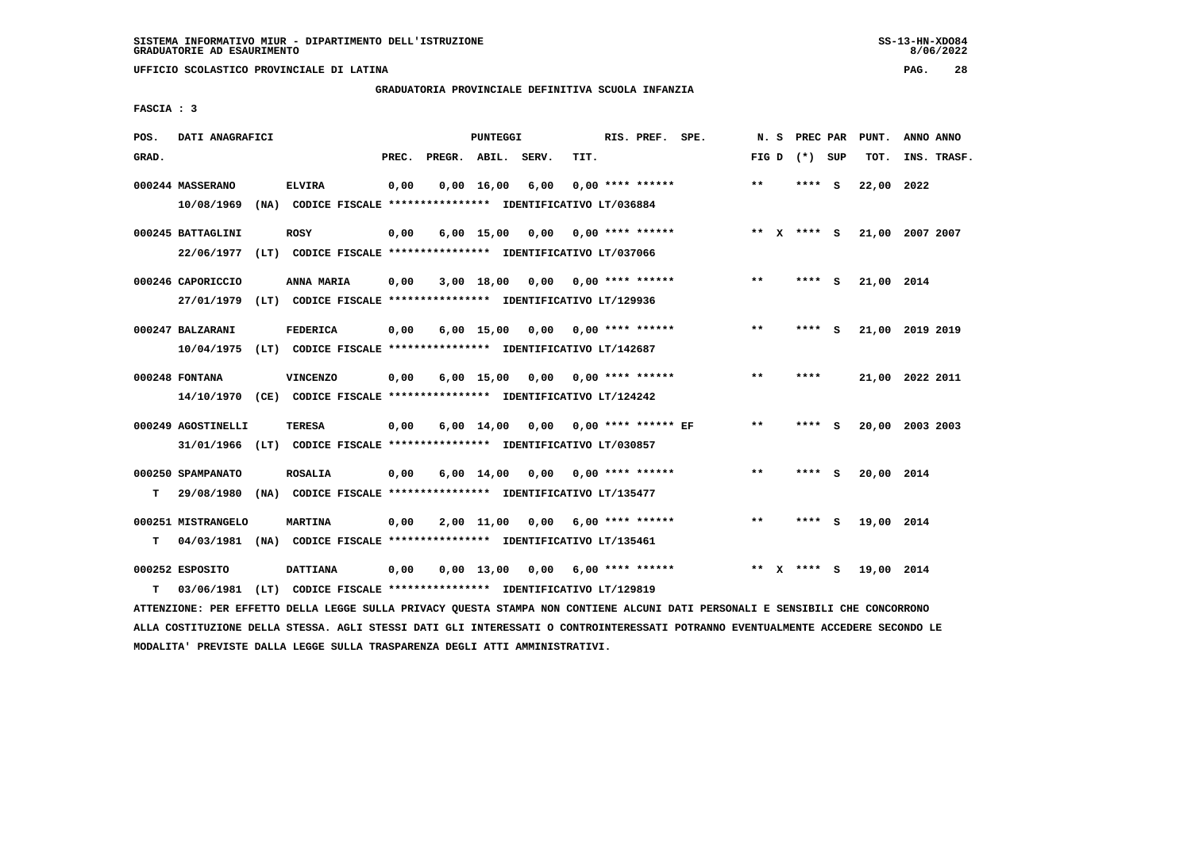SISTEMA INFORMATIVO MIUR - DIPARTIMENTO DELL'ISTRUZIONE
GRADUATORIE AD ESAURIMENTO

UFFICIO SCOLASTICO PROVINCIALE DI LATINA

GRADUATORIA PROVINCIALE DEFINITIVA SCUOLA INFANZIA

FASCIA : 3

| POS. GRAD. | DATI ANAGRAFICI | | PUNTEGGI PREC. | PREGR. | ABIL. | SERV. | TIT. | RIS. PREF. | SPE. | N. S FIG D | PREC PAR (*) SUP | PUNT. TOT. | ANNO ANNO INS. TRASF. |
|---|---|---|---|---|---|---|---|---|---|---|---|---|---|
| 000244 | MASSERANO | ELVIRA | 0,00 | 0,00 | 16,00 | 6,00 | 0,00 | **** ****** | | ** | **** S | 22,00 | 2022 |
| | 10/08/1969 (NA) CODICE FISCALE **************** IDENTIFICATIVO LT/036884 | | | | | | | | | | | | |
| 000245 | BATTAGLINI | ROSY | 0,00 | 6,00 | 15,00 | 0,00 | 0,00 | **** ****** | | ** X | **** S | 21,00 | 2007 2007 |
| | 22/06/1977 (LT) CODICE FISCALE **************** IDENTIFICATIVO LT/037066 | | | | | | | | | | | | |
| 000246 | CAPORICCIO | ANNA MARIA | 0,00 | 3,00 | 18,00 | 0,00 | 0,00 | **** ****** | | ** | **** S | 21,00 | 2014 |
| | 27/01/1979 (LT) CODICE FISCALE **************** IDENTIFICATIVO LT/129936 | | | | | | | | | | | | |
| 000247 | BALZARANI | FEDERICA | 0,00 | 6,00 | 15,00 | 0,00 | 0,00 | **** ****** | | ** | **** S | 21,00 | 2019 2019 |
| | 10/04/1975 (LT) CODICE FISCALE **************** IDENTIFICATIVO LT/142687 | | | | | | | | | | | | |
| 000248 | FONTANA | VINCENZO | 0,00 | 6,00 | 15,00 | 0,00 | 0,00 | **** ****** | | ** | **** | 21,00 | 2022 2011 |
| | 14/10/1970 (CE) CODICE FISCALE **************** IDENTIFICATIVO LT/124242 | | | | | | | | | | | | |
| 000249 | AGOSTINELLI | TERESA | 0,00 | 6,00 | 14,00 | 0,00 | 0,00 | **** ****** | EF | ** | **** S | 20,00 | 2003 2003 |
| | 31/01/1966 (LT) CODICE FISCALE **************** IDENTIFICATIVO LT/030857 | | | | | | | | | | | | |
| 000250 | SPAMPANATO | ROSALIA | 0,00 | 6,00 | 14,00 | 0,00 | 0,00 | **** ****** | | ** | **** S | 20,00 | 2014 |
| T | 29/08/1980 (NA) CODICE FISCALE **************** IDENTIFICATIVO LT/135477 | | | | | | | | | | | | |
| 000251 | MISTRANGELO | MARTINA | 0,00 | 2,00 | 11,00 | 0,00 | 6,00 | **** ****** | | ** | **** S | 19,00 | 2014 |
| T | 04/03/1981 (NA) CODICE FISCALE **************** IDENTIFICATIVO LT/135461 | | | | | | | | | | | | |
| 000252 | ESPOSITO | DATTIANA | 0,00 | 0,00 | 13,00 | 0,00 | 6,00 | **** ****** | | ** X | **** S | 19,00 | 2014 |
| T | 03/06/1981 (LT) CODICE FISCALE **************** IDENTIFICATIVO LT/129819 | | | | | | | | | | | | |

ATTENZIONE: PER EFFETTO DELLA LEGGE SULLA PRIVACY QUESTA STAMPA NON CONTIENE ALCUNI DATI PERSONALI E SENSIBILI CHE CONCORRONO ALLA COSTITUZIONE DELLA STESSA. AGLI STESSI DATI GLI INTERESSATI O CONTROINTERESSATI POTRANNO EVENTUALMENTE ACCEDERE SECONDO LE MODALITA' PREVISTE DALLA LEGGE SULLA TRASPARENZA DEGLI ATTI AMMINISTRATIVI.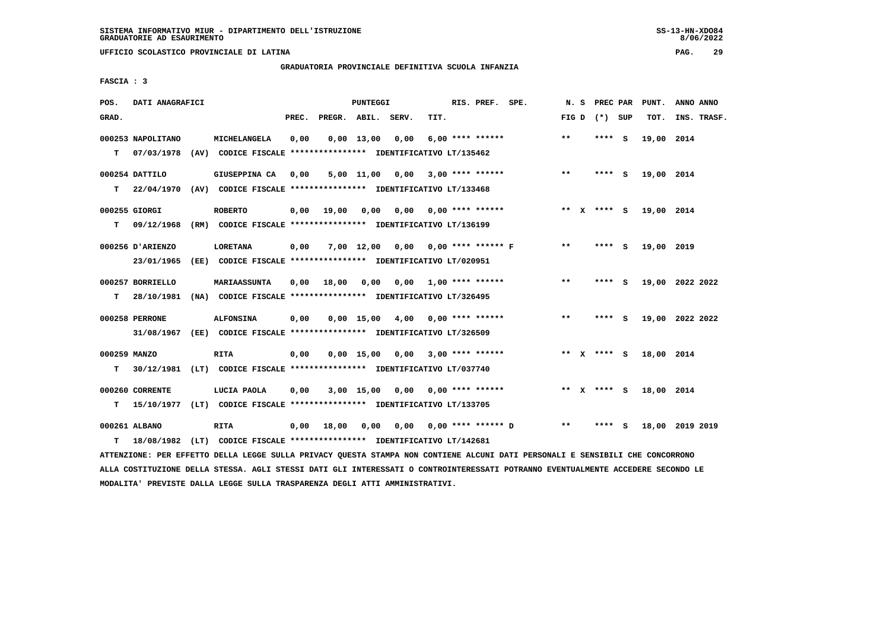SISTEMA INFORMATIVO MIUR - DIPARTIMENTO DELL'ISTRUZIONE
GRADUATORIE AD ESAURIMENTO

UFFICIO SCOLASTICO PROVINCIALE DI LATINA

GRADUATORIA PROVINCIALE DEFINITIVA SCUOLA INFANZIA

FASCIA : 3

| POS. GRAD. | DATI ANAGRAFICI | | PREC. | PREGR. | ABIL. | SERV. | TIT. | RIS. PREF. SPE. | N. S FIG D | PREC PAR (*) SUP | PUNT. TOT. | ANNO ANNO INS. TRASF. |
|---|---|---|---|---|---|---|---|---|---|---|---|---|
| 000253 | NAPOLITANO | MICHELANGELA | 0,00 | 0,00 | 13,00 | 0,00 | 6,00 | **** ****** | ** | **** S | 19,00 | 2014 |
| T | 07/03/1978 (AV) CODICE FISCALE **************** IDENTIFICATIVO LT/135462 | | | | | | | | | | | |
| 000254 | DATTILO | GIUSEPPINA CA | 0,00 | 5,00 | 11,00 | 0,00 | 3,00 | **** ****** | ** | **** S | 19,00 | 2014 |
| T | 22/04/1970 (AV) CODICE FISCALE **************** IDENTIFICATIVO LT/133468 | | | | | | | | | | | |
| 000255 | GIORGI | ROBERTO | 0,00 | 19,00 | 0,00 | 0,00 | 0,00 | **** ****** | ** X | **** S | 19,00 | 2014 |
| T | 09/12/1968 (RM) CODICE FISCALE **************** IDENTIFICATIVO LT/136199 | | | | | | | | | | | |
| 000256 | D'ARIENZO | LORETANA | 0,00 | 7,00 | 12,00 | 0,00 | 0,00 | **** ****** F | ** | **** S | 19,00 | 2019 |
| | 23/01/1965 (EE) CODICE FISCALE **************** IDENTIFICATIVO LT/020951 | | | | | | | | | | | |
| 000257 | BORRIELLO | MARIAASSUNTA | 0,00 | 18,00 | 0,00 | 0,00 | 1,00 | **** ****** | ** | **** S | 19,00 | 2022 2022 |
| T | 28/10/1981 (NA) CODICE FISCALE **************** IDENTIFICATIVO LT/326495 | | | | | | | | | | | |
| 000258 | PERRONE | ALFONSINA | 0,00 | 0,00 | 15,00 | 4,00 | 0,00 | **** ****** | ** | **** S | 19,00 | 2022 2022 |
| | 31/08/1967 (EE) CODICE FISCALE **************** IDENTIFICATIVO LT/326509 | | | | | | | | | | | |
| 000259 | MANZO | RITA | 0,00 | 0,00 | 15,00 | 0,00 | 3,00 | **** ****** | ** X | **** S | 18,00 | 2014 |
| T | 30/12/1981 (LT) CODICE FISCALE **************** IDENTIFICATIVO LT/037740 | | | | | | | | | | | |
| 000260 | CORRENTE | LUCIA PAOLA | 0,00 | 3,00 | 15,00 | 0,00 | 0,00 | **** ****** | ** X | **** S | 18,00 | 2014 |
| T | 15/10/1977 (LT) CODICE FISCALE **************** IDENTIFICATIVO LT/133705 | | | | | | | | | | | |
| 000261 | ALBANO | RITA | 0,00 | 18,00 | 0,00 | 0,00 | 0,00 | **** ****** D | ** | **** S | 18,00 | 2019 2019 |
| T | 18/08/1982 (LT) CODICE FISCALE **************** IDENTIFICATIVO LT/142681 | | | | | | | | | | | |

ATTENZIONE: PER EFFETTO DELLA LEGGE SULLA PRIVACY QUESTA STAMPA NON CONTIENE ALCUNI DATI PERSONALI E SENSIBILI CHE CONCORRONO ALLA COSTITUZIONE DELLA STESSA. AGLI STESSI DATI GLI INTERESSATI O CONTROINTERESSATI POTRANNO EVENTUALMENTE ACCEDERE SECONDO LE MODALITA' PREVISTE DALLA LEGGE SULLA TRASPARENZA DEGLI ATTI AMMINISTRATIVI.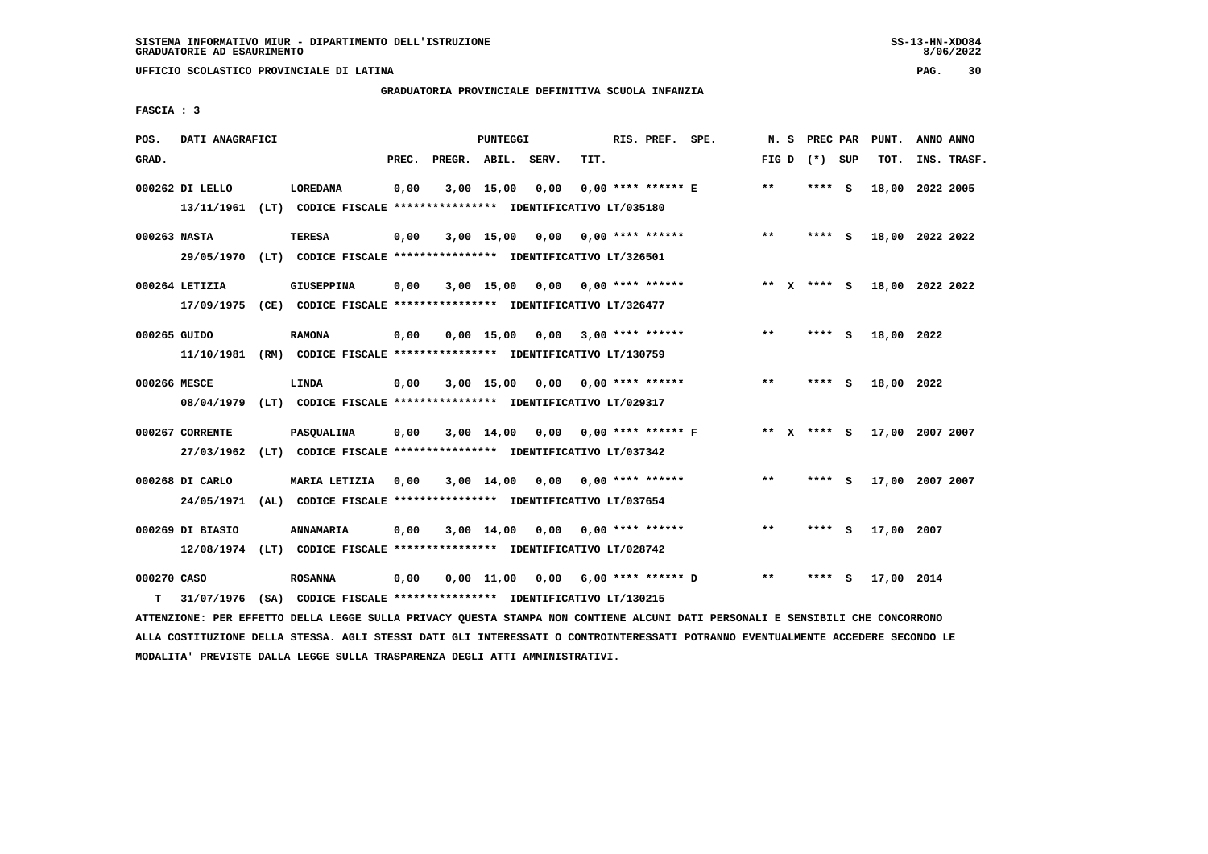SISTEMA INFORMATIVO MIUR - DIPARTIMENTO DELL'ISTRUZIONE
GRADUATORIE AD ESAURIMENTO

UFFICIO SCOLASTICO PROVINCIALE DI LATINA

GRADUATORIA PROVINCIALE DEFINITIVA SCUOLA INFANZIA

FASCIA : 3

| POS. GRAD. | DATI ANAGRAFICI | | PUNTEGGI PREC. | PREGR. | ABIL. | SERV. | TIT. | RIS. PREF. | SPE. | N. S FIG D | PREC PAR (*) | SUP | PUNT. TOT. | ANNO INS. | ANNO TRASF. |
|---|---|---|---|---|---|---|---|---|---|---|---|---|---|---|---|
| 000262 | DI LELLO | LOREDANA | 0,00 | 3,00 | 15,00 | 0,00 | 0,00 | **** ****** E | | ** | **** | S | 18,00 | 2022 | 2005 |
| | 13/11/1961 (LT) CODICE FISCALE **************** IDENTIFICATIVO LT/035180 | | | | | | | | | | | | | | |
| 000263 | NASTA | TERESA | 0,00 | 3,00 | 15,00 | 0,00 | 0,00 | **** ****** | | ** | **** | S | 18,00 | 2022 | 2022 |
| | 29/05/1970 (LT) CODICE FISCALE **************** IDENTIFICATIVO LT/326501 | | | | | | | | | | | | | | |
| 000264 | LETIZIA | GIUSEPPINA | 0,00 | 3,00 | 15,00 | 0,00 | 0,00 | **** ****** | | ** X | **** | S | 18,00 | 2022 | 2022 |
| | 17/09/1975 (CE) CODICE FISCALE **************** IDENTIFICATIVO LT/326477 | | | | | | | | | | | | | | |
| 000265 | GUIDO | RAMONA | 0,00 | 0,00 | 15,00 | 0,00 | 3,00 | **** ****** | | ** | **** | S | 18,00 | 2022 | |
| | 11/10/1981 (RM) CODICE FISCALE **************** IDENTIFICATIVO LT/130759 | | | | | | | | | | | | | | |
| 000266 | MESCE | LINDA | 0,00 | 3,00 | 15,00 | 0,00 | 0,00 | **** ****** | | ** | **** | S | 18,00 | 2022 | |
| | 08/04/1979 (LT) CODICE FISCALE **************** IDENTIFICATIVO LT/029317 | | | | | | | | | | | | | | |
| 000267 | CORRENTE | PASQUALINA | 0,00 | 3,00 | 14,00 | 0,00 | 0,00 | **** ****** F | | ** X | **** | S | 17,00 | 2007 | 2007 |
| | 27/03/1962 (LT) CODICE FISCALE **************** IDENTIFICATIVO LT/037342 | | | | | | | | | | | | | | |
| 000268 | DI CARLO | MARIA LETIZIA | 0,00 | 3,00 | 14,00 | 0,00 | 0,00 | **** ****** | | ** | **** | S | 17,00 | 2007 | 2007 |
| | 24/05/1971 (AL) CODICE FISCALE **************** IDENTIFICATIVO LT/037654 | | | | | | | | | | | | | | |
| 000269 | DI BIASIO | ANNAMARIA | 0,00 | 3,00 | 14,00 | 0,00 | 0,00 | **** ****** | | ** | **** | S | 17,00 | 2007 | |
| | 12/08/1974 (LT) CODICE FISCALE **************** IDENTIFICATIVO LT/028742 | | | | | | | | | | | | | | |
| 000270 | CASO | ROSANNA | 0,00 | 0,00 | 11,00 | 0,00 | 6,00 | **** ****** D | | ** | **** | S | 17,00 | 2014 | |
| T | 31/07/1976 (SA) CODICE FISCALE **************** IDENTIFICATIVO LT/130215 | | | | | | | | | | | | | | |

ATTENZIONE: PER EFFETTO DELLA LEGGE SULLA PRIVACY QUESTA STAMPA NON CONTIENE ALCUNI DATI PERSONALI E SENSIBILI CHE CONCORRONO ALLA COSTITUZIONE DELLA STESSA. AGLI STESSI DATI GLI INTERESSATI O CONTROINTERESSATI POTRANNO EVENTUALMENTE ACCEDERE SECONDO LE MODALITA' PREVISTE DALLA LEGGE SULLA TRASPARENZA DEGLI ATTI AMMINISTRATIVI.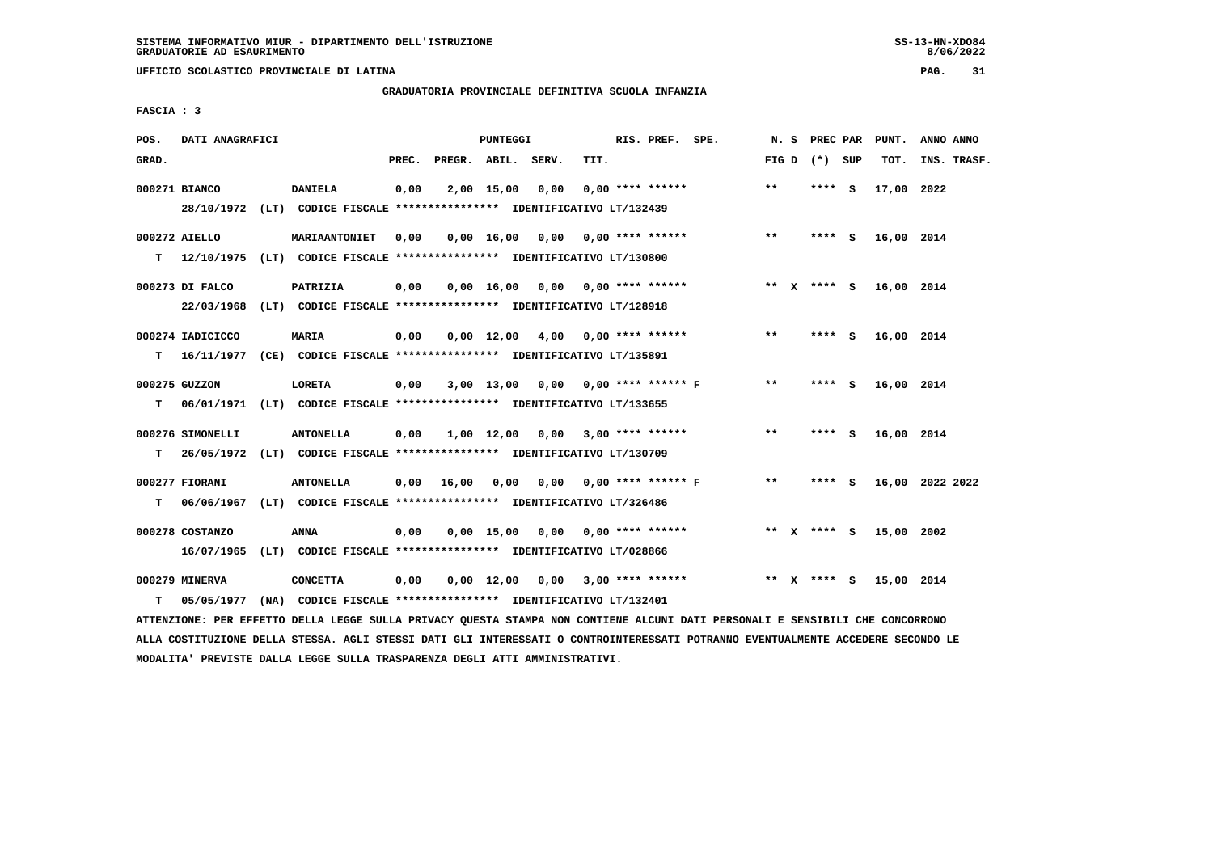SISTEMA INFORMATIVO MIUR - DIPARTIMENTO DELL'ISTRUZIONE
GRADUATORIE AD ESAURIMENTO

UFFICIO SCOLASTICO PROVINCIALE DI LATINA

GRADUATORIA PROVINCIALE DEFINITIVA SCUOLA INFANZIA

FASCIA : 3

| POS. GRAD. | DATI ANAGRAFICI | | PREC. | PREGR. | ABIL. | SERV. | TIT. | RIS. PREF. | SPE. | N. S FIG D | PREC PAR (*) SUP | PUNT. TOT. | ANNO ANNO INS. TRASF. |
|---|---|---|---|---|---|---|---|---|---|---|---|---|---|
| 000271 BIANCO | | DANIELA | 0,00 | 2,00 | 15,00 | 0,00 | 0,00 | **** ****** | | ** | **** S | 17,00 | 2022 |
| | 28/10/1972 (LT) CODICE FISCALE **************** IDENTIFICATIVO LT/132439 | | | | | | | | | | | | |
| 000272 AIELLO | | MARIAANTONIET | 0,00 | 0,00 | 16,00 | 0,00 | 0,00 | **** ****** | | ** | **** S | 16,00 | 2014 |
| T | 12/10/1975 (LT) CODICE FISCALE **************** IDENTIFICATIVO LT/130800 | | | | | | | | | | | | |
| 000273 DI FALCO | | PATRIZIA | 0,00 | 0,00 | 16,00 | 0,00 | 0,00 | **** ****** | | ** X | **** S | 16,00 | 2014 |
| | 22/03/1968 (LT) CODICE FISCALE **************** IDENTIFICATIVO LT/128918 | | | | | | | | | | | | |
| 000274 IADICICCO | | MARIA | 0,00 | 0,00 | 12,00 | 4,00 | 0,00 | **** ****** | | ** | **** S | 16,00 | 2014 |
| T | 16/11/1977 (CE) CODICE FISCALE **************** IDENTIFICATIVO LT/135891 | | | | | | | | | | | | |
| 000275 GUZZON | | LORETA | 0,00 | 3,00 | 13,00 | 0,00 | 0,00 | **** ****** | F | ** | **** S | 16,00 | 2014 |
| T | 06/01/1971 (LT) CODICE FISCALE **************** IDENTIFICATIVO LT/133655 | | | | | | | | | | | | |
| 000276 SIMONELLI | | ANTONELLA | 0,00 | 1,00 | 12,00 | 0,00 | 3,00 | **** ****** | | ** | **** S | 16,00 | 2014 |
| T | 26/05/1972 (LT) CODICE FISCALE **************** IDENTIFICATIVO LT/130709 | | | | | | | | | | | | |
| 000277 FIORANI | | ANTONELLA | 0,00 | 16,00 | 0,00 | 0,00 | 0,00 | **** ****** | F | ** | **** S | 16,00 | 2022 2022 |
| T | 06/06/1967 (LT) CODICE FISCALE **************** IDENTIFICATIVO LT/326486 | | | | | | | | | | | | |
| 000278 COSTANZO | | ANNA | 0,00 | 0,00 | 15,00 | 0,00 | 0,00 | **** ****** | | ** X | **** S | 15,00 | 2002 |
| | 16/07/1965 (LT) CODICE FISCALE **************** IDENTIFICATIVO LT/028866 | | | | | | | | | | | | |
| 000279 MINERVA | | CONCETTA | 0,00 | 0,00 | 12,00 | 0,00 | 3,00 | **** ****** | | ** X | **** S | 15,00 | 2014 |
| T | 05/05/1977 (NA) CODICE FISCALE **************** IDENTIFICATIVO LT/132401 | | | | | | | | | | | | |

ATTENZIONE: PER EFFETTO DELLA LEGGE SULLA PRIVACY QUESTA STAMPA NON CONTIENE ALCUNI DATI PERSONALI E SENSIBILI CHE CONCORRONO ALLA COSTITUZIONE DELLA STESSA. AGLI STESSI DATI GLI INTERESSATI O CONTROINTERESSATI POTRANNO EVENTUALMENTE ACCEDERE SECONDO LE MODALITA' PREVISTE DALLA LEGGE SULLA TRASPARENZA DEGLI ATTI AMMINISTRATIVI.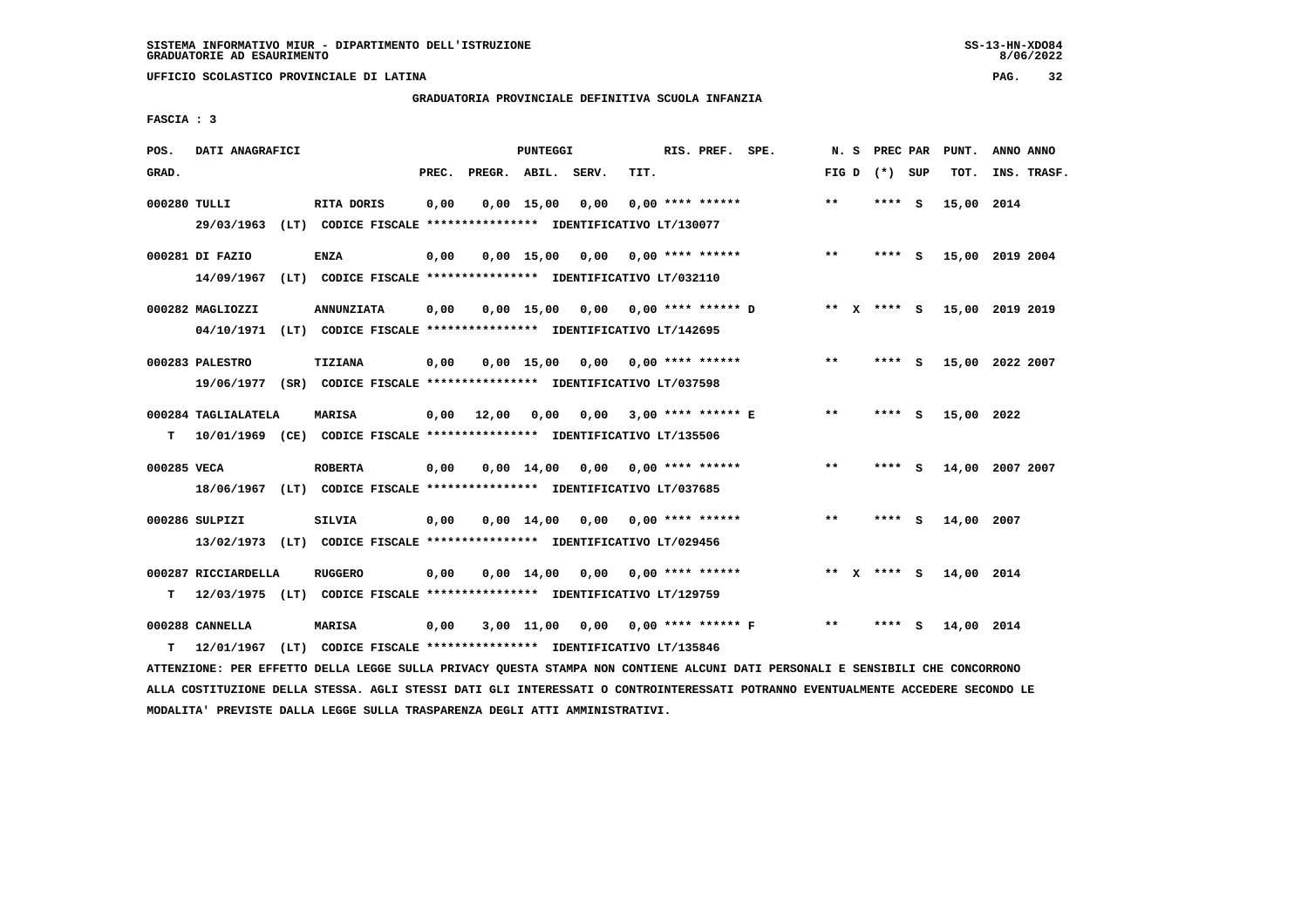SISTEMA INFORMATIVO MIUR - DIPARTIMENTO DELL'ISTRUZIONE
GRADUATORIE AD ESAURIMENTO

UFFICIO SCOLASTICO PROVINCIALE DI LATINA

GRADUATORIA PROVINCIALE DEFINITIVA SCUOLA INFANZIA

FASCIA : 3

| POS. GRAD. | DATI ANAGRAFICI | | PREC. | PREGR. | ABIL. | SERV. | TIT. | RIS. PREF. SPE. | N. S FIG D | PREC PAR (*) SUP | PUNT. TOT. | ANNO ANNO INS. TRASF. |
|---|---|---|---|---|---|---|---|---|---|---|---|---|
| 000280 | TULLI | RITA DORIS | 0,00 | 0,00 | 15,00 | 0,00 | 0,00 | **** ****** | ** | **** S | 15,00 | 2014 |
| | 29/03/1963 (LT) CODICE FISCALE **************** IDENTIFICATIVO LT/130077 | | | | | | | | | | | |
| 000281 | DI FAZIO | ENZA | 0,00 | 0,00 | 15,00 | 0,00 | 0,00 | **** ****** | ** | **** S | 15,00 | 2019 2004 |
| | 14/09/1967 (LT) CODICE FISCALE **************** IDENTIFICATIVO LT/032110 | | | | | | | | | | | |
| 000282 | MAGLIOZZI | ANNUNZIATA | 0,00 | 0,00 | 15,00 | 0,00 | 0,00 | **** ****** D | ** X | **** S | 15,00 | 2019 2019 |
| | 04/10/1971 (LT) CODICE FISCALE **************** IDENTIFICATIVO LT/142695 | | | | | | | | | | | |
| 000283 | PALESTRO | TIZIANA | 0,00 | 0,00 | 15,00 | 0,00 | 0,00 | **** ****** | ** | **** S | 15,00 | 2022 2007 |
| | 19/06/1977 (SR) CODICE FISCALE **************** IDENTIFICATIVO LT/037598 | | | | | | | | | | | |
| 000284 | TAGLIALATELA | MARISA | 0,00 | 12,00 | 0,00 | 0,00 | 3,00 | **** ****** E | ** | **** S | 15,00 | 2022 |
| T | 10/01/1969 (CE) CODICE FISCALE **************** IDENTIFICATIVO LT/135506 | | | | | | | | | | | |
| 000285 | VECA | ROBERTA | 0,00 | 0,00 | 14,00 | 0,00 | 0,00 | **** ****** | ** | **** S | 14,00 | 2007 2007 |
| | 18/06/1967 (LT) CODICE FISCALE **************** IDENTIFICATIVO LT/037685 | | | | | | | | | | | |
| 000286 | SULPIZI | SILVIA | 0,00 | 0,00 | 14,00 | 0,00 | 0,00 | **** ****** | ** | **** S | 14,00 | 2007 |
| | 13/02/1973 (LT) CODICE FISCALE **************** IDENTIFICATIVO LT/029456 | | | | | | | | | | | |
| 000287 | RICCIARDELLA | RUGGERO | 0,00 | 0,00 | 14,00 | 0,00 | 0,00 | **** ****** | ** X | **** S | 14,00 | 2014 |
| T | 12/03/1975 (LT) CODICE FISCALE **************** IDENTIFICATIVO LT/129759 | | | | | | | | | | | |
| 000288 | CANNELLA | MARISA | 0,00 | 3,00 | 11,00 | 0,00 | 0,00 | **** ****** F | ** | **** S | 14,00 | 2014 |
| T | 12/01/1967 (LT) CODICE FISCALE **************** IDENTIFICATIVO LT/135846 | | | | | | | | | | | |

ATTENZIONE: PER EFFETTO DELLA LEGGE SULLA PRIVACY QUESTA STAMPA NON CONTIENE ALCUNI DATI PERSONALI E SENSIBILI CHE CONCORRONO ALLA COSTITUZIONE DELLA STESSA. AGLI STESSI DATI GLI INTERESSATI O CONTROINTERESSATI POTRANNO EVENTUALMENTE ACCEDERE SECONDO LE MODALITA' PREVISTE DALLA LEGGE SULLA TRASPARENZA DEGLI ATTI AMMINISTRATIVI.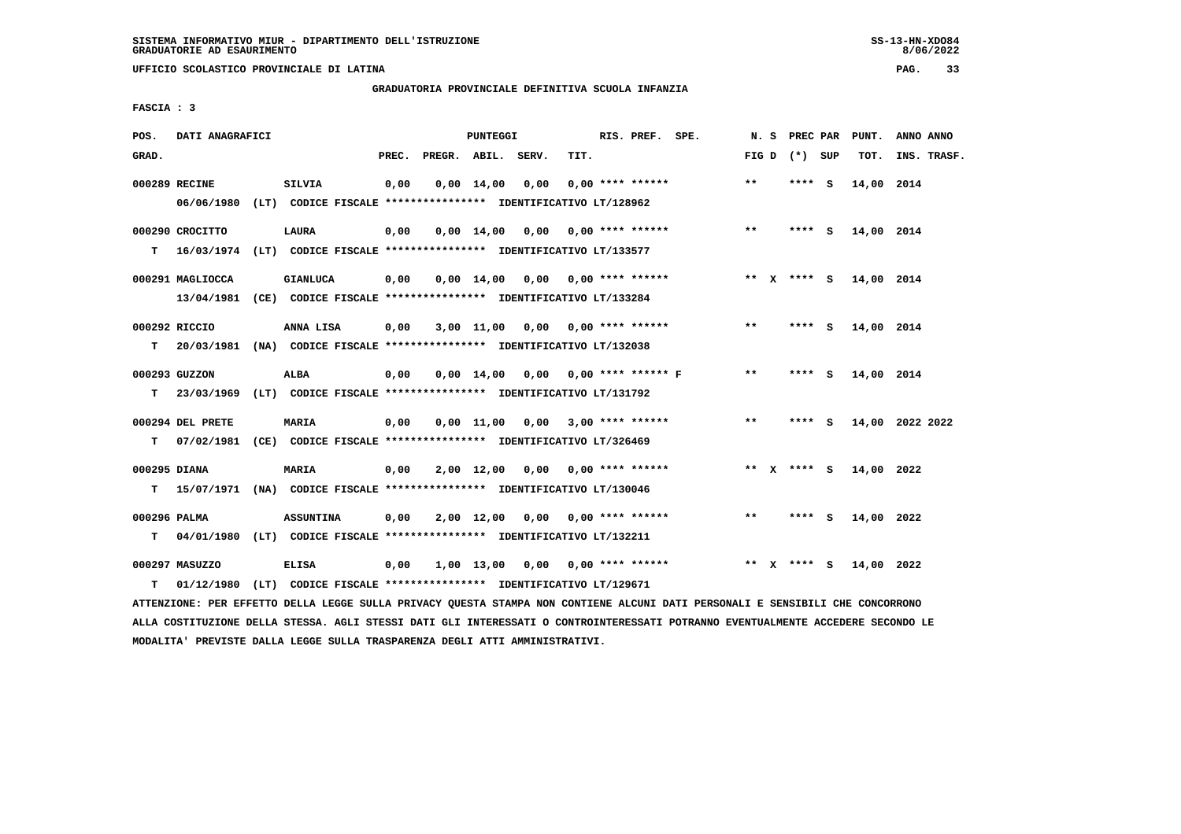SISTEMA INFORMATIVO MIUR - DIPARTIMENTO DELL'ISTRUZIONE
GRADUATORIE AD ESAURIMENTO

UFFICIO SCOLASTICO PROVINCIALE DI LATINA

GRADUATORIA PROVINCIALE DEFINITIVA SCUOLA INFANZIA

FASCIA : 3

| POS. GRAD. | DATI ANAGRAFICI | | PREC. | PREGR. | ABIL. | SERV. | TIT. | RIS. PREF. SPE. | N. S FIG D | PREC PAR (*) SUP | PUNT. TOT. | ANNO ANNO INS. TRASF. |
|---|---|---|---|---|---|---|---|---|---|---|---|---|
| 000289 RECINE | SILVIA | | 0,00 | 0,00 | 14,00 | 0,00 | 0,00 | **** ****** | ** | **** S | 14,00 | 2014 |
| | 06/06/1980 (LT) CODICE FISCALE **************** IDENTIFICATIVO LT/128962 | | | | | | | | | | | |
| 000290 CROCITTO | LAURA | | 0,00 | 0,00 | 14,00 | 0,00 | 0,00 | **** ****** | ** | **** S | 14,00 | 2014 |
| T | 16/03/1974 (LT) CODICE FISCALE **************** IDENTIFICATIVO LT/133577 | | | | | | | | | | | |
| 000291 MAGLIOCCA | GIANLUCA | | 0,00 | 0,00 | 14,00 | 0,00 | 0,00 | **** ****** | ** X | **** S | 14,00 | 2014 |
| | 13/04/1981 (CE) CODICE FISCALE **************** IDENTIFICATIVO LT/133284 | | | | | | | | | | | |
| 000292 RICCIO | ANNA LISA | | 0,00 | 3,00 | 11,00 | 0,00 | 0,00 | **** ****** | ** | **** S | 14,00 | 2014 |
| T | 20/03/1981 (NA) CODICE FISCALE **************** IDENTIFICATIVO LT/132038 | | | | | | | | | | | |
| 000293 GUZZON | ALBA | | 0,00 | 0,00 | 14,00 | 0,00 | 0,00 | **** ****** F | ** | **** S | 14,00 | 2014 |
| T | 23/03/1969 (LT) CODICE FISCALE **************** IDENTIFICATIVO LT/131792 | | | | | | | | | | | |
| 000294 DEL PRETE | MARIA | | 0,00 | 0,00 | 11,00 | 0,00 | 3,00 | **** ****** | ** | **** S | 14,00 | 2022 2022 |
| T | 07/02/1981 (CE) CODICE FISCALE **************** IDENTIFICATIVO LT/326469 | | | | | | | | | | | |
| 000295 DIANA | MARIA | | 0,00 | 2,00 | 12,00 | 0,00 | 0,00 | **** ****** | ** X | **** S | 14,00 | 2022 |
| T | 15/07/1971 (NA) CODICE FISCALE **************** IDENTIFICATIVO LT/130046 | | | | | | | | | | | |
| 000296 PALMA | ASSUNTINA | | 0,00 | 2,00 | 12,00 | 0,00 | 0,00 | **** ****** | ** | **** S | 14,00 | 2022 |
| T | 04/01/1980 (LT) CODICE FISCALE **************** IDENTIFICATIVO LT/132211 | | | | | | | | | | | |
| 000297 MASUZZO | ELISA | | 0,00 | 1,00 | 13,00 | 0,00 | 0,00 | **** ****** | ** X | **** S | 14,00 | 2022 |
| T | 01/12/1980 (LT) CODICE FISCALE **************** IDENTIFICATIVO LT/129671 | | | | | | | | | | | |

ATTENZIONE: PER EFFETTO DELLA LEGGE SULLA PRIVACY QUESTA STAMPA NON CONTIENE ALCUNI DATI PERSONALI E SENSIBILI CHE CONCORRONO ALLA COSTITUZIONE DELLA STESSA. AGLI STESSI DATI GLI INTERESSATI O CONTROINTERESSATI POTRANNO EVENTUALMENTE ACCEDERE SECONDO LE MODALITA' PREVISTE DALLA LEGGE SULLA TRASPARENZA DEGLI ATTI AMMINISTRATIVI.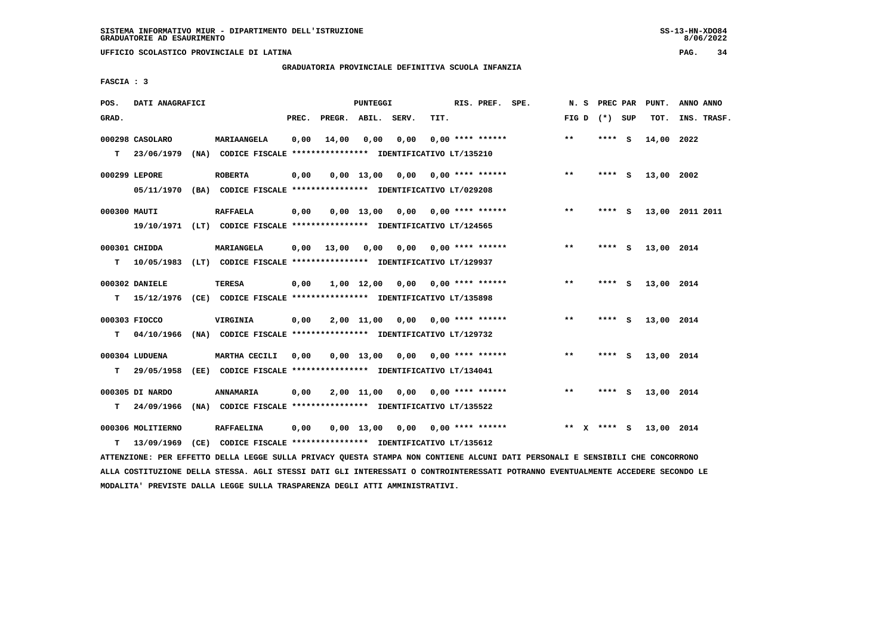SISTEMA INFORMATIVO MIUR - DIPARTIMENTO DELL'ISTRUZIONE
GRADUATORIE AD ESAURIMENTO

UFFICIO SCOLASTICO PROVINCIALE DI LATINA

GRADUATORIA PROVINCIALE DEFINITIVA SCUOLA INFANZIA

FASCIA : 3

| POS. GRAD. | DATI ANAGRAFICI | | PUNTEGGI PREC. | PREGR. | ABIL. | SERV. | TIT. | RIS. PREF. | SPE. | N. S FIG D | PREC PAR (*) | SUP | PUNT. TOT. | ANNO ANNO INS. TRASF. |
|---|---|---|---|---|---|---|---|---|---|---|---|---|---|---|
| 000298 | CASOLARO | MARIAANGELA | 0,00 | 14,00 | 0,00 | 0,00 | 0,00 | **** ****** | | ** | **** | S | 14,00 | 2022 |
| T | 23/06/1979 (NA) CODICE FISCALE **************** IDENTIFICATIVO LT/135210 | | | | | | | | | | | | | |
| 000299 | LEPORE | ROBERTA | 0,00 | 0,00 | 13,00 | 0,00 | 0,00 | **** ****** | | ** | **** | S | 13,00 | 2002 |
| | 05/11/1970 (BA) CODICE FISCALE **************** IDENTIFICATIVO LT/029208 | | | | | | | | | | | | | |
| 000300 | MAUTI | RAFFAELA | 0,00 | 0,00 | 13,00 | 0,00 | 0,00 | **** ****** | | ** | **** | S | 13,00 | 2011 2011 |
| | 19/10/1971 (LT) CODICE FISCALE **************** IDENTIFICATIVO LT/124565 | | | | | | | | | | | | | |
| 000301 | CHIDDA | MARIANGELA | 0,00 | 13,00 | 0,00 | 0,00 | 0,00 | **** ****** | | ** | **** | S | 13,00 | 2014 |
| T | 10/05/1983 (LT) CODICE FISCALE **************** IDENTIFICATIVO LT/129937 | | | | | | | | | | | | | |
| 000302 | DANIELE | TERESA | 0,00 | 1,00 | 12,00 | 0,00 | 0,00 | **** ****** | | ** | **** | S | 13,00 | 2014 |
| T | 15/12/1976 (CE) CODICE FISCALE **************** IDENTIFICATIVO LT/135898 | | | | | | | | | | | | | |
| 000303 | FIOCCO | VIRGINIA | 0,00 | 2,00 | 11,00 | 0,00 | 0,00 | **** ****** | | ** | **** | S | 13,00 | 2014 |
| T | 04/10/1966 (NA) CODICE FISCALE **************** IDENTIFICATIVO LT/129732 | | | | | | | | | | | | | |
| 000304 | LUDUENA | MARTHA CECILI | 0,00 | 0,00 | 13,00 | 0,00 | 0,00 | **** ****** | | ** | **** | S | 13,00 | 2014 |
| T | 29/05/1958 (EE) CODICE FISCALE **************** IDENTIFICATIVO LT/134041 | | | | | | | | | | | | | |
| 000305 | DI NARDO | ANNAMARIA | 0,00 | 2,00 | 11,00 | 0,00 | 0,00 | **** ****** | | ** | **** | S | 13,00 | 2014 |
| T | 24/09/1966 (NA) CODICE FISCALE **************** IDENTIFICATIVO LT/135522 | | | | | | | | | | | | | |
| 000306 | MOLITIERNO | RAFFAELINA | 0,00 | 0,00 | 13,00 | 0,00 | 0,00 | **** ****** | | ** X | **** | S | 13,00 | 2014 |
| T | 13/09/1969 (CE) CODICE FISCALE **************** IDENTIFICATIVO LT/135612 | | | | | | | | | | | | | |

ATTENZIONE: PER EFFETTO DELLA LEGGE SULLA PRIVACY QUESTA STAMPA NON CONTIENE ALCUNI DATI PERSONALI E SENSIBILI CHE CONCORRONO ALLA COSTITUZIONE DELLA STESSA. AGLI STESSI DATI GLI INTERESSATI O CONTROINTERESSATI POTRANNO EVENTUALMENTE ACCEDERE SECONDO LE MODALITA' PREVISTE DALLA LEGGE SULLA TRASPARENZA DEGLI ATTI AMMINISTRATIVI.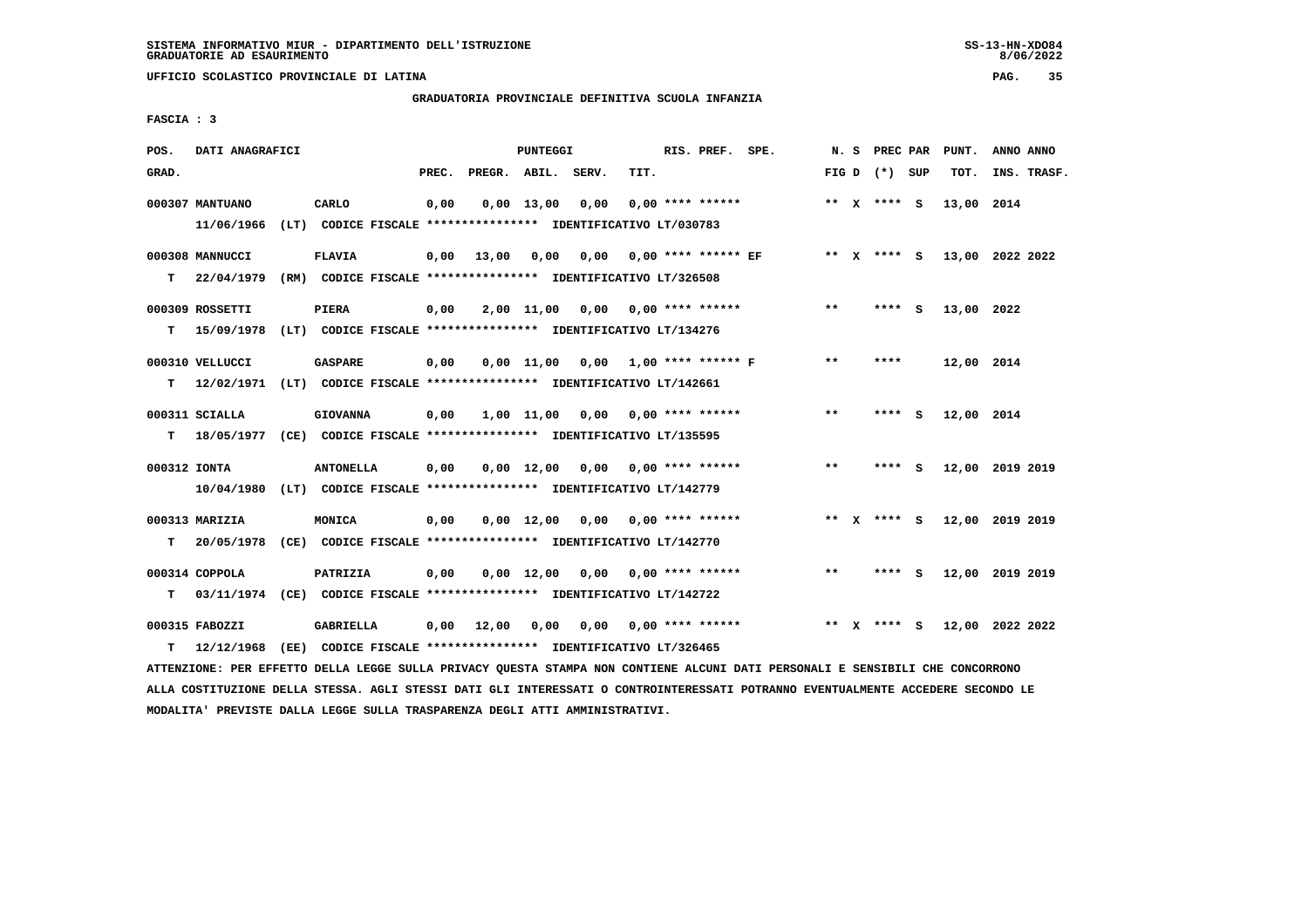SISTEMA INFORMATIVO MIUR - DIPARTIMENTO DELL'ISTRUZIONE
GRADUATORIE AD ESAURIMENTO

UFFICIO SCOLASTICO PROVINCIALE DI LATINA

GRADUATORIA PROVINCIALE DEFINITIVA SCUOLA INFANZIA

FASCIA : 3

| POS. GRAD. | DATI ANAGRAFICI | | PREC. | PREGR. | ABIL. | SERV. | TIT. | RIS. PREF. SPE. | N. S FIG D | PREC PAR (*) SUP | PUNT. TOT. | ANNO ANNO INS. TRASF. |
|---|---|---|---|---|---|---|---|---|---|---|---|---|
| 000307 | MANTUANO | CARLO | 0,00 | 0,00 | 13,00 | 0,00 | 0,00 | **** ****** | ** X | **** S | 13,00 | 2014 |
| | 11/06/1966 (LT) CODICE FISCALE **************** IDENTIFICATIVO LT/030783 | | | | | | | | | | | |
| 000308 | MANNUCCI | FLAVIA | 0,00 | 13,00 | 0,00 | 0,00 | 0,00 | **** ****** EF | ** X | **** S | 13,00 | 2022 2022 |
| T | 22/04/1979 (RM) CODICE FISCALE **************** IDENTIFICATIVO LT/326508 | | | | | | | | | | | |
| 000309 | ROSSETTI | PIERA | 0,00 | 2,00 | 11,00 | 0,00 | 0,00 | **** ****** | ** | **** S | 13,00 | 2022 |
| T | 15/09/1978 (LT) CODICE FISCALE **************** IDENTIFICATIVO LT/134276 | | | | | | | | | | | |
| 000310 | VELLUCCI | GASPARE | 0,00 | 0,00 | 11,00 | 0,00 | 1,00 | **** ****** F | ** | **** | 12,00 | 2014 |
| T | 12/02/1971 (LT) CODICE FISCALE **************** IDENTIFICATIVO LT/142661 | | | | | | | | | | | |
| 000311 | SCIALLA | GIOVANNA | 0,00 | 1,00 | 11,00 | 0,00 | 0,00 | **** ****** | ** | **** S | 12,00 | 2014 |
| T | 18/05/1977 (CE) CODICE FISCALE **************** IDENTIFICATIVO LT/135595 | | | | | | | | | | | |
| 000312 | IONTA | ANTONELLA | 0,00 | 0,00 | 12,00 | 0,00 | 0,00 | **** ****** | ** | **** S | 12,00 | 2019 2019 |
| | 10/04/1980 (LT) CODICE FISCALE **************** IDENTIFICATIVO LT/142779 | | | | | | | | | | | |
| 000313 | MARIZIA | MONICA | 0,00 | 0,00 | 12,00 | 0,00 | 0,00 | **** ****** | ** X | **** S | 12,00 | 2019 2019 |
| T | 20/05/1978 (CE) CODICE FISCALE **************** IDENTIFICATIVO LT/142770 | | | | | | | | | | | |
| 000314 | COPPOLA | PATRIZIA | 0,00 | 0,00 | 12,00 | 0,00 | 0,00 | **** ****** | ** | **** S | 12,00 | 2019 2019 |
| T | 03/11/1974 (CE) CODICE FISCALE **************** IDENTIFICATIVO LT/142722 | | | | | | | | | | | |
| 000315 | FABOZZI | GABRIELLA | 0,00 | 12,00 | 0,00 | 0,00 | 0,00 | **** ****** | ** X | **** S | 12,00 | 2022 2022 |
| T | 12/12/1968 (EE) CODICE FISCALE **************** IDENTIFICATIVO LT/326465 | | | | | | | | | | | |

ATTENZIONE: PER EFFETTO DELLA LEGGE SULLA PRIVACY QUESTA STAMPA NON CONTIENE ALCUNI DATI PERSONALI E SENSIBILI CHE CONCORRONO ALLA COSTITUZIONE DELLA STESSA. AGLI STESSI DATI GLI INTERESSATI O CONTROINTERESSATI POTRANNO EVENTUALMENTE ACCEDERE SECONDO LE MODALITA' PREVISTE DALLA LEGGE SULLA TRASPARENZA DEGLI ATTI AMMINISTRATIVI.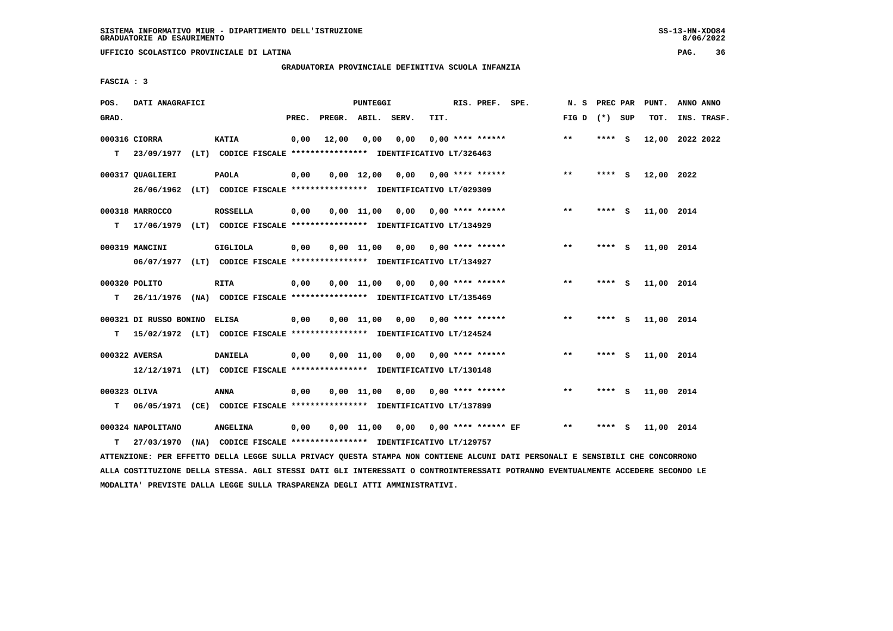SISTEMA INFORMATIVO MIUR - DIPARTIMENTO DELL'ISTRUZIONE
GRADUATORIE AD ESAURIMENTO

UFFICIO SCOLASTICO PROVINCIALE DI LATINA

GRADUATORIA PROVINCIALE DEFINITIVA SCUOLA INFANZIA

FASCIA : 3

| POS. GRAD. | DATI ANAGRAFICI | | PREC. | PREGR. | ABIL. | SERV. | TIT. | RIS. PREF. SPE. | N. S FIG D | PREC PAR (*) SUP | PUNT. TOT. | ANNO ANNO INS. TRASF. |
|---|---|---|---|---|---|---|---|---|---|---|---|---|
| 000316 | CIORRA | KATIA | 0,00 | 12,00 | 0,00 | 0,00 | 0,00 | **** ****** | ** | **** S | 12,00 | 2022 2022 |
| T | 23/09/1977 (LT) CODICE FISCALE **************** IDENTIFICATIVO LT/326463 | | | | | | | | | | | |
| 000317 | QUAGLIERI | PAOLA | 0,00 | 0,00 | 12,00 | 0,00 | 0,00 | **** ****** | ** | **** S | 12,00 | 2022 |
| | 26/06/1962 (LT) CODICE FISCALE **************** IDENTIFICATIVO LT/029309 | | | | | | | | | | | |
| 000318 | MARROCCO | ROSSELLA | 0,00 | 0,00 | 11,00 | 0,00 | 0,00 | **** ****** | ** | **** S | 11,00 | 2014 |
| T | 17/06/1979 (LT) CODICE FISCALE **************** IDENTIFICATIVO LT/134929 | | | | | | | | | | | |
| 000319 | MANCINI | GIGLIOLA | 0,00 | 0,00 | 11,00 | 0,00 | 0,00 | **** ****** | ** | **** S | 11,00 | 2014 |
| | 06/07/1977 (LT) CODICE FISCALE **************** IDENTIFICATIVO LT/134927 | | | | | | | | | | | |
| 000320 | POLITO | RITA | 0,00 | 0,00 | 11,00 | 0,00 | 0,00 | **** ****** | ** | **** S | 11,00 | 2014 |
| T | 26/11/1976 (NA) CODICE FISCALE **************** IDENTIFICATIVO LT/135469 | | | | | | | | | | | |
| 000321 | DI RUSSO BONINO | ELISA | 0,00 | 0,00 | 11,00 | 0,00 | 0,00 | **** ****** | ** | **** S | 11,00 | 2014 |
| T | 15/02/1972 (LT) CODICE FISCALE **************** IDENTIFICATIVO LT/124524 | | | | | | | | | | | |
| 000322 | AVERSA | DANIELA | 0,00 | 0,00 | 11,00 | 0,00 | 0,00 | **** ****** | ** | **** S | 11,00 | 2014 |
| | 12/12/1971 (LT) CODICE FISCALE **************** IDENTIFICATIVO LT/130148 | | | | | | | | | | | |
| 000323 | OLIVA | ANNA | 0,00 | 0,00 | 11,00 | 0,00 | 0,00 | **** ****** | ** | **** S | 11,00 | 2014 |
| T | 06/05/1971 (CE) CODICE FISCALE **************** IDENTIFICATIVO LT/137899 | | | | | | | | | | | |
| 000324 | NAPOLITANO | ANGELINA | 0,00 | 0,00 | 11,00 | 0,00 | 0,00 | **** ****** EF | ** | **** S | 11,00 | 2014 |
| T | 27/03/1970 (NA) CODICE FISCALE **************** IDENTIFICATIVO LT/129757 | | | | | | | | | | | |

ATTENZIONE: PER EFFETTO DELLA LEGGE SULLA PRIVACY QUESTA STAMPA NON CONTIENE ALCUNI DATI PERSONALI E SENSIBILI CHE CONCORRONO ALLA COSTITUZIONE DELLA STESSA. AGLI STESSI DATI GLI INTERESSATI O CONTROINTERESSATI POTRANNO EVENTUALMENTE ACCEDERE SECONDO LE MODALITA' PREVISTE DALLA LEGGE SULLA TRASPARENZA DEGLI ATTI AMMINISTRATIVI.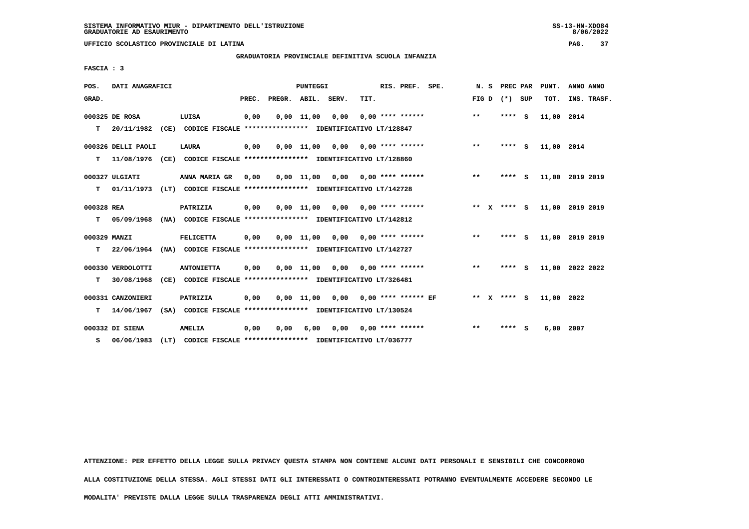SISTEMA INFORMATIVO MIUR - DIPARTIMENTO DELL'ISTRUZIONE
GRADUATORIE AD ESAURIMENTO

UFFICIO SCOLASTICO PROVINCIALE DI LATINA

GRADUATORIA PROVINCIALE DEFINITIVA SCUOLA INFANZIA

FASCIA : 3

| POS. GRAD. | DATI ANAGRAFICI | | PUNTEGGI PREC. | PREGR. | ABIL. | SERV. | TIT. | RIS. PREF. SPE. | N. S FIG D | PREC PAR (*) SUP | PUNT. TOT. | ANNO ANNO INS. TRASF. |
|---|---|---|---|---|---|---|---|---|---|---|---|---|
| 000325 | DE ROSA | LUISA | 0,00 | 0,00 | 11,00 | 0,00 | 0,00 | **** ****** | ** | **** S | 11,00 | 2014 |
| T | 20/11/1982 (CE) CODICE FISCALE **************** IDENTIFICATIVO LT/128847 | | | | | | | | | | | |
| 000326 | DELLI PAOLI | LAURA | 0,00 | 0,00 | 11,00 | 0,00 | 0,00 | **** ****** | ** | **** S | 11,00 | 2014 |
| T | 11/08/1976 (CE) CODICE FISCALE **************** IDENTIFICATIVO LT/128860 | | | | | | | | | | | |
| 000327 | ULGIATI | ANNA MARIA GR | 0,00 | 0,00 | 11,00 | 0,00 | 0,00 | **** ****** | ** | **** S | 11,00 | 2019 2019 |
| T | 01/11/1973 (LT) CODICE FISCALE **************** IDENTIFICATIVO LT/142728 | | | | | | | | | | | |
| 000328 | REA | PATRIZIA | 0,00 | 0,00 | 11,00 | 0,00 | 0,00 | **** ****** | ** X | **** S | 11,00 | 2019 2019 |
| T | 05/09/1968 (NA) CODICE FISCALE **************** IDENTIFICATIVO LT/142812 | | | | | | | | | | | |
| 000329 | MANZI | FELICETTA | 0,00 | 0,00 | 11,00 | 0,00 | 0,00 | **** ****** | ** | **** S | 11,00 | 2019 2019 |
| T | 22/06/1964 (NA) CODICE FISCALE **************** IDENTIFICATIVO LT/142727 | | | | | | | | | | | |
| 000330 | VERDOLOTTI | ANTONIETTA | 0,00 | 0,00 | 11,00 | 0,00 | 0,00 | **** ****** | ** | **** S | 11,00 | 2022 2022 |
| T | 30/08/1968 (CE) CODICE FISCALE **************** IDENTIFICATIVO LT/326481 | | | | | | | | | | | |
| 000331 | CANZONIERI | PATRIZIA | 0,00 | 0,00 | 11,00 | 0,00 | 0,00 | **** ****** EF | ** X | **** S | 11,00 | 2022 |
| T | 14/06/1967 (SA) CODICE FISCALE **************** IDENTIFICATIVO LT/130524 | | | | | | | | | | | |
| 000332 | DI SIENA | AMELIA | 0,00 | 0,00 | 6,00 | 0,00 | 0,00 | **** ****** | ** | **** S | 6,00 | 2007 |
| S | 06/06/1983 (LT) CODICE FISCALE **************** IDENTIFICATIVO LT/036777 | | | | | | | | | | | |

ATTENZIONE: PER EFFETTO DELLA LEGGE SULLA PRIVACY QUESTA STAMPA NON CONTIENE ALCUNI DATI PERSONALI E SENSIBILI CHE CONCORRONO ALLA COSTITUZIONE DELLA STESSA. AGLI STESSI DATI GLI INTERESSATI O CONTROINTERESSATI POTRANNO EVENTUALMENTE ACCEDERE SECONDO LE MODALITA' PREVISTE DALLA LEGGE SULLA TRASPARENZA DEGLI ATTI AMMINISTRATIVI.